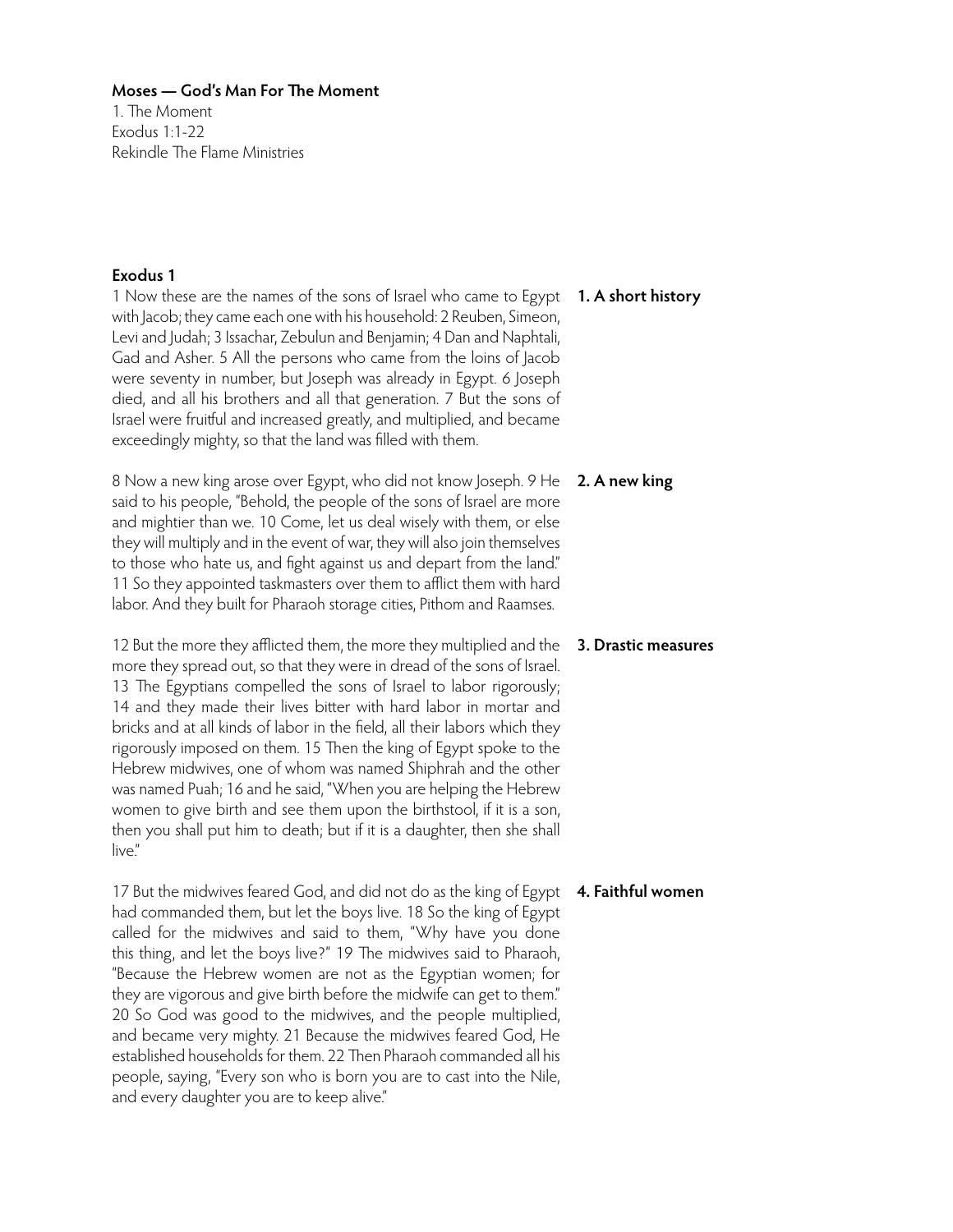**Moses — God's Man For The Moment**

1. The Moment
Exodus 1:1-22
Rekindle The Flame Ministries

**Exodus 1**

**1. A short history**

1 Now these are the names of the sons of Israel who came to Egypt with Jacob; they came each one with his household: 2 Reuben, Simeon, Levi and Judah; 3 Issachar, Zebulun and Benjamin; 4 Dan and Naphtali, Gad and Asher. 5 All the persons who came from the loins of Jacob were seventy in number, but Joseph was already in Egypt. 6 Joseph died, and all his brothers and all that generation. 7 But the sons of Israel were fruitful and increased greatly, and multiplied, and became exceedingly mighty, so that the land was filled with them.

**2. A new king**

8 Now a new king arose over Egypt, who did not know Joseph. 9 He said to his people, "Behold, the people of the sons of Israel are more and mightier than we. 10 Come, let us deal wisely with them, or else they will multiply and in the event of war, they will also join themselves to those who hate us, and fight against us and depart from the land." 11 So they appointed taskmasters over them to afflict them with hard labor. And they built for Pharaoh storage cities, Pithom and Raamses.

**3. Drastic measures**

12 But the more they afflicted them, the more they multiplied and the more they spread out, so that they were in dread of the sons of Israel. 13 The Egyptians compelled the sons of Israel to labor rigorously; 14 and they made their lives bitter with hard labor in mortar and bricks and at all kinds of labor in the field, all their labors which they rigorously imposed on them. 15 Then the king of Egypt spoke to the Hebrew midwives, one of whom was named Shiphrah and the other was named Puah; 16 and he said, "When you are helping the Hebrew women to give birth and see them upon the birthstool, if it is a son, then you shall put him to death; but if it is a daughter, then she shall live."

**4. Faithful women**

17 But the midwives feared God, and did not do as the king of Egypt had commanded them, but let the boys live. 18 So the king of Egypt called for the midwives and said to them, "Why have you done this thing, and let the boys live?" 19 The midwives said to Pharaoh, "Because the Hebrew women are not as the Egyptian women; for they are vigorous and give birth before the midwife can get to them." 20 So God was good to the midwives, and the people multiplied, and became very mighty. 21 Because the midwives feared God, He established households for them. 22 Then Pharaoh commanded all his people, saying, "Every son who is born you are to cast into the Nile, and every daughter you are to keep alive."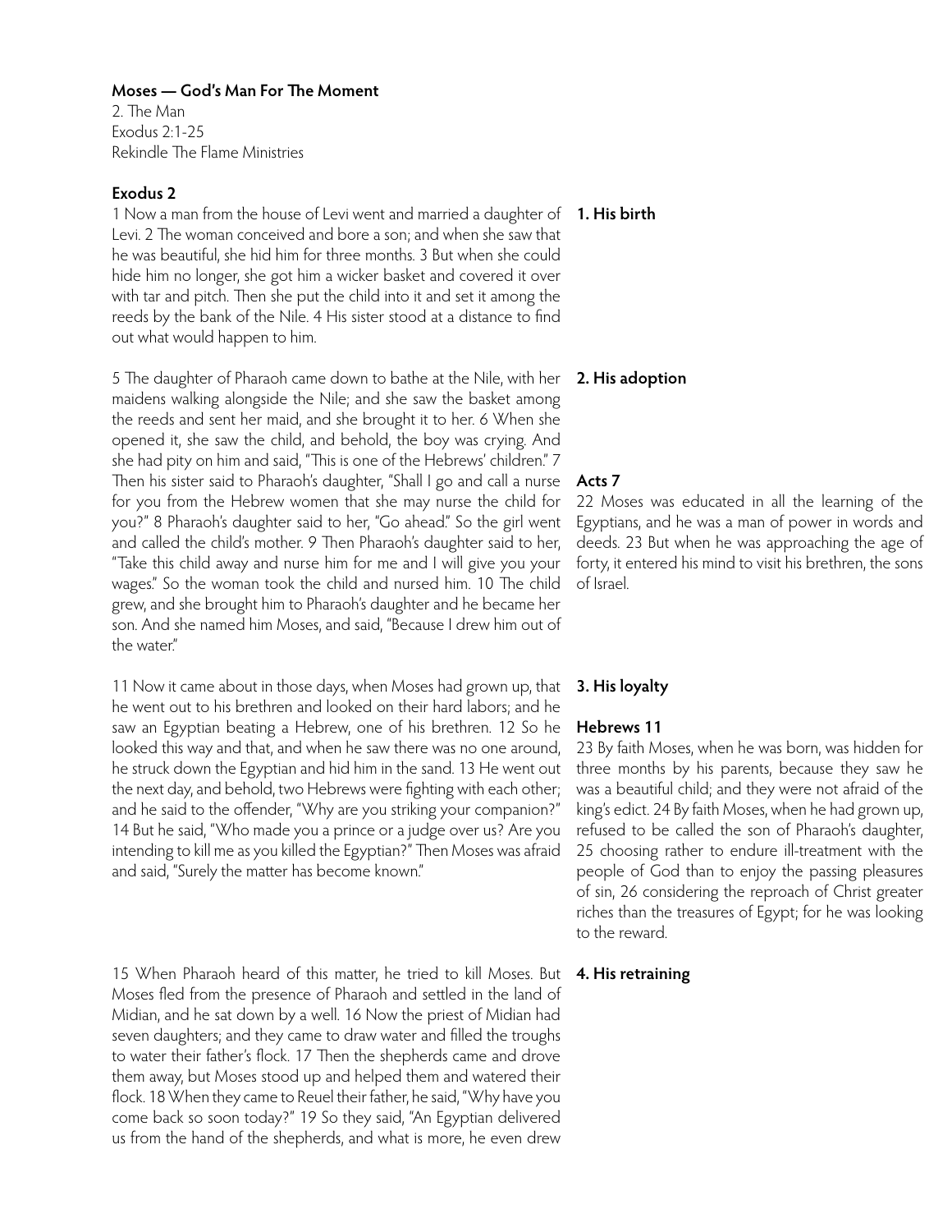**Moses — God's Man For The Moment**
2. The Man
Exodus 2:1-25
Rekindle The Flame Ministries

**Exodus 2**

**1. His birth**

1 Now a man from the house of Levi went and married a daughter of Levi. 2 The woman conceived and bore a son; and when she saw that he was beautiful, she hid him for three months. 3 But when she could hide him no longer, she got him a wicker basket and covered it over with tar and pitch. Then she put the child into it and set it among the reeds by the bank of the Nile. 4 His sister stood at a distance to find out what would happen to him.

**2. His adoption**

5 The daughter of Pharaoh came down to bathe at the Nile, with her maidens walking alongside the Nile; and she saw the basket among the reeds and sent her maid, and she brought it to her. 6 When she opened it, she saw the child, and behold, the boy was crying. And she had pity on him and said, "This is one of the Hebrews' children." 7 Then his sister said to Pharaoh's daughter, "Shall I go and call a nurse for you from the Hebrew women that she may nurse the child for you?" 8 Pharaoh's daughter said to her, "Go ahead." So the girl went and called the child's mother. 9 Then Pharaoh's daughter said to her, "Take this child away and nurse him for me and I will give you your wages." So the woman took the child and nursed him. 10 The child grew, and she brought him to Pharaoh's daughter and he became her son. And she named him Moses, and said, "Because I drew him out of the water."

**Acts 7**

22 Moses was educated in all the learning of the Egyptians, and he was a man of power in words and deeds. 23 But when he was approaching the age of forty, it entered his mind to visit his brethren, the sons of Israel.

**3. His loyalty**

11 Now it came about in those days, when Moses had grown up, that he went out to his brethren and looked on their hard labors; and he saw an Egyptian beating a Hebrew, one of his brethren. 12 So he looked this way and that, and when he saw there was no one around, he struck down the Egyptian and hid him in the sand. 13 He went out the next day, and behold, two Hebrews were fighting with each other; and he said to the offender, "Why are you striking your companion?" 14 But he said, "Who made you a prince or a judge over us? Are you intending to kill me as you killed the Egyptian?" Then Moses was afraid and said, "Surely the matter has become known."

**Hebrews 11**

23 By faith Moses, when he was born, was hidden for three months by his parents, because they saw he was a beautiful child; and they were not afraid of the king's edict. 24 By faith Moses, when he had grown up, refused to be called the son of Pharaoh's daughter, 25 choosing rather to endure ill-treatment with the people of God than to enjoy the passing pleasures of sin, 26 considering the reproach of Christ greater riches than the treasures of Egypt; for he was looking to the reward.

**4. His retraining**

15 When Pharaoh heard of this matter, he tried to kill Moses. But Moses fled from the presence of Pharaoh and settled in the land of Midian, and he sat down by a well. 16 Now the priest of Midian had seven daughters; and they came to draw water and filled the troughs to water their father's flock. 17 Then the shepherds came and drove them away, but Moses stood up and helped them and watered their flock. 18 When they came to Reuel their father, he said, "Why have you come back so soon today?" 19 So they said, "An Egyptian delivered us from the hand of the shepherds, and what is more, he even drew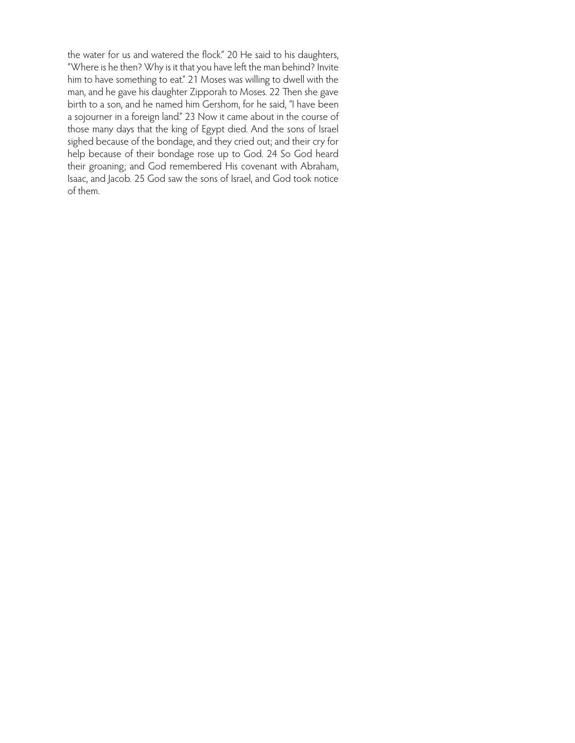the water for us and watered the flock." 20 He said to his daughters, "Where is he then? Why is it that you have left the man behind? Invite him to have something to eat." 21 Moses was willing to dwell with the man, and he gave his daughter Zipporah to Moses. 22 Then she gave birth to a son, and he named him Gershom, for he said, "I have been a sojourner in a foreign land." 23 Now it came about in the course of those many days that the king of Egypt died. And the sons of Israel sighed because of the bondage, and they cried out; and their cry for help because of their bondage rose up to God. 24 So God heard their groaning; and God remembered His covenant with Abraham, Isaac, and Jacob. 25 God saw the sons of Israel, and God took notice of them.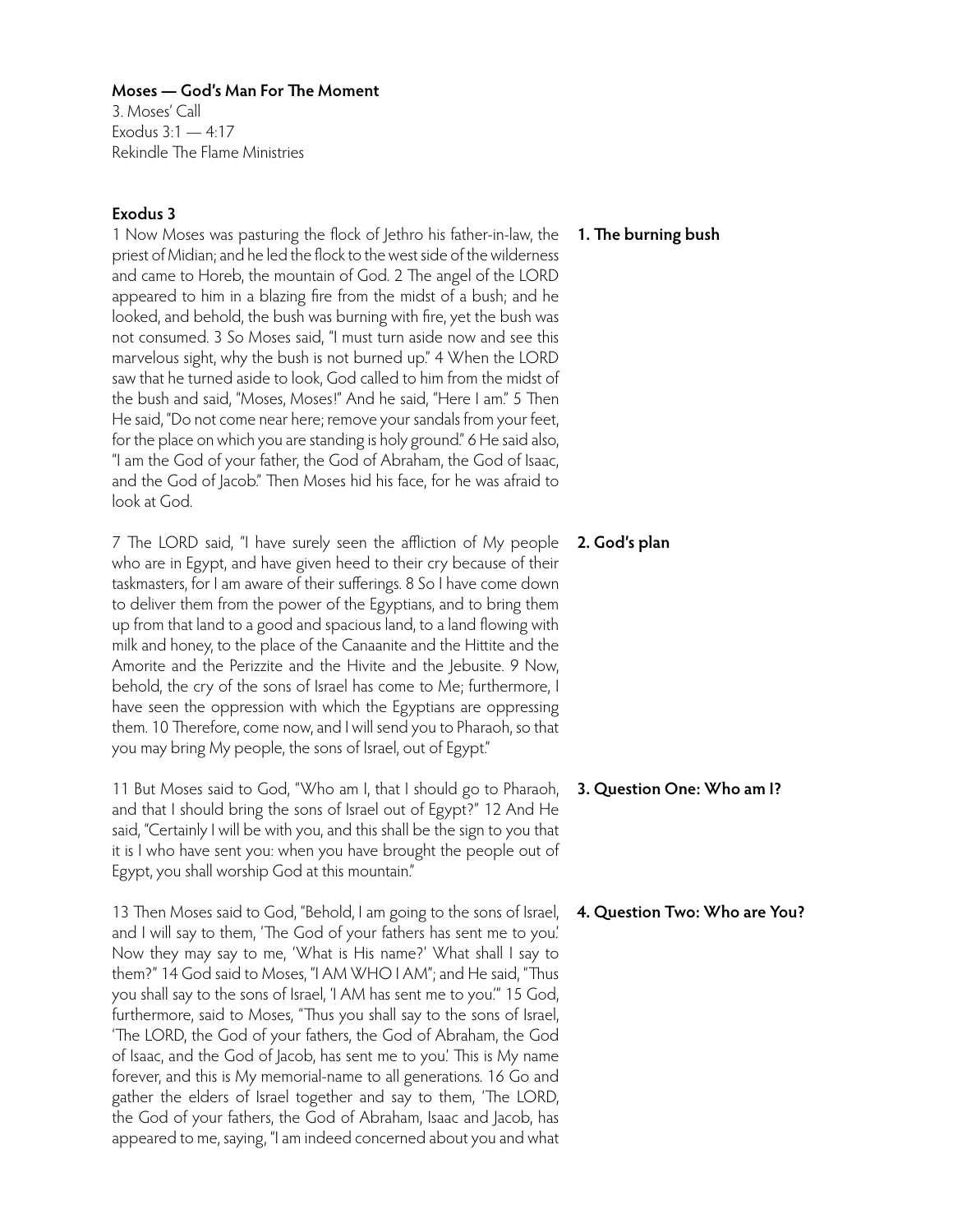**Moses — God's Man For The Moment**
3. Moses' Call
Exodus 3:1 — 4:17
Rekindle The Flame Ministries

**Exodus 3**

**1. The burning bush**

1 Now Moses was pasturing the flock of Jethro his father-in-law, the priest of Midian; and he led the flock to the west side of the wilderness and came to Horeb, the mountain of God. 2 The angel of the LORD appeared to him in a blazing fire from the midst of a bush; and he looked, and behold, the bush was burning with fire, yet the bush was not consumed. 3 So Moses said, "I must turn aside now and see this marvelous sight, why the bush is not burned up." 4 When the LORD saw that he turned aside to look, God called to him from the midst of the bush and said, "Moses, Moses!" And he said, "Here I am." 5 Then He said, "Do not come near here; remove your sandals from your feet, for the place on which you are standing is holy ground." 6 He said also, "I am the God of your father, the God of Abraham, the God of Isaac, and the God of Jacob." Then Moses hid his face, for he was afraid to look at God.

**2. God's plan**

7 The LORD said, "I have surely seen the affliction of My people who are in Egypt, and have given heed to their cry because of their taskmasters, for I am aware of their sufferings. 8 So I have come down to deliver them from the power of the Egyptians, and to bring them up from that land to a good and spacious land, to a land flowing with milk and honey, to the place of the Canaanite and the Hittite and the Amorite and the Perizzite and the Hivite and the Jebusite. 9 Now, behold, the cry of the sons of Israel has come to Me; furthermore, I have seen the oppression with which the Egyptians are oppressing them. 10 Therefore, come now, and I will send you to Pharaoh, so that you may bring My people, the sons of Israel, out of Egypt."

**3. Question One: Who am I?**

11 But Moses said to God, "Who am I, that I should go to Pharaoh, and that I should bring the sons of Israel out of Egypt?" 12 And He said, "Certainly I will be with you, and this shall be the sign to you that it is I who have sent you: when you have brought the people out of Egypt, you shall worship God at this mountain."

**4. Question Two: Who are You?**

13 Then Moses said to God, "Behold, I am going to the sons of Israel, and I will say to them, 'The God of your fathers has sent me to you.' Now they may say to me, 'What is His name?' What shall I say to them?" 14 God said to Moses, "I AM WHO I AM"; and He said, "Thus you shall say to the sons of Israel, 'I AM has sent me to you.'" 15 God, furthermore, said to Moses, "Thus you shall say to the sons of Israel, 'The LORD, the God of your fathers, the God of Abraham, the God of Isaac, and the God of Jacob, has sent me to you.' This is My name forever, and this is My memorial-name to all generations. 16 Go and gather the elders of Israel together and say to them, 'The LORD, the God of your fathers, the God of Abraham, Isaac and Jacob, has appeared to me, saying, "I am indeed concerned about you and what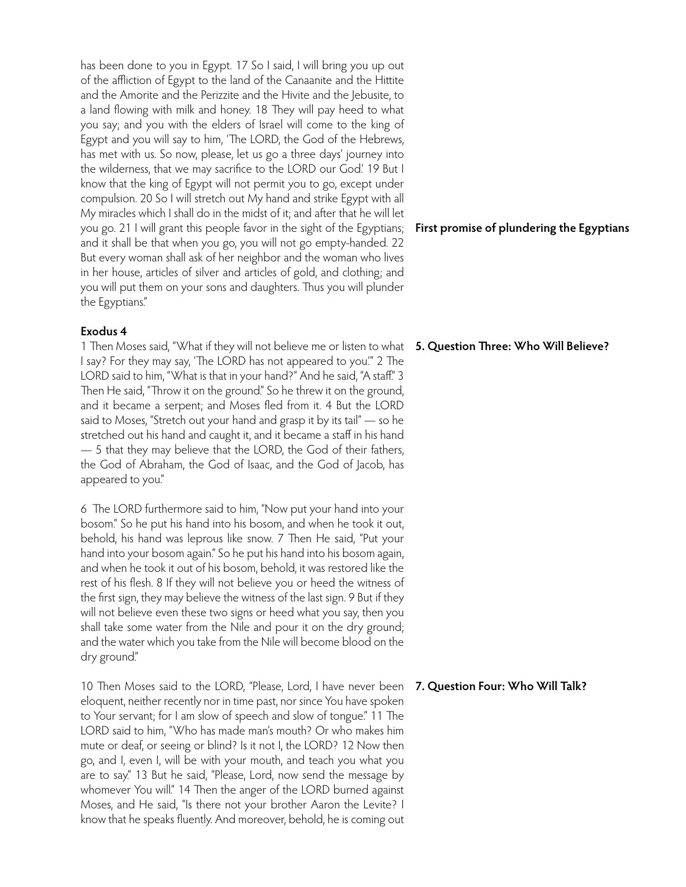has been done to you in Egypt. 17 So I said, I will bring you up out of the affliction of Egypt to the land of the Canaanite and the Hittite and the Amorite and the Perizzite and the Hivite and the Jebusite, to a land flowing with milk and honey. 18 They will pay heed to what you say; and you with the elders of Israel will come to the king of Egypt and you will say to him, 'The LORD, the God of the Hebrews, has met with us. So now, please, let us go a three days' journey into the wilderness, that we may sacrifice to the LORD our God.' 19 But I know that the king of Egypt will not permit you to go, except under compulsion. 20 So I will stretch out My hand and strike Egypt with all My miracles which I shall do in the midst of it; and after that he will let you go. 21 I will grant this people favor in the sight of the Egyptians; and it shall be that when you go, you will not go empty-handed. 22 But every woman shall ask of her neighbor and the woman who lives in her house, articles of silver and articles of gold, and clothing; and you will put them on your sons and daughters. Thus you will plunder the Egyptians."

**First promise of plundering the Egyptians**

**Exodus 4**

**5. Question Three: Who Will Believe?**

1 Then Moses said, "What if they will not believe me or listen to what I say? For they may say, 'The LORD has not appeared to you.'" 2 The LORD said to him, "What is that in your hand?" And he said, "A staff." 3 Then He said, "Throw it on the ground." So he threw it on the ground, and it became a serpent; and Moses fled from it. 4 But the LORD said to Moses, "Stretch out your hand and grasp it by its tail" — so he stretched out his hand and caught it, and it became a staff in his hand — 5 that they may believe that the LORD, the God of their fathers, the God of Abraham, the God of Isaac, and the God of Jacob, has appeared to you."

6 The LORD furthermore said to him, "Now put your hand into your bosom." So he put his hand into his bosom, and when he took it out, behold, his hand was leprous like snow. 7 Then He said, "Put your hand into your bosom again." So he put his hand into his bosom again, and when he took it out of his bosom, behold, it was restored like the rest of his flesh. 8 If they will not believe you or heed the witness of the first sign, they may believe the witness of the last sign. 9 But if they will not believe even these two signs or heed what you say, then you shall take some water from the Nile and pour it on the dry ground; and the water which you take from the Nile will become blood on the dry ground."

**7. Question Four: Who Will Talk?**

10 Then Moses said to the LORD, "Please, Lord, I have never been eloquent, neither recently nor in time past, nor since You have spoken to Your servant; for I am slow of speech and slow of tongue." 11 The LORD said to him, "Who has made man's mouth? Or who makes him mute or deaf, or seeing or blind? Is it not I, the LORD? 12 Now then go, and I, even I, will be with your mouth, and teach you what you are to say." 13 But he said, "Please, Lord, now send the message by whomever You will." 14 Then the anger of the LORD burned against Moses, and He said, "Is there not your brother Aaron the Levite? I know that he speaks fluently. And moreover, behold, he is coming out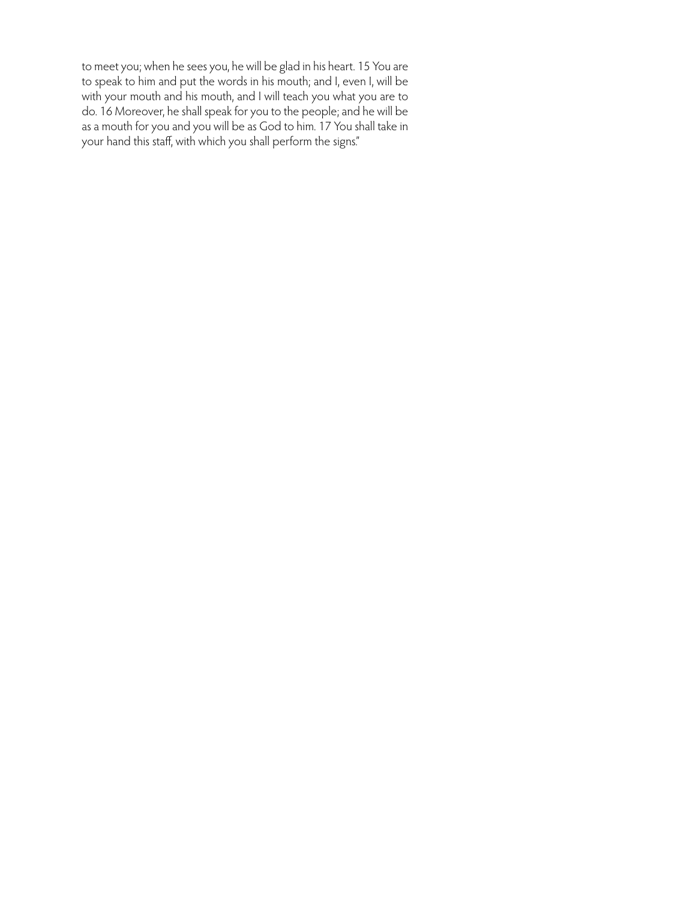to meet you; when he sees you, he will be glad in his heart. 15 You are to speak to him and put the words in his mouth; and I, even I, will be with your mouth and his mouth, and I will teach you what you are to do. 16 Moreover, he shall speak for you to the people; and he will be as a mouth for you and you will be as God to him. 17 You shall take in your hand this staff, with which you shall perform the signs."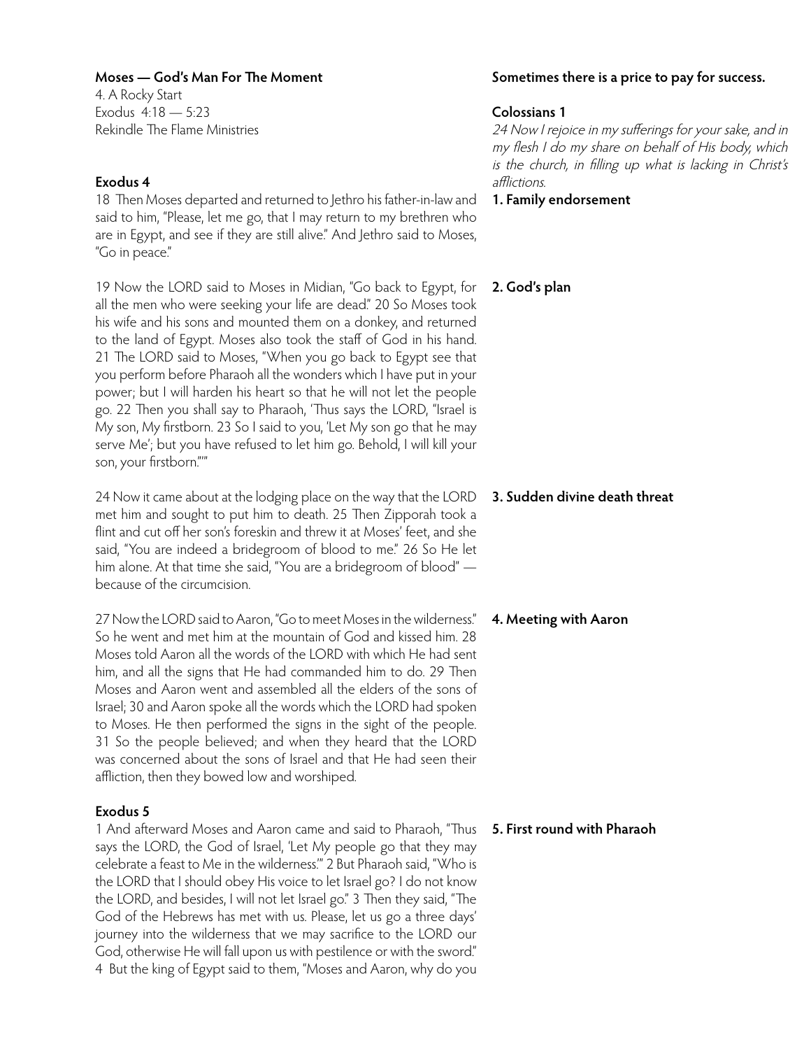**Moses — God's Man For The Moment**
4. A Rocky Start
Exodus 4:18 — 5:23
Rekindle The Flame Ministries

**Sometimes there is a price to pay for success.**

**Colossians 1**

*24 Now I rejoice in my sufferings for your sake, and in my flesh I do my share on behalf of His body, which is the church, in filling up what is lacking in Christ's afflictions.*

**Exodus 4**

18 Then Moses departed and returned to Jethro his father-in-law and said to him, "Please, let me go, that I may return to my brethren who are in Egypt, and see if they are still alive." And Jethro said to Moses, "Go in peace."

**1. Family endorsement**

19 Now the LORD said to Moses in Midian, "Go back to Egypt, for all the men who were seeking your life are dead." 20 So Moses took his wife and his sons and mounted them on a donkey, and returned to the land of Egypt. Moses also took the staff of God in his hand. 21 The LORD said to Moses, "When you go back to Egypt see that you perform before Pharaoh all the wonders which I have put in your power; but I will harden his heart so that he will not let the people go. 22 Then you shall say to Pharaoh, 'Thus says the LORD, "Israel is My son, My firstborn. 23 So I said to you, 'Let My son go that he may serve Me'; but you have refused to let him go. Behold, I will kill your son, your firstborn."'"

**2. God's plan**

24 Now it came about at the lodging place on the way that the LORD met him and sought to put him to death. 25 Then Zipporah took a flint and cut off her son's foreskin and threw it at Moses' feet, and she said, "You are indeed a bridegroom of blood to me." 26 So He let him alone. At that time she said, "You are a bridegroom of blood" — because of the circumcision.

**3. Sudden divine death threat**

27 Now the LORD said to Aaron, "Go to meet Moses in the wilderness." So he went and met him at the mountain of God and kissed him. 28 Moses told Aaron all the words of the LORD with which He had sent him, and all the signs that He had commanded him to do. 29 Then Moses and Aaron went and assembled all the elders of the sons of Israel; 30 and Aaron spoke all the words which the LORD had spoken to Moses. He then performed the signs in the sight of the people. 31 So the people believed; and when they heard that the LORD was concerned about the sons of Israel and that He had seen their affliction, then they bowed low and worshiped.

**4. Meeting with Aaron**

**Exodus 5**

1 And afterward Moses and Aaron came and said to Pharaoh, "Thus says the LORD, the God of Israel, 'Let My people go that they may celebrate a feast to Me in the wilderness.'" 2 But Pharaoh said, "Who is the LORD that I should obey His voice to let Israel go? I do not know the LORD, and besides, I will not let Israel go." 3 Then they said, "The God of the Hebrews has met with us. Please, let us go a three days' journey into the wilderness that we may sacrifice to the LORD our God, otherwise He will fall upon us with pestilence or with the sword." 4 But the king of Egypt said to them, "Moses and Aaron, why do you

**5. First round with Pharaoh**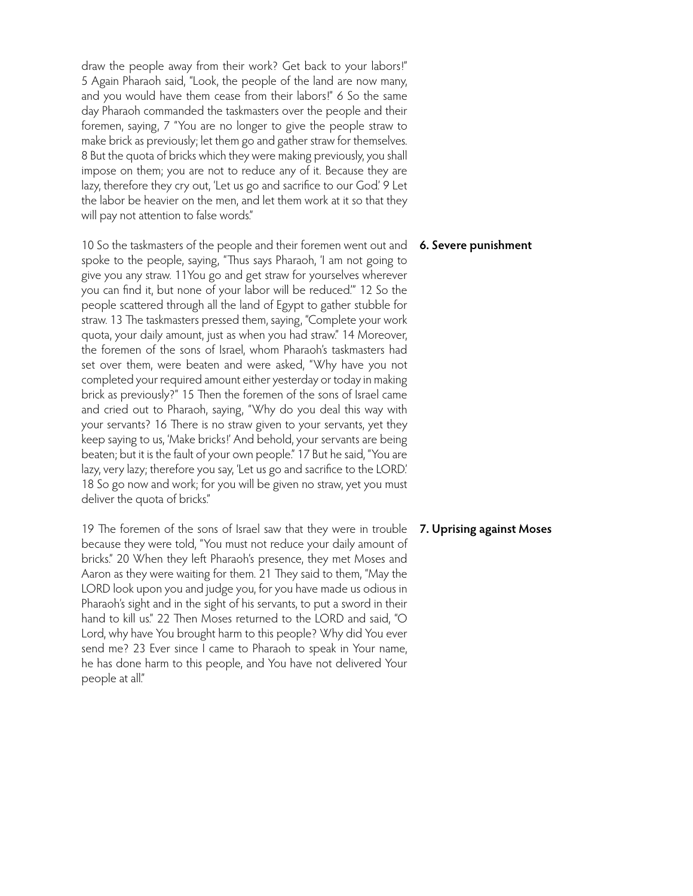draw the people away from their work? Get back to your labors!" 5 Again Pharaoh said, "Look, the people of the land are now many, and you would have them cease from their labors!" 6 So the same day Pharaoh commanded the taskmasters over the people and their foremen, saying, 7 "You are no longer to give the people straw to make brick as previously; let them go and gather straw for themselves. 8 But the quota of bricks which they were making previously, you shall impose on them; you are not to reduce any of it. Because they are lazy, therefore they cry out, 'Let us go and sacrifice to our God.' 9 Let the labor be heavier on the men, and let them work at it so that they will pay not attention to false words."

**6. Severe punishment**

10 So the taskmasters of the people and their foremen went out and spoke to the people, saying, "Thus says Pharaoh, 'I am not going to give you any straw. 11You go and get straw for yourselves wherever you can find it, but none of your labor will be reduced.'" 12 So the people scattered through all the land of Egypt to gather stubble for straw. 13 The taskmasters pressed them, saying, "Complete your work quota, your daily amount, just as when you had straw." 14 Moreover, the foremen of the sons of Israel, whom Pharaoh's taskmasters had set over them, were beaten and were asked, "Why have you not completed your required amount either yesterday or today in making brick as previously?" 15 Then the foremen of the sons of Israel came and cried out to Pharaoh, saying, "Why do you deal this way with your servants? 16 There is no straw given to your servants, yet they keep saying to us, 'Make bricks!' And behold, your servants are being beaten; but it is the fault of your own people." 17 But he said, "You are lazy, very lazy; therefore you say, 'Let us go and sacrifice to the LORD.' 18 So go now and work; for you will be given no straw, yet you must deliver the quota of bricks."

**7. Uprising against Moses**

19 The foremen of the sons of Israel saw that they were in trouble because they were told, "You must not reduce your daily amount of bricks." 20 When they left Pharaoh's presence, they met Moses and Aaron as they were waiting for them. 21 They said to them, "May the LORD look upon you and judge you, for you have made us odious in Pharaoh's sight and in the sight of his servants, to put a sword in their hand to kill us." 22 Then Moses returned to the LORD and said, "O Lord, why have You brought harm to this people? Why did You ever send me? 23 Ever since I came to Pharaoh to speak in Your name, he has done harm to this people, and You have not delivered Your people at all."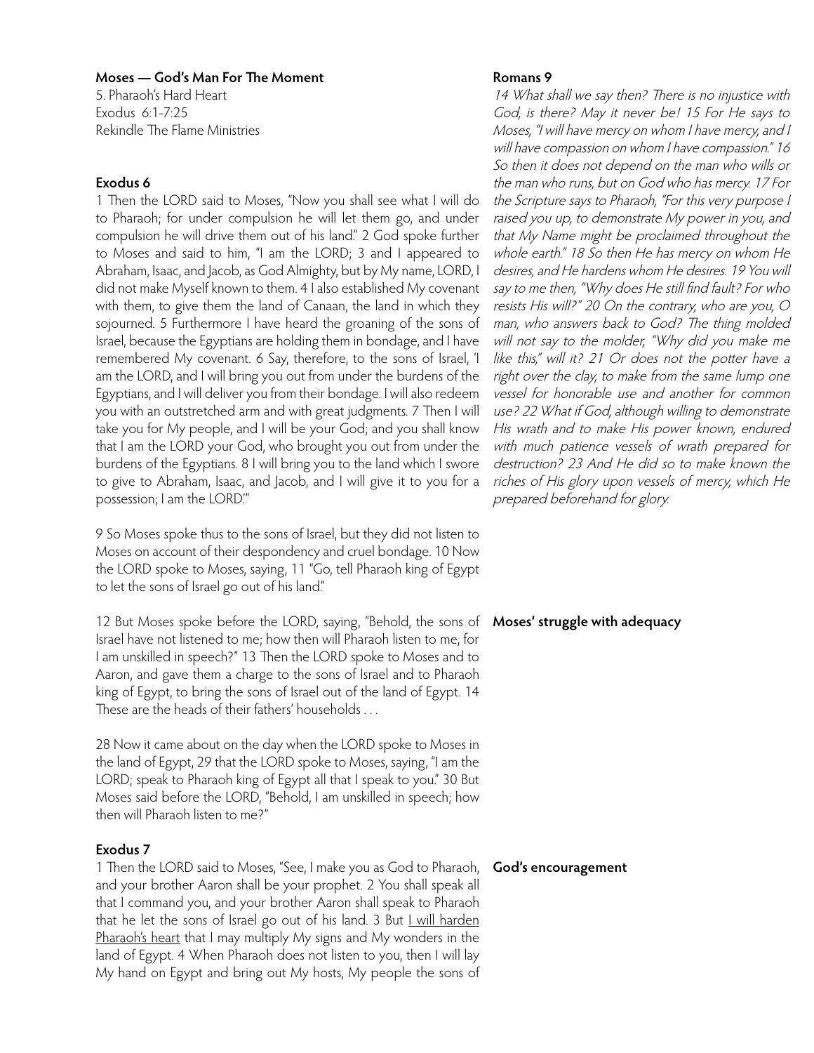**Moses — God's Man For The Moment**

5. Pharaoh's Hard Heart
Exodus 6:1-7:25
Rekindle The Flame Ministries

### Exodus 6

1 Then the LORD said to Moses, "Now you shall see what I will do to Pharaoh; for under compulsion he will let them go, and under compulsion he will drive them out of his land." 2 God spoke further to Moses and said to him, "I am the LORD; 3 and I appeared to Abraham, Isaac, and Jacob, as God Almighty, but by My name, LORD, I did not make Myself known to them. 4 I also established My covenant with them, to give them the land of Canaan, the land in which they sojourned. 5 Furthermore I have heard the groaning of the sons of Israel, because the Egyptians are holding them in bondage, and I have remembered My covenant. 6 Say, therefore, to the sons of Israel, 'I am the LORD, and I will bring you out from under the burdens of the Egyptians, and I will deliver you from their bondage. I will also redeem you with an outstretched arm and with great judgments. 7 Then I will take you for My people, and I will be your God; and you shall know that I am the LORD your God, who brought you out from under the burdens of the Egyptians. 8 I will bring you to the land which I swore to give to Abraham, Isaac, and Jacob, and I will give it to you for a possession; I am the LORD.'"

9 So Moses spoke thus to the sons of Israel, but they did not listen to Moses on account of their despondency and cruel bondage. 10 Now the LORD spoke to Moses, saying, 11 "Go, tell Pharaoh king of Egypt to let the sons of Israel go out of his land."

**Moses' struggle with adequacy**

12 But Moses spoke before the LORD, saying, "Behold, the sons of Israel have not listened to me; how then will Pharaoh listen to me, for I am unskilled in speech?" 13 Then the LORD spoke to Moses and to Aaron, and gave them a charge to the sons of Israel and to Pharaoh king of Egypt, to bring the sons of Israel out of the land of Egypt. 14 These are the heads of their fathers' households . . .

28 Now it came about on the day when the LORD spoke to Moses in the land of Egypt, 29 that the LORD spoke to Moses, saying, "I am the LORD; speak to Pharaoh king of Egypt all that I speak to you." 30 But Moses said before the LORD, "Behold, I am unskilled in speech; how then will Pharaoh listen to me?"

### Exodus 7

**God's encouragement**

1 Then the LORD said to Moses, "See, I make you as God to Pharaoh, and your brother Aaron shall be your prophet. 2 You shall speak all that I command you, and your brother Aaron shall speak to Pharaoh that he let the sons of Israel go out of his land. 3 But <u>I will harden Pharaoh's heart</u> that I may multiply My signs and My wonders in the land of Egypt. 4 When Pharaoh does not listen to you, then I will lay My hand on Egypt and bring out My hosts, My people the sons of

### Romans 9

*14 What shall we say then? There is no injustice with God, is there? May it never be! 15 For He says to Moses, "I will have mercy on whom I have mercy, and I will have compassion on whom I have compassion." 16 So then it does not depend on the man who wills or the man who runs, but on God who has mercy. 17 For the Scripture says to Pharaoh, "For this very purpose I raised you up, to demonstrate My power in you, and that My Name might be proclaimed throughout the whole earth." 18 So then He has mercy on whom He desires, and He hardens whom He desires. 19 You will say to me then, "Why does He still find fault? For who resists His will?" 20 On the contrary, who are you, O man, who answers back to God? The thing molded will not say to the molder, "Why did you make me like this," will it? 21 Or does not the potter have a right over the clay, to make from the same lump one vessel for honorable use and another for common use? 22 What if God, although willing to demonstrate His wrath and to make His power known, endured with much patience vessels of wrath prepared for destruction? 23 And He did so to make known the riches of His glory upon vessels of mercy, which He prepared beforehand for glory.*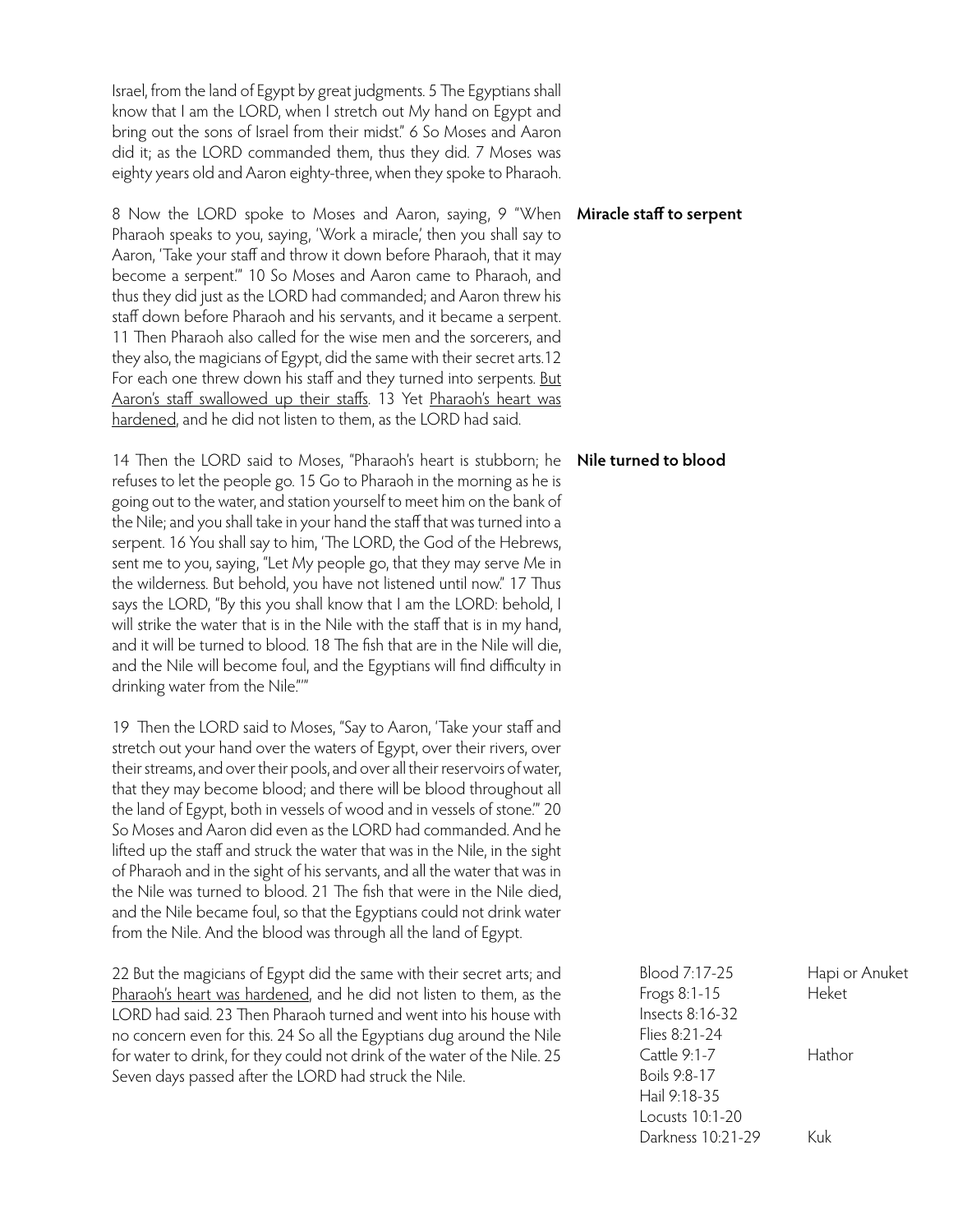Israel, from the land of Egypt by great judgments. 5 The Egyptians shall know that I am the LORD, when I stretch out My hand on Egypt and bring out the sons of Israel from their midst." 6 So Moses and Aaron did it; as the LORD commanded them, thus they did. 7 Moses was eighty years old and Aaron eighty-three, when they spoke to Pharaoh.

**Miracle staff to serpent**

8 Now the LORD spoke to Moses and Aaron, saying, 9 "When Pharaoh speaks to you, saying, 'Work a miracle,' then you shall say to Aaron, 'Take your staff and throw it down before Pharaoh, that it may become a serpent.'" 10 So Moses and Aaron came to Pharaoh, and thus they did just as the LORD had commanded; and Aaron threw his staff down before Pharaoh and his servants, and it became a serpent. 11 Then Pharaoh also called for the wise men and the sorcerers, and they also, the magicians of Egypt, did the same with their secret arts.12 For each one threw down his staff and they turned into serpents. <u>But Aaron's staff swallowed up their staffs</u>. 13 Yet <u>Pharaoh's heart was hardened</u>, and he did not listen to them, as the LORD had said.

**Nile turned to blood**

14 Then the LORD said to Moses, "Pharaoh's heart is stubborn; he refuses to let the people go. 15 Go to Pharaoh in the morning as he is going out to the water, and station yourself to meet him on the bank of the Nile; and you shall take in your hand the staff that was turned into a serpent. 16 You shall say to him, 'The LORD, the God of the Hebrews, sent me to you, saying, "Let My people go, that they may serve Me in the wilderness. But behold, you have not listened until now." 17 Thus says the LORD, "By this you shall know that I am the LORD: behold, I will strike the water that is in the Nile with the staff that is in my hand, and it will be turned to blood. 18 The fish that are in the Nile will die, and the Nile will become foul, and the Egyptians will find difficulty in drinking water from the Nile."'"

19 Then the LORD said to Moses, "Say to Aaron, 'Take your staff and stretch out your hand over the waters of Egypt, over their rivers, over their streams, and over their pools, and over all their reservoirs of water, that they may become blood; and there will be blood throughout all the land of Egypt, both in vessels of wood and in vessels of stone.'" 20 So Moses and Aaron did even as the LORD had commanded. And he lifted up the staff and struck the water that was in the Nile, in the sight of Pharaoh and in the sight of his servants, and all the water that was in the Nile was turned to blood. 21 The fish that were in the Nile died, and the Nile became foul, so that the Egyptians could not drink water from the Nile. And the blood was through all the land of Egypt.

22 But the magicians of Egypt did the same with their secret arts; and <u>Pharaoh's heart was hardened</u>, and he did not listen to them, as the LORD had said. 23 Then Pharaoh turned and went into his house with no concern even for this. 24 So all the Egyptians dug around the Nile for water to drink, for they could not drink of the water of the Nile. 25 Seven days passed after the LORD had struck the Nile.

| | |
|---|---|
| Blood 7:17-25 | Hapi or Anuket |
| Frogs 8:1-15 | Heket |
| Insects 8:16-32 | |
| Flies 8:21-24 | |
| Cattle 9:1-7 | Hathor |
| Boils 9:8-17 | |
| Hail 9:18-35 | |
| Locusts 10:1-20 | |
| Darkness 10:21-29 | Kuk |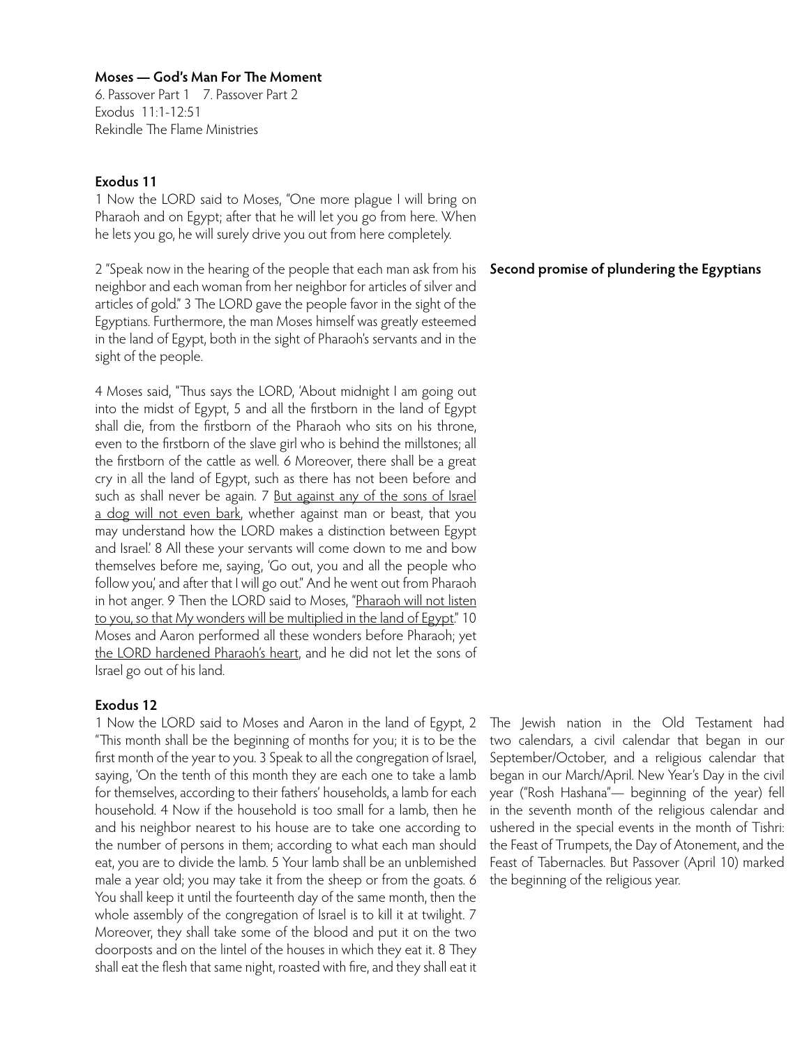**Moses — God's Man For The Moment**

6. Passover Part 1 7. Passover Part 2

Exodus 11:1-12:51

Rekindle The Flame Ministries

**Exodus 11**

1 Now the LORD said to Moses, "One more plague I will bring on Pharaoh and on Egypt; after that he will let you go from here. When he lets you go, he will surely drive you out from here completely.

2 "Speak now in the hearing of the people that each man ask from his neighbor and each woman from her neighbor for articles of silver and articles of gold." 3 The LORD gave the people favor in the sight of the Egyptians. Furthermore, the man Moses himself was greatly esteemed in the land of Egypt, both in the sight of Pharaoh's servants and in the sight of the people.

**Second promise of plundering the Egyptians**

4 Moses said, "Thus says the LORD, 'About midnight I am going out into the midst of Egypt, 5 and all the firstborn in the land of Egypt shall die, from the firstborn of the Pharaoh who sits on his throne, even to the firstborn of the slave girl who is behind the millstones; all the firstborn of the cattle as well. 6 Moreover, there shall be a great cry in all the land of Egypt, such as there has not been before and such as shall never be again. 7 <u>But against any of the sons of Israel a dog will not even bark</u>, whether against man or beast, that you may understand how the LORD makes a distinction between Egypt and Israel.' 8 All these your servants will come down to me and bow themselves before me, saying, 'Go out, you and all the people who follow you,' and after that I will go out." And he went out from Pharaoh in hot anger. 9 Then the LORD said to Moses, "<u>Pharaoh will not listen to you, so that My wonders will be multiplied in the land of Egypt</u>." 10 Moses and Aaron performed all these wonders before Pharaoh; yet <u>the LORD hardened Pharaoh's heart</u>, and he did not let the sons of Israel go out of his land.

**Exodus 12**

1 Now the LORD said to Moses and Aaron in the land of Egypt, 2 "This month shall be the beginning of months for you; it is to be the first month of the year to you. 3 Speak to all the congregation of Israel, saying, 'On the tenth of this month they are each one to take a lamb for themselves, according to their fathers' households, a lamb for each household. 4 Now if the household is too small for a lamb, then he and his neighbor nearest to his house are to take one according to the number of persons in them; according to what each man should eat, you are to divide the lamb. 5 Your lamb shall be an unblemished male a year old; you may take it from the sheep or from the goats. 6 You shall keep it until the fourteenth day of the same month, then the whole assembly of the congregation of Israel is to kill it at twilight. 7 Moreover, they shall take some of the blood and put it on the two doorposts and on the lintel of the houses in which they eat it. 8 They shall eat the flesh that same night, roasted with fire, and they shall eat it

The Jewish nation in the Old Testament had two calendars, a civil calendar that began in our September/October, and a religious calendar that began in our March/April. New Year's Day in the civil year ("Rosh Hashana"— beginning of the year) fell in the seventh month of the religious calendar and ushered in the special events in the month of Tishri: the Feast of Trumpets, the Day of Atonement, and the Feast of Tabernacles. But Passover (April 10) marked the beginning of the religious year.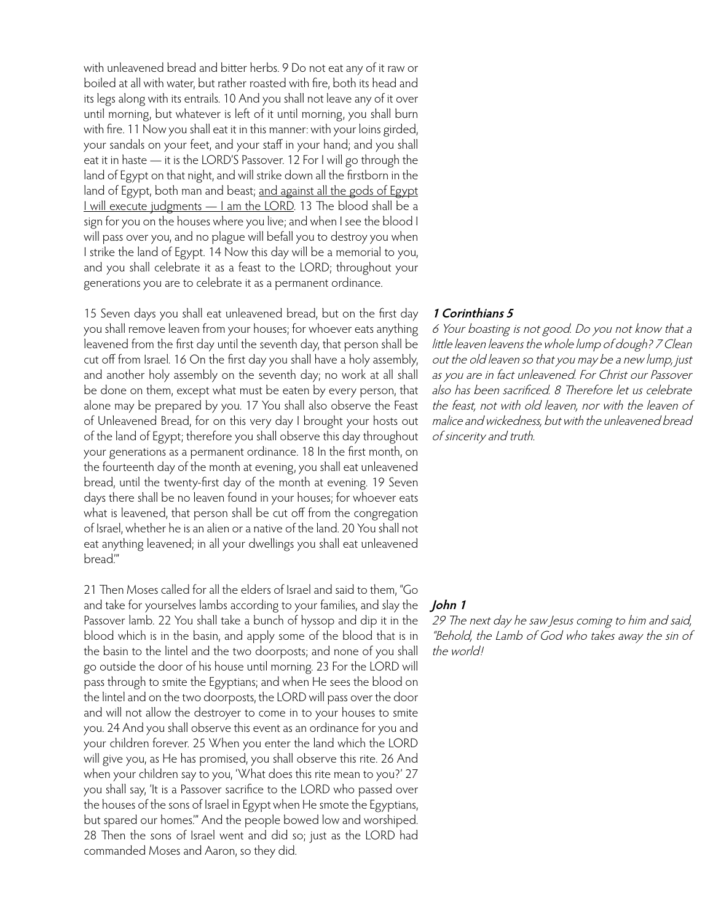with unleavened bread and bitter herbs. 9 Do not eat any of it raw or boiled at all with water, but rather roasted with fire, both its head and its legs along with its entrails. 10 And you shall not leave any of it over until morning, but whatever is left of it until morning, you shall burn with fire. 11 Now you shall eat it in this manner: with your loins girded, your sandals on your feet, and your staff in your hand; and you shall eat it in haste — it is the LORD'S Passover. 12 For I will go through the land of Egypt on that night, and will strike down all the firstborn in the land of Egypt, both man and beast; <u>and against all the gods of Egypt I will execute judgments — I am the LORD</u>. 13 The blood shall be a sign for you on the houses where you live; and when I see the blood I will pass over you, and no plague will befall you to destroy you when I strike the land of Egypt. 14 Now this day will be a memorial to you, and you shall celebrate it as a feast to the LORD; throughout your generations you are to celebrate it as a permanent ordinance.

15 Seven days you shall eat unleavened bread, but on the first day you shall remove leaven from your houses; for whoever eats anything leavened from the first day until the seventh day, that person shall be cut off from Israel. 16 On the first day you shall have a holy assembly, and another holy assembly on the seventh day; no work at all shall be done on them, except what must be eaten by every person, that alone may be prepared by you. 17 You shall also observe the Feast of Unleavened Bread, for on this very day I brought your hosts out of the land of Egypt; therefore you shall observe this day throughout your generations as a permanent ordinance. 18 In the first month, on the fourteenth day of the month at evening, you shall eat unleavened bread, until the twenty-first day of the month at evening. 19 Seven days there shall be no leaven found in your houses; for whoever eats what is leavened, that person shall be cut off from the congregation of Israel, whether he is an alien or a native of the land. 20 You shall not eat anything leavened; in all your dwellings you shall eat unleavened bread.'"

***1 Corinthians 5***

*6 Your boasting is not good. Do you not know that a little leaven leavens the whole lump of dough? 7 Clean out the old leaven so that you may be a new lump, just as you are in fact unleavened. For Christ our Passover also has been sacrificed. 8 Therefore let us celebrate the feast, not with old leaven, nor with the leaven of malice and wickedness, but with the unleavened bread of sincerity and truth.*

21 Then Moses called for all the elders of Israel and said to them, "Go and take for yourselves lambs according to your families, and slay the Passover lamb. 22 You shall take a bunch of hyssop and dip it in the blood which is in the basin, and apply some of the blood that is in the basin to the lintel and the two doorposts; and none of you shall go outside the door of his house until morning. 23 For the LORD will pass through to smite the Egyptians; and when He sees the blood on the lintel and on the two doorposts, the LORD will pass over the door and will not allow the destroyer to come in to your houses to smite you. 24 And you shall observe this event as an ordinance for you and your children forever. 25 When you enter the land which the LORD will give you, as He has promised, you shall observe this rite. 26 And when your children say to you, 'What does this rite mean to you?' 27 you shall say, 'It is a Passover sacrifice to the LORD who passed over the houses of the sons of Israel in Egypt when He smote the Egyptians, but spared our homes.'" And the people bowed low and worshiped. 28 Then the sons of Israel went and did so; just as the LORD had commanded Moses and Aaron, so they did.

***John 1***

*29 The next day he saw Jesus coming to him and said, "Behold, the Lamb of God who takes away the sin of the world!*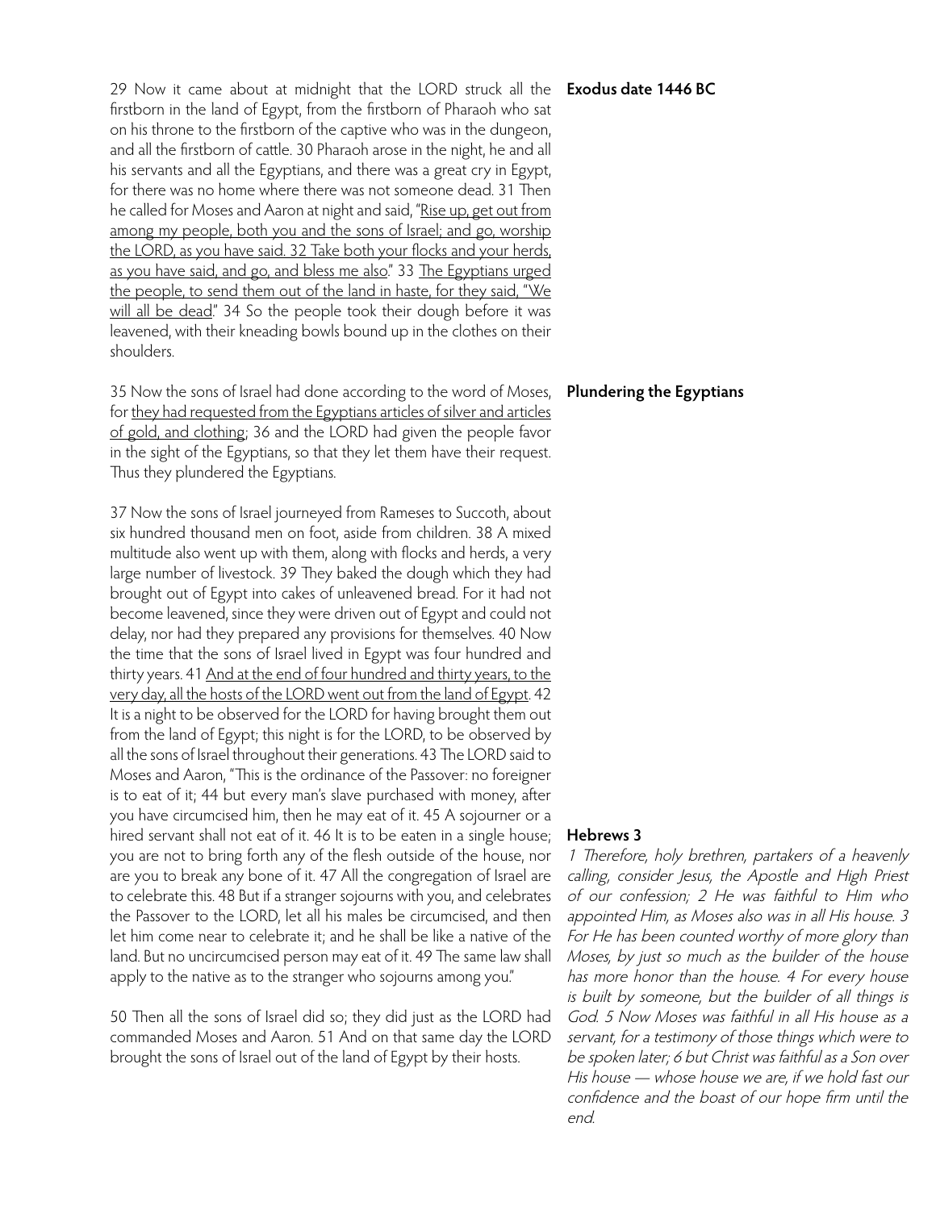29 Now it came about at midnight that the LORD struck all the firstborn in the land of Egypt, from the firstborn of Pharaoh who sat on his throne to the firstborn of the captive who was in the dungeon, and all the firstborn of cattle. 30 Pharaoh arose in the night, he and all his servants and all the Egyptians, and there was a great cry in Egypt, for there was no home where there was not someone dead. 31 Then he called for Moses and Aaron at night and said, "Rise up, get out from among my people, both you and the sons of Israel; and go, worship the LORD, as you have said. 32 Take both your flocks and your herds, as you have said, and go, and bless me also." 33 The Egyptians urged the people, to send them out of the land in haste, for they said, "We will all be dead." 34 So the people took their dough before it was leavened, with their kneading bowls bound up in the clothes on their shoulders.

**Exodus date 1446 BC**

35 Now the sons of Israel had done according to the word of Moses, for they had requested from the Egyptians articles of silver and articles of gold, and clothing; 36 and the LORD had given the people favor in the sight of the Egyptians, so that they let them have their request. Thus they plundered the Egyptians.

**Plundering the Egyptians**

37 Now the sons of Israel journeyed from Rameses to Succoth, about six hundred thousand men on foot, aside from children. 38 A mixed multitude also went up with them, along with flocks and herds, a very large number of livestock. 39 They baked the dough which they had brought out of Egypt into cakes of unleavened bread. For it had not become leavened, since they were driven out of Egypt and could not delay, nor had they prepared any provisions for themselves. 40 Now the time that the sons of Israel lived in Egypt was four hundred and thirty years. 41 And at the end of four hundred and thirty years, to the very day, all the hosts of the LORD went out from the land of Egypt. 42 It is a night to be observed for the LORD for having brought them out from the land of Egypt; this night is for the LORD, to be observed by all the sons of Israel throughout their generations. 43 The LORD said to Moses and Aaron, "This is the ordinance of the Passover: no foreigner is to eat of it; 44 but every man's slave purchased with money, after you have circumcised him, then he may eat of it. 45 A sojourner or a hired servant shall not eat of it. 46 It is to be eaten in a single house; you are not to bring forth any of the flesh outside of the house, nor are you to break any bone of it. 47 All the congregation of Israel are to celebrate this. 48 But if a stranger sojourns with you, and celebrates the Passover to the LORD, let all his males be circumcised, and then let him come near to celebrate it; and he shall be like a native of the land. But no uncircumcised person may eat of it. 49 The same law shall apply to the native as to the stranger who sojourns among you."

50 Then all the sons of Israel did so; they did just as the LORD had commanded Moses and Aaron. 51 And on that same day the LORD brought the sons of Israel out of the land of Egypt by their hosts.

**Hebrews 3**

*1 Therefore, holy brethren, partakers of a heavenly calling, consider Jesus, the Apostle and High Priest of our confession; 2 He was faithful to Him who appointed Him, as Moses also was in all His house. 3 For He has been counted worthy of more glory than Moses, by just so much as the builder of the house has more honor than the house. 4 For every house is built by someone, but the builder of all things is God. 5 Now Moses was faithful in all His house as a servant, for a testimony of those things which were to be spoken later; 6 but Christ was faithful as a Son over His house — whose house we are, if we hold fast our confidence and the boast of our hope firm until the end.*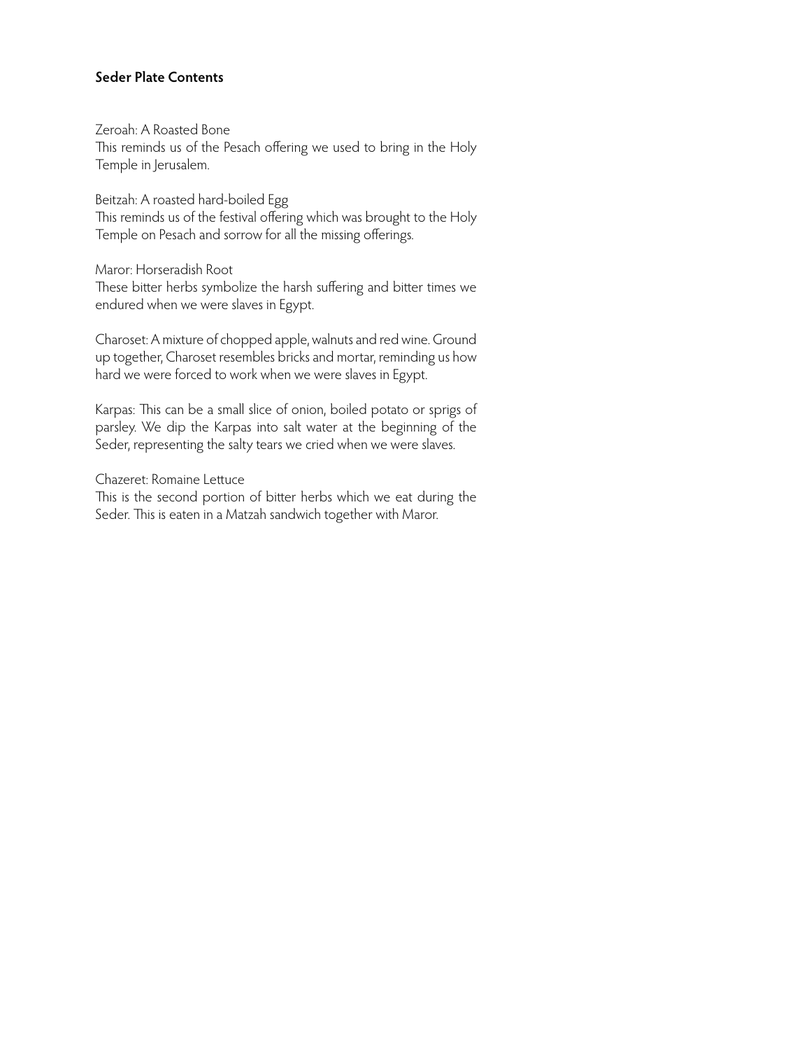**Seder Plate Contents**

Zeroah: A Roasted Bone
This reminds us of the Pesach offering we used to bring in the Holy Temple in Jerusalem.

Beitzah: A roasted hard-boiled Egg
This reminds us of the festival offering which was brought to the Holy Temple on Pesach and sorrow for all the missing offerings.

Maror: Horseradish Root
These bitter herbs symbolize the harsh suffering and bitter times we endured when we were slaves in Egypt.

Charoset: A mixture of chopped apple, walnuts and red wine. Ground up together, Charoset resembles bricks and mortar, reminding us how hard we were forced to work when we were slaves in Egypt.

Karpas: This can be a small slice of onion, boiled potato or sprigs of parsley. We dip the Karpas into salt water at the beginning of the Seder, representing the salty tears we cried when we were slaves.

Chazeret: Romaine Lettuce
This is the second portion of bitter herbs which we eat during the Seder. This is eaten in a Matzah sandwich together with Maror.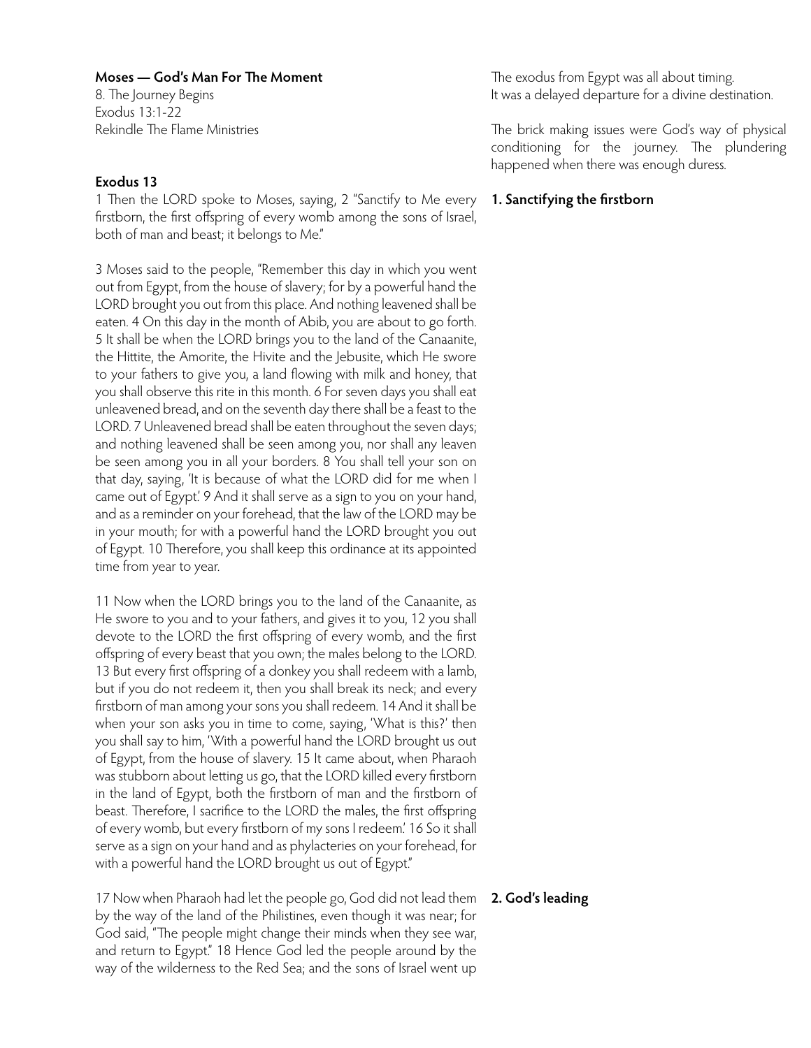**Moses — God's Man For The Moment**

8. The Journey Begins
Exodus 13:1-22
Rekindle The Flame Ministries

**Exodus 13**

1 Then the LORD spoke to Moses, saying, 2 "Sanctify to Me every firstborn, the first offspring of every womb among the sons of Israel, both of man and beast; it belongs to Me."

3 Moses said to the people, "Remember this day in which you went out from Egypt, from the house of slavery; for by a powerful hand the LORD brought you out from this place. And nothing leavened shall be eaten. 4 On this day in the month of Abib, you are about to go forth. 5 It shall be when the LORD brings you to the land of the Canaanite, the Hittite, the Amorite, the Hivite and the Jebusite, which He swore to your fathers to give you, a land flowing with milk and honey, that you shall observe this rite in this month. 6 For seven days you shall eat unleavened bread, and on the seventh day there shall be a feast to the LORD. 7 Unleavened bread shall be eaten throughout the seven days; and nothing leavened shall be seen among you, nor shall any leaven be seen among you in all your borders. 8 You shall tell your son on that day, saying, 'It is because of what the LORD did for me when I came out of Egypt.' 9 And it shall serve as a sign to you on your hand, and as a reminder on your forehead, that the law of the LORD may be in your mouth; for with a powerful hand the LORD brought you out of Egypt. 10 Therefore, you shall keep this ordinance at its appointed time from year to year.

11 Now when the LORD brings you to the land of the Canaanite, as He swore to you and to your fathers, and gives it to you, 12 you shall devote to the LORD the first offspring of every womb, and the first offspring of every beast that you own; the males belong to the LORD. 13 But every first offspring of a donkey you shall redeem with a lamb, but if you do not redeem it, then you shall break its neck; and every firstborn of man among your sons you shall redeem. 14 And it shall be when your son asks you in time to come, saying, 'What is this?' then you shall say to him, 'With a powerful hand the LORD brought us out of Egypt, from the house of slavery. 15 It came about, when Pharaoh was stubborn about letting us go, that the LORD killed every firstborn in the land of Egypt, both the firstborn of man and the firstborn of beast. Therefore, I sacrifice to the LORD the males, the first offspring of every womb, but every firstborn of my sons I redeem.' 16 So it shall serve as a sign on your hand and as phylacteries on your forehead, for with a powerful hand the LORD brought us out of Egypt."

17 Now when Pharaoh had let the people go, God did not lead them by the way of the land of the Philistines, even though it was near; for God said, "The people might change their minds when they see war, and return to Egypt." 18 Hence God led the people around by the way of the wilderness to the Red Sea; and the sons of Israel went up

The exodus from Egypt was all about timing.
It was a delayed departure for a divine destination.

The brick making issues were God's way of physical conditioning for the journey. The plundering happened when there was enough duress.

**1. Sanctifying the firstborn**

**2. God's leading**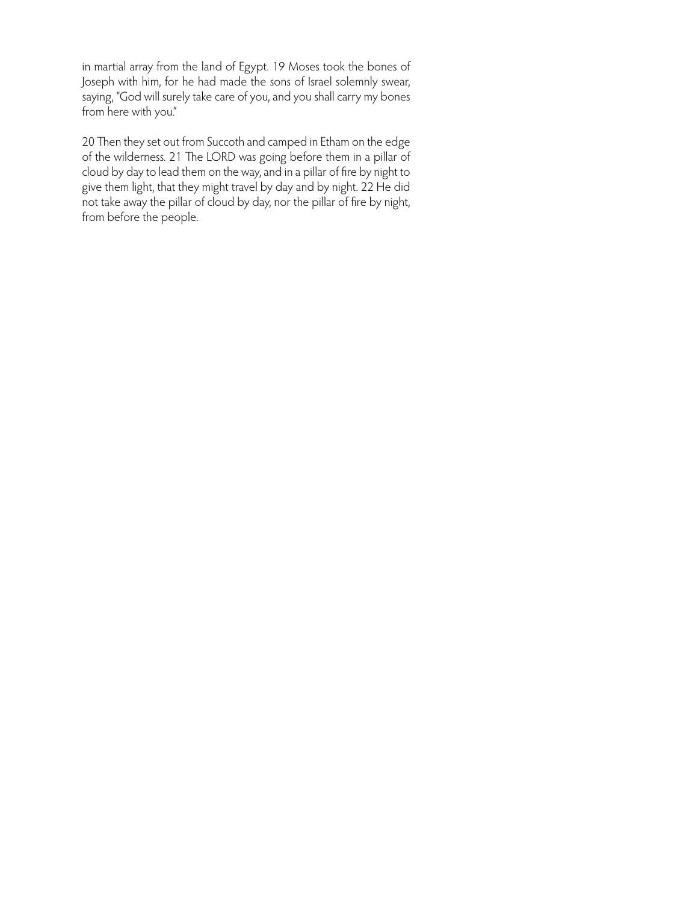in martial array from the land of Egypt. 19 Moses took the bones of Joseph with him, for he had made the sons of Israel solemnly swear, saying, "God will surely take care of you, and you shall carry my bones from here with you."

20 Then they set out from Succoth and camped in Etham on the edge of the wilderness. 21 The LORD was going before them in a pillar of cloud by day to lead them on the way, and in a pillar of fire by night to give them light, that they might travel by day and by night. 22 He did not take away the pillar of cloud by day, nor the pillar of fire by night, from before the people.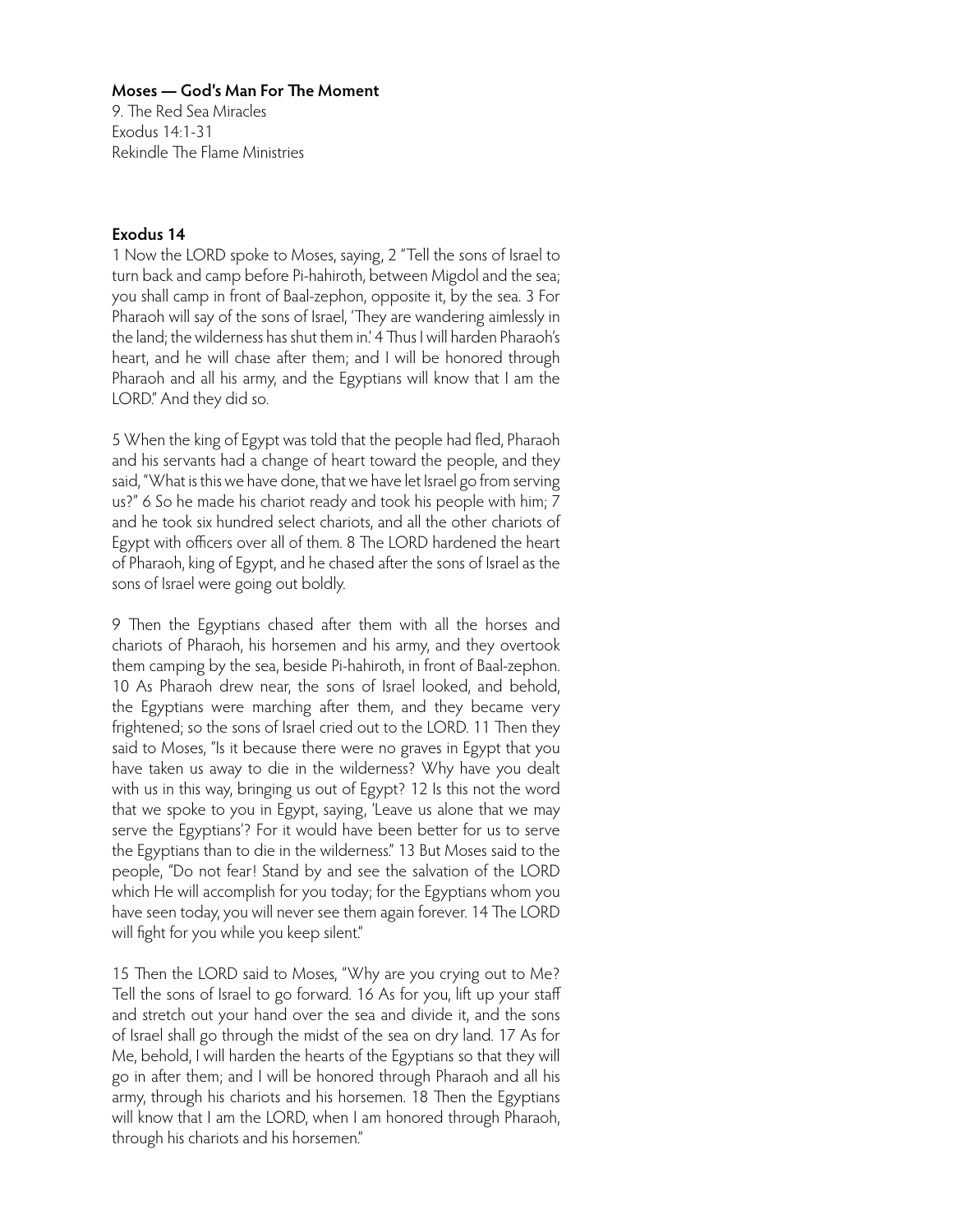**Moses — God's Man For The Moment**
9. The Red Sea Miracles
Exodus 14:1-31
Rekindle The Flame Ministries

**Exodus 14**

1 Now the LORD spoke to Moses, saying, 2 "Tell the sons of Israel to turn back and camp before Pi-hahiroth, between Migdol and the sea; you shall camp in front of Baal-zephon, opposite it, by the sea. 3 For Pharaoh will say of the sons of Israel, 'They are wandering aimlessly in the land; the wilderness has shut them in.' 4 Thus I will harden Pharaoh's heart, and he will chase after them; and I will be honored through Pharaoh and all his army, and the Egyptians will know that I am the LORD." And they did so.

5 When the king of Egypt was told that the people had fled, Pharaoh and his servants had a change of heart toward the people, and they said, "What is this we have done, that we have let Israel go from serving us?" 6 So he made his chariot ready and took his people with him; 7 and he took six hundred select chariots, and all the other chariots of Egypt with officers over all of them. 8 The LORD hardened the heart of Pharaoh, king of Egypt, and he chased after the sons of Israel as the sons of Israel were going out boldly.

9 Then the Egyptians chased after them with all the horses and chariots of Pharaoh, his horsemen and his army, and they overtook them camping by the sea, beside Pi-hahiroth, in front of Baal-zephon. 10 As Pharaoh drew near, the sons of Israel looked, and behold, the Egyptians were marching after them, and they became very frightened; so the sons of Israel cried out to the LORD. 11 Then they said to Moses, "Is it because there were no graves in Egypt that you have taken us away to die in the wilderness? Why have you dealt with us in this way, bringing us out of Egypt? 12 Is this not the word that we spoke to you in Egypt, saying, 'Leave us alone that we may serve the Egyptians'? For it would have been better for us to serve the Egyptians than to die in the wilderness." 13 But Moses said to the people, "Do not fear! Stand by and see the salvation of the LORD which He will accomplish for you today; for the Egyptians whom you have seen today, you will never see them again forever. 14 The LORD will fight for you while you keep silent."

15 Then the LORD said to Moses, "Why are you crying out to Me? Tell the sons of Israel to go forward. 16 As for you, lift up your staff and stretch out your hand over the sea and divide it, and the sons of Israel shall go through the midst of the sea on dry land. 17 As for Me, behold, I will harden the hearts of the Egyptians so that they will go in after them; and I will be honored through Pharaoh and all his army, through his chariots and his horsemen. 18 Then the Egyptians will know that I am the LORD, when I am honored through Pharaoh, through his chariots and his horsemen."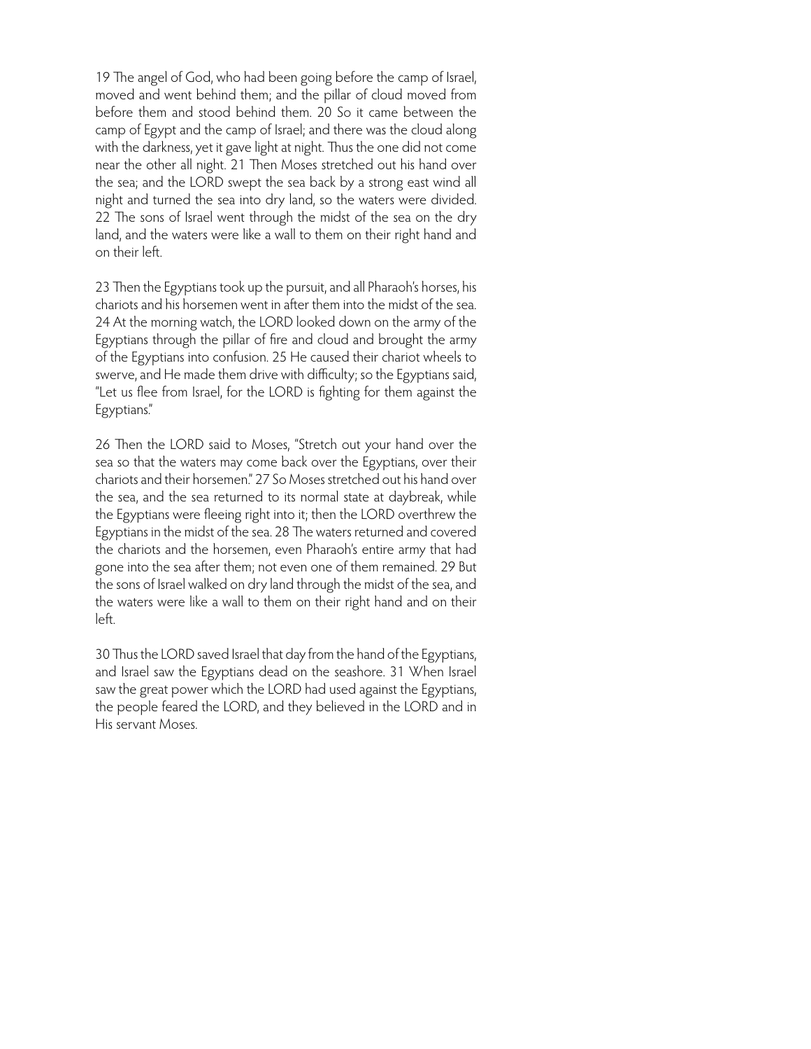19 The angel of God, who had been going before the camp of Israel, moved and went behind them; and the pillar of cloud moved from before them and stood behind them. 20 So it came between the camp of Egypt and the camp of Israel; and there was the cloud along with the darkness, yet it gave light at night. Thus the one did not come near the other all night. 21 Then Moses stretched out his hand over the sea; and the LORD swept the sea back by a strong east wind all night and turned the sea into dry land, so the waters were divided. 22 The sons of Israel went through the midst of the sea on the dry land, and the waters were like a wall to them on their right hand and on their left.

23 Then the Egyptians took up the pursuit, and all Pharaoh's horses, his chariots and his horsemen went in after them into the midst of the sea. 24 At the morning watch, the LORD looked down on the army of the Egyptians through the pillar of fire and cloud and brought the army of the Egyptians into confusion. 25 He caused their chariot wheels to swerve, and He made them drive with difficulty; so the Egyptians said, "Let us flee from Israel, for the LORD is fighting for them against the Egyptians."

26 Then the LORD said to Moses, "Stretch out your hand over the sea so that the waters may come back over the Egyptians, over their chariots and their horsemen." 27 So Moses stretched out his hand over the sea, and the sea returned to its normal state at daybreak, while the Egyptians were fleeing right into it; then the LORD overthrew the Egyptians in the midst of the sea. 28 The waters returned and covered the chariots and the horsemen, even Pharaoh's entire army that had gone into the sea after them; not even one of them remained. 29 But the sons of Israel walked on dry land through the midst of the sea, and the waters were like a wall to them on their right hand and on their left.

30 Thus the LORD saved Israel that day from the hand of the Egyptians, and Israel saw the Egyptians dead on the seashore. 31 When Israel saw the great power which the LORD had used against the Egyptians, the people feared the LORD, and they believed in the LORD and in His servant Moses.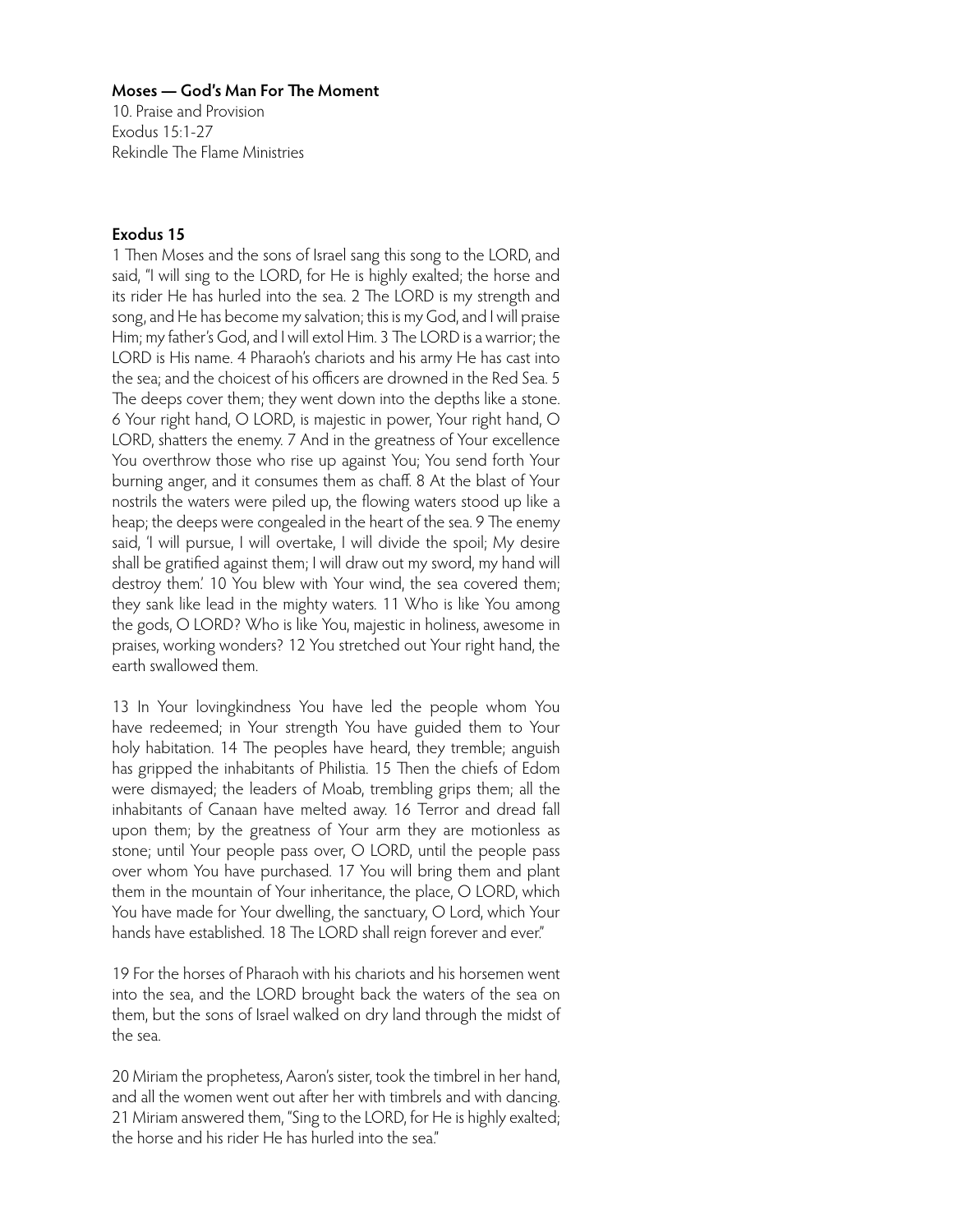**Moses — God's Man For The Moment**

10. Praise and Provision
Exodus 15:1-27
Rekindle The Flame Ministries

**Exodus 15**

1 Then Moses and the sons of Israel sang this song to the LORD, and said, "I will sing to the LORD, for He is highly exalted; the horse and its rider He has hurled into the sea. 2 The LORD is my strength and song, and He has become my salvation; this is my God, and I will praise Him; my father's God, and I will extol Him. 3 The LORD is a warrior; the LORD is His name. 4 Pharaoh's chariots and his army He has cast into the sea; and the choicest of his officers are drowned in the Red Sea. 5 The deeps cover them; they went down into the depths like a stone. 6 Your right hand, O LORD, is majestic in power, Your right hand, O LORD, shatters the enemy. 7 And in the greatness of Your excellence You overthrow those who rise up against You; You send forth Your burning anger, and it consumes them as chaff. 8 At the blast of Your nostrils the waters were piled up, the flowing waters stood up like a heap; the deeps were congealed in the heart of the sea. 9 The enemy said, 'I will pursue, I will overtake, I will divide the spoil; My desire shall be gratified against them; I will draw out my sword, my hand will destroy them.' 10 You blew with Your wind, the sea covered them; they sank like lead in the mighty waters. 11 Who is like You among the gods, O LORD? Who is like You, majestic in holiness, awesome in praises, working wonders? 12 You stretched out Your right hand, the earth swallowed them.

13 In Your lovingkindness You have led the people whom You have redeemed; in Your strength You have guided them to Your holy habitation. 14 The peoples have heard, they tremble; anguish has gripped the inhabitants of Philistia. 15 Then the chiefs of Edom were dismayed; the leaders of Moab, trembling grips them; all the inhabitants of Canaan have melted away. 16 Terror and dread fall upon them; by the greatness of Your arm they are motionless as stone; until Your people pass over, O LORD, until the people pass over whom You have purchased. 17 You will bring them and plant them in the mountain of Your inheritance, the place, O LORD, which You have made for Your dwelling, the sanctuary, O Lord, which Your hands have established. 18 The LORD shall reign forever and ever."

19 For the horses of Pharaoh with his chariots and his horsemen went into the sea, and the LORD brought back the waters of the sea on them, but the sons of Israel walked on dry land through the midst of the sea.

20 Miriam the prophetess, Aaron's sister, took the timbrel in her hand, and all the women went out after her with timbrels and with dancing. 21 Miriam answered them, "Sing to the LORD, for He is highly exalted; the horse and his rider He has hurled into the sea."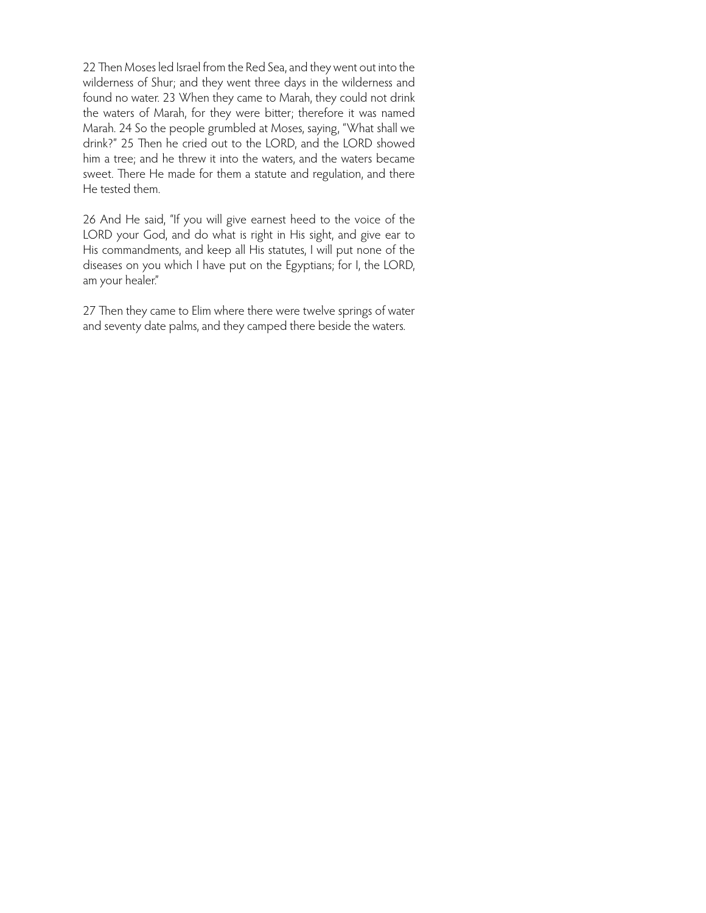22 Then Moses led Israel from the Red Sea, and they went out into the wilderness of Shur; and they went three days in the wilderness and found no water. 23 When they came to Marah, they could not drink the waters of Marah, for they were bitter; therefore it was named Marah. 24 So the people grumbled at Moses, saying, "What shall we drink?" 25 Then he cried out to the LORD, and the LORD showed him a tree; and he threw it into the waters, and the waters became sweet. There He made for them a statute and regulation, and there He tested them.

26 And He said, "If you will give earnest heed to the voice of the LORD your God, and do what is right in His sight, and give ear to His commandments, and keep all His statutes, I will put none of the diseases on you which I have put on the Egyptians; for I, the LORD, am your healer."

27 Then they came to Elim where there were twelve springs of water and seventy date palms, and they camped there beside the waters.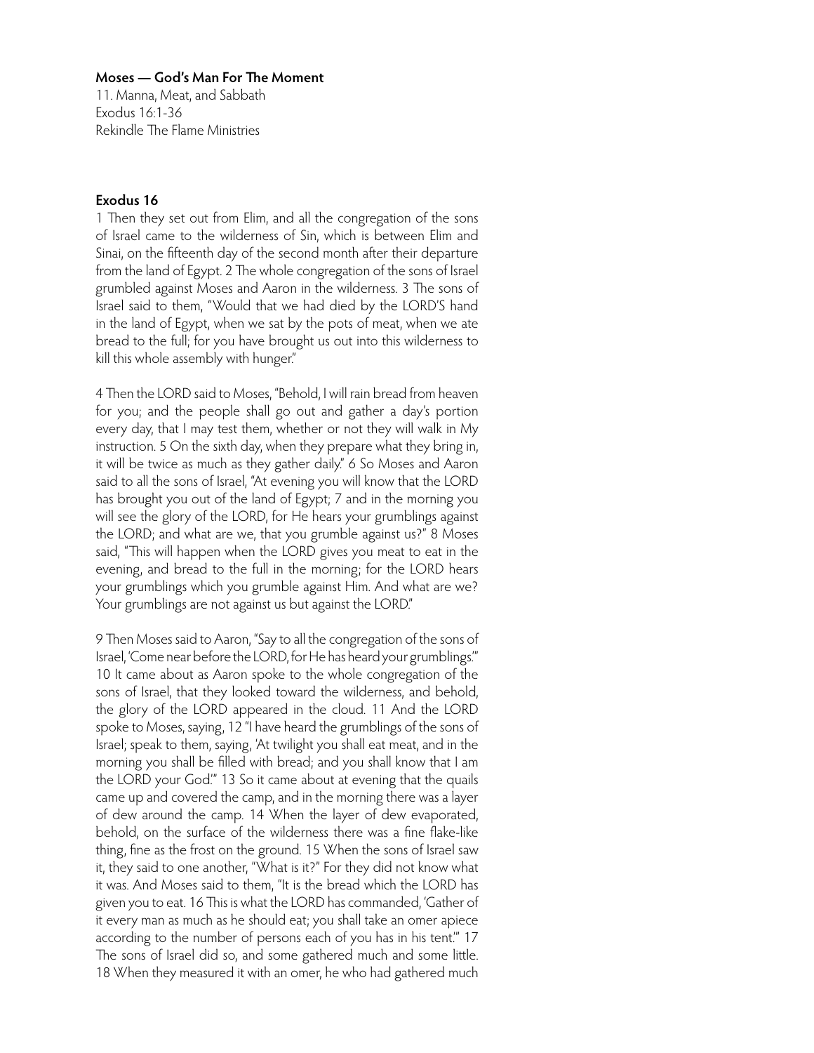**Moses — God's Man For The Moment**

11. Manna, Meat, and Sabbath
Exodus 16:1-36
Rekindle The Flame Ministries

**Exodus 16**

1 Then they set out from Elim, and all the congregation of the sons of Israel came to the wilderness of Sin, which is between Elim and Sinai, on the fifteenth day of the second month after their departure from the land of Egypt. 2 The whole congregation of the sons of Israel grumbled against Moses and Aaron in the wilderness. 3 The sons of Israel said to them, "Would that we had died by the LORD'S hand in the land of Egypt, when we sat by the pots of meat, when we ate bread to the full; for you have brought us out into this wilderness to kill this whole assembly with hunger."

4 Then the LORD said to Moses, "Behold, I will rain bread from heaven for you; and the people shall go out and gather a day's portion every day, that I may test them, whether or not they will walk in My instruction. 5 On the sixth day, when they prepare what they bring in, it will be twice as much as they gather daily." 6 So Moses and Aaron said to all the sons of Israel, "At evening you will know that the LORD has brought you out of the land of Egypt; 7 and in the morning you will see the glory of the LORD, for He hears your grumblings against the LORD; and what are we, that you grumble against us?" 8 Moses said, "This will happen when the LORD gives you meat to eat in the evening, and bread to the full in the morning; for the LORD hears your grumblings which you grumble against Him. And what are we? Your grumblings are not against us but against the LORD."

9 Then Moses said to Aaron, "Say to all the congregation of the sons of Israel, 'Come near before the LORD, for He has heard your grumblings.'" 10 It came about as Aaron spoke to the whole congregation of the sons of Israel, that they looked toward the wilderness, and behold, the glory of the LORD appeared in the cloud. 11 And the LORD spoke to Moses, saying, 12 "I have heard the grumblings of the sons of Israel; speak to them, saying, 'At twilight you shall eat meat, and in the morning you shall be filled with bread; and you shall know that I am the LORD your God.'" 13 So it came about at evening that the quails came up and covered the camp, and in the morning there was a layer of dew around the camp. 14 When the layer of dew evaporated, behold, on the surface of the wilderness there was a fine flake-like thing, fine as the frost on the ground. 15 When the sons of Israel saw it, they said to one another, "What is it?" For they did not know what it was. And Moses said to them, "It is the bread which the LORD has given you to eat. 16 This is what the LORD has commanded, 'Gather of it every man as much as he should eat; you shall take an omer apiece according to the number of persons each of you has in his tent.'" 17 The sons of Israel did so, and some gathered much and some little. 18 When they measured it with an omer, he who had gathered much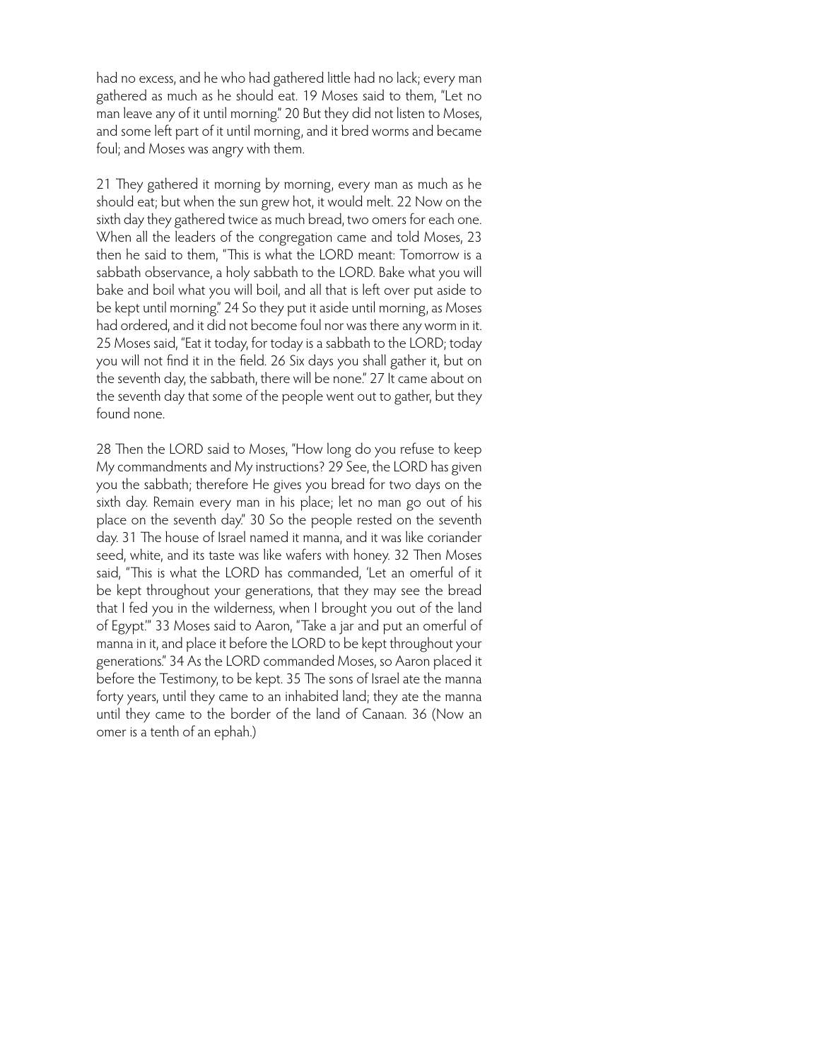had no excess, and he who had gathered little had no lack; every man gathered as much as he should eat. 19 Moses said to them, "Let no man leave any of it until morning." 20 But they did not listen to Moses, and some left part of it until morning, and it bred worms and became foul; and Moses was angry with them.

21 They gathered it morning by morning, every man as much as he should eat; but when the sun grew hot, it would melt. 22 Now on the sixth day they gathered twice as much bread, two omers for each one. When all the leaders of the congregation came and told Moses, 23 then he said to them, "This is what the LORD meant: Tomorrow is a sabbath observance, a holy sabbath to the LORD. Bake what you will bake and boil what you will boil, and all that is left over put aside to be kept until morning." 24 So they put it aside until morning, as Moses had ordered, and it did not become foul nor was there any worm in it. 25 Moses said, "Eat it today, for today is a sabbath to the LORD; today you will not find it in the field. 26 Six days you shall gather it, but on the seventh day, the sabbath, there will be none." 27 It came about on the seventh day that some of the people went out to gather, but they found none.

28 Then the LORD said to Moses, "How long do you refuse to keep My commandments and My instructions? 29 See, the LORD has given you the sabbath; therefore He gives you bread for two days on the sixth day. Remain every man in his place; let no man go out of his place on the seventh day." 30 So the people rested on the seventh day. 31 The house of Israel named it manna, and it was like coriander seed, white, and its taste was like wafers with honey. 32 Then Moses said, "This is what the LORD has commanded, 'Let an omerful of it be kept throughout your generations, that they may see the bread that I fed you in the wilderness, when I brought you out of the land of Egypt.'" 33 Moses said to Aaron, "Take a jar and put an omerful of manna in it, and place it before the LORD to be kept throughout your generations." 34 As the LORD commanded Moses, so Aaron placed it before the Testimony, to be kept. 35 The sons of Israel ate the manna forty years, until they came to an inhabited land; they ate the manna until they came to the border of the land of Canaan. 36 (Now an omer is a tenth of an ephah.)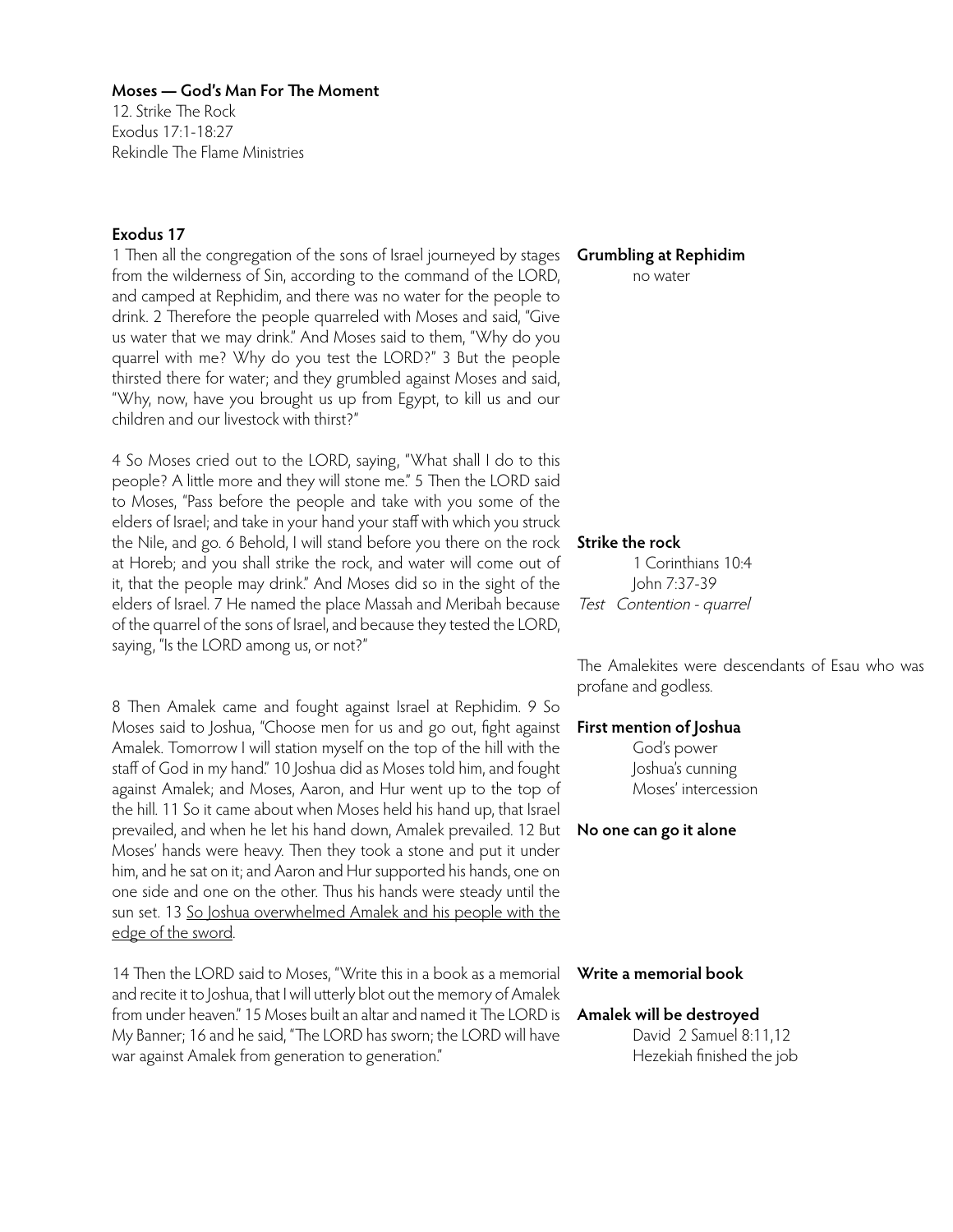**Moses — God's Man For The Moment**

12. Strike The Rock
Exodus 17:1-18:27
Rekindle The Flame Ministries

## Exodus 17

1 Then all the congregation of the sons of Israel journeyed by stages from the wilderness of Sin, according to the command of the LORD, and camped at Rephidim, and there was no water for the people to drink. 2 Therefore the people quarreled with Moses and said, "Give us water that we may drink." And Moses said to them, "Why do you quarrel with me? Why do you test the LORD?" 3 But the people thirsted there for water; and they grumbled against Moses and said, "Why, now, have you brought us up from Egypt, to kill us and our children and our livestock with thirst?"

**Grumbling at Rephidim**
no water

4 So Moses cried out to the LORD, saying, "What shall I do to this people? A little more and they will stone me." 5 Then the LORD said to Moses, "Pass before the people and take with you some of the elders of Israel; and take in your hand your staff with which you struck the Nile, and go. 6 Behold, I will stand before you there on the rock at Horeb; and you shall strike the rock, and water will come out of it, that the people may drink." And Moses did so in the sight of the elders of Israel. 7 He named the place Massah and Meribah because of the quarrel of the sons of Israel, and because they tested the LORD, saying, "Is the LORD among us, or not?"

**Strike the rock**
1 Corinthians 10:4
John 7:37-39
*Test Contention - quarrel*

The Amalekites were descendants of Esau who was profane and godless.

8 Then Amalek came and fought against Israel at Rephidim. 9 So Moses said to Joshua, "Choose men for us and go out, fight against Amalek. Tomorrow I will station myself on the top of the hill with the staff of God in my hand." 10 Joshua did as Moses told him, and fought against Amalek; and Moses, Aaron, and Hur went up to the top of the hill. 11 So it came about when Moses held his hand up, that Israel prevailed, and when he let his hand down, Amalek prevailed. 12 But Moses' hands were heavy. Then they took a stone and put it under him, and he sat on it; and Aaron and Hur supported his hands, one on one side and one on the other. Thus his hands were steady until the sun set. 13 <u>So Joshua overwhelmed Amalek and his people with the edge of the sword</u>.

**First mention of Joshua**
God's power
Joshua's cunning
Moses' intercession

**No one can go it alone**

14 Then the LORD said to Moses, "Write this in a book as a memorial and recite it to Joshua, that I will utterly blot out the memory of Amalek from under heaven." 15 Moses built an altar and named it The LORD is My Banner; 16 and he said, "The LORD has sworn; the LORD will have war against Amalek from generation to generation."

**Write a memorial book**

**Amalek will be destroyed**
David 2 Samuel 8:11,12
Hezekiah finished the job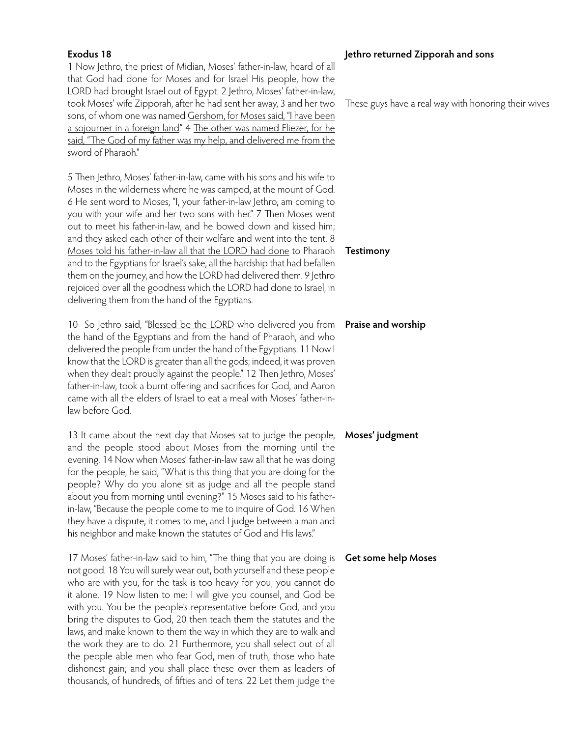### Exodus 18

**Jethro returned Zipporah and sons**

1 Now Jethro, the priest of Midian, Moses' father-in-law, heard of all that God had done for Moses and for Israel His people, how the LORD had brought Israel out of Egypt. 2 Jethro, Moses' father-in-law, took Moses' wife Zipporah, after he had sent her away, 3 and her two sons, of whom one was named <u>Gershom, for Moses said, "I have been a sojourner in a foreign land</u>." 4 <u>The other was named Eliezer, for he said, "The God of my father was my help, and delivered me from the sword of Pharaoh</u>."

These guys have a real way with honoring their wives

5 Then Jethro, Moses' father-in-law, came with his sons and his wife to Moses in the wilderness where he was camped, at the mount of God. 6 He sent word to Moses, "I, your father-in-law Jethro, am coming to you with your wife and her two sons with her." 7 Then Moses went out to meet his father-in-law, and he bowed down and kissed him; and they asked each other of their welfare and went into the tent. 8 <u>Moses told his father-in-law all that the LORD had done</u> to Pharaoh and to the Egyptians for Israel's sake, all the hardship that had befallen them on the journey, and how the LORD had delivered them. 9 Jethro rejoiced over all the goodness which the LORD had done to Israel, in delivering them from the hand of the Egyptians.

**Testimony**

10 So Jethro said, "<u>Blessed be the LORD</u> who delivered you from the hand of the Egyptians and from the hand of Pharaoh, and who delivered the people from under the hand of the Egyptians. 11 Now I know that the LORD is greater than all the gods; indeed, it was proven when they dealt proudly against the people." 12 Then Jethro, Moses' father-in-law, took a burnt offering and sacrifices for God, and Aaron came with all the elders of Israel to eat a meal with Moses' father-in-law before God.

**Praise and worship**

13 It came about the next day that Moses sat to judge the people, and the people stood about Moses from the morning until the evening. 14 Now when Moses' father-in-law saw all that he was doing for the people, he said, "What is this thing that you are doing for the people? Why do you alone sit as judge and all the people stand about you from morning until evening?" 15 Moses said to his father-in-law, "Because the people come to me to inquire of God. 16 When they have a dispute, it comes to me, and I judge between a man and his neighbor and make known the statutes of God and His laws."

**Moses' judgment**

17 Moses' father-in-law said to him, "The thing that you are doing is not good. 18 You will surely wear out, both yourself and these people who are with you, for the task is too heavy for you; you cannot do it alone. 19 Now listen to me: I will give you counsel, and God be with you. You be the people's representative before God, and you bring the disputes to God, 20 then teach them the statutes and the laws, and make known to them the way in which they are to walk and the work they are to do. 21 Furthermore, you shall select out of all the people able men who fear God, men of truth, those who hate dishonest gain; and you shall place these over them as leaders of thousands, of hundreds, of fifties and of tens. 22 Let them judge the

**Get some help Moses**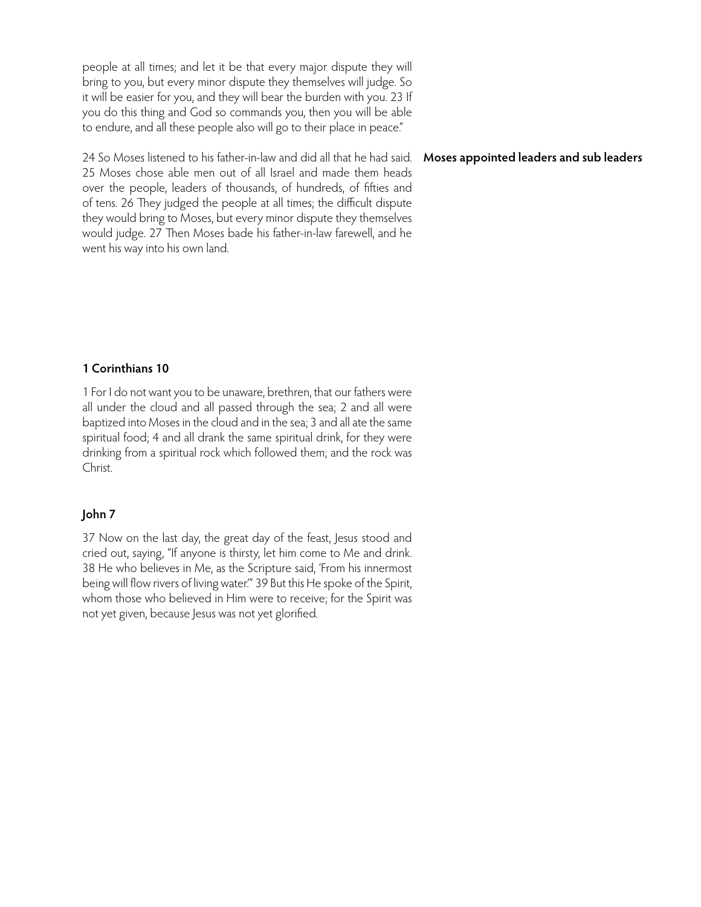people at all times; and let it be that every major dispute they will bring to you, but every minor dispute they themselves will judge. So it will be easier for you, and they will bear the burden with you. 23 If you do this thing and God so commands you, then you will be able to endure, and all these people also will go to their place in peace."

**Moses appointed leaders and sub leaders**

24 So Moses listened to his father-in-law and did all that he had said. 25 Moses chose able men out of all Israel and made them heads over the people, leaders of thousands, of hundreds, of fifties and of tens. 26 They judged the people at all times; the difficult dispute they would bring to Moses, but every minor dispute they themselves would judge. 27 Then Moses bade his father-in-law farewell, and he went his way into his own land.

### 1 Corinthians 10

1 For I do not want you to be unaware, brethren, that our fathers were all under the cloud and all passed through the sea; 2 and all were baptized into Moses in the cloud and in the sea; 3 and all ate the same spiritual food; 4 and all drank the same spiritual drink, for they were drinking from a spiritual rock which followed them; and the rock was Christ.

### John 7

37 Now on the last day, the great day of the feast, Jesus stood and cried out, saying, "If anyone is thirsty, let him come to Me and drink. 38 He who believes in Me, as the Scripture said, 'From his innermost being will flow rivers of living water.'" 39 But this He spoke of the Spirit, whom those who believed in Him were to receive; for the Spirit was not yet given, because Jesus was not yet glorified.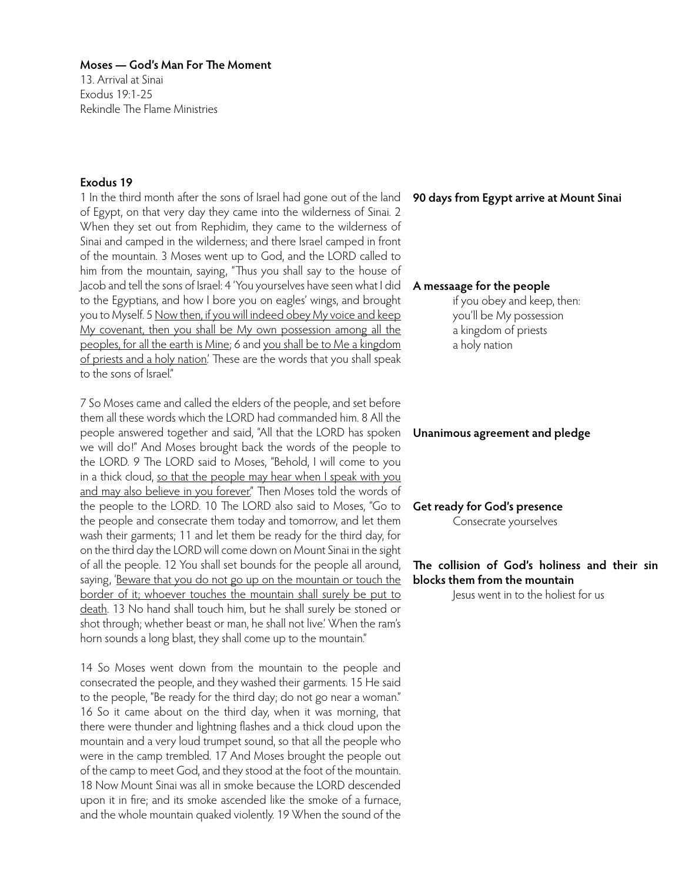**Moses — God's Man For The Moment**
13. Arrival at Sinai
Exodus 19:1-25
Rekindle The Flame Ministries

**Exodus 19**

1 In the third month after the sons of Israel had gone out of the land of Egypt, on that very day they came into the wilderness of Sinai. 2 When they set out from Rephidim, they came to the wilderness of Sinai and camped in the wilderness; and there Israel camped in front of the mountain. 3 Moses went up to God, and the LORD called to him from the mountain, saying, "Thus you shall say to the house of Jacob and tell the sons of Israel: 4 'You yourselves have seen what I did to the Egyptians, and how I bore you on eagles' wings, and brought you to Myself. 5 <u>Now then, if you will indeed obey My voice and keep My covenant, then you shall be My own possession among all the peoples, for all the earth is Mine</u>; 6 and <u>you shall be to Me a kingdom of priests and a holy nation</u>.' These are the words that you shall speak to the sons of Israel."

**90 days from Egypt arrive at Mount Sinai**

**A messaage for the people**

if you obey and keep, then:
you'll be My possession
a kingdom of priests
a holy nation

7 So Moses came and called the elders of the people, and set before them all these words which the LORD had commanded him. 8 All the people answered together and said, "All that the LORD has spoken we will do!" And Moses brought back the words of the people to the LORD. 9 The LORD said to Moses, "Behold, I will come to you in a thick cloud, <u>so that the people may hear when I speak with you and may also believe in you forever</u>." Then Moses told the words of the people to the LORD. 10 The LORD also said to Moses, "Go to the people and consecrate them today and tomorrow, and let them wash their garments; 11 and let them be ready for the third day, for on the third day the LORD will come down on Mount Sinai in the sight of all the people. 12 You shall set bounds for the people all around, saying, '<u>Beware that you do not go up on the mountain or touch the border of it; whoever touches the mountain shall surely be put to death</u>. 13 No hand shall touch him, but he shall surely be stoned or shot through; whether beast or man, he shall not live.' When the ram's horn sounds a long blast, they shall come up to the mountain."

**Unanimous agreement and pledge**

**Get ready for God's presence**

Consecrate yourselves

**The collision of God's holiness and their sin blocks them from the mountain**

Jesus went in to the holiest for us

14 So Moses went down from the mountain to the people and consecrated the people, and they washed their garments. 15 He said to the people, "Be ready for the third day; do not go near a woman." 16 So it came about on the third day, when it was morning, that there were thunder and lightning flashes and a thick cloud upon the mountain and a very loud trumpet sound, so that all the people who were in the camp trembled. 17 And Moses brought the people out of the camp to meet God, and they stood at the foot of the mountain. 18 Now Mount Sinai was all in smoke because the LORD descended upon it in fire; and its smoke ascended like the smoke of a furnace, and the whole mountain quaked violently. 19 When the sound of the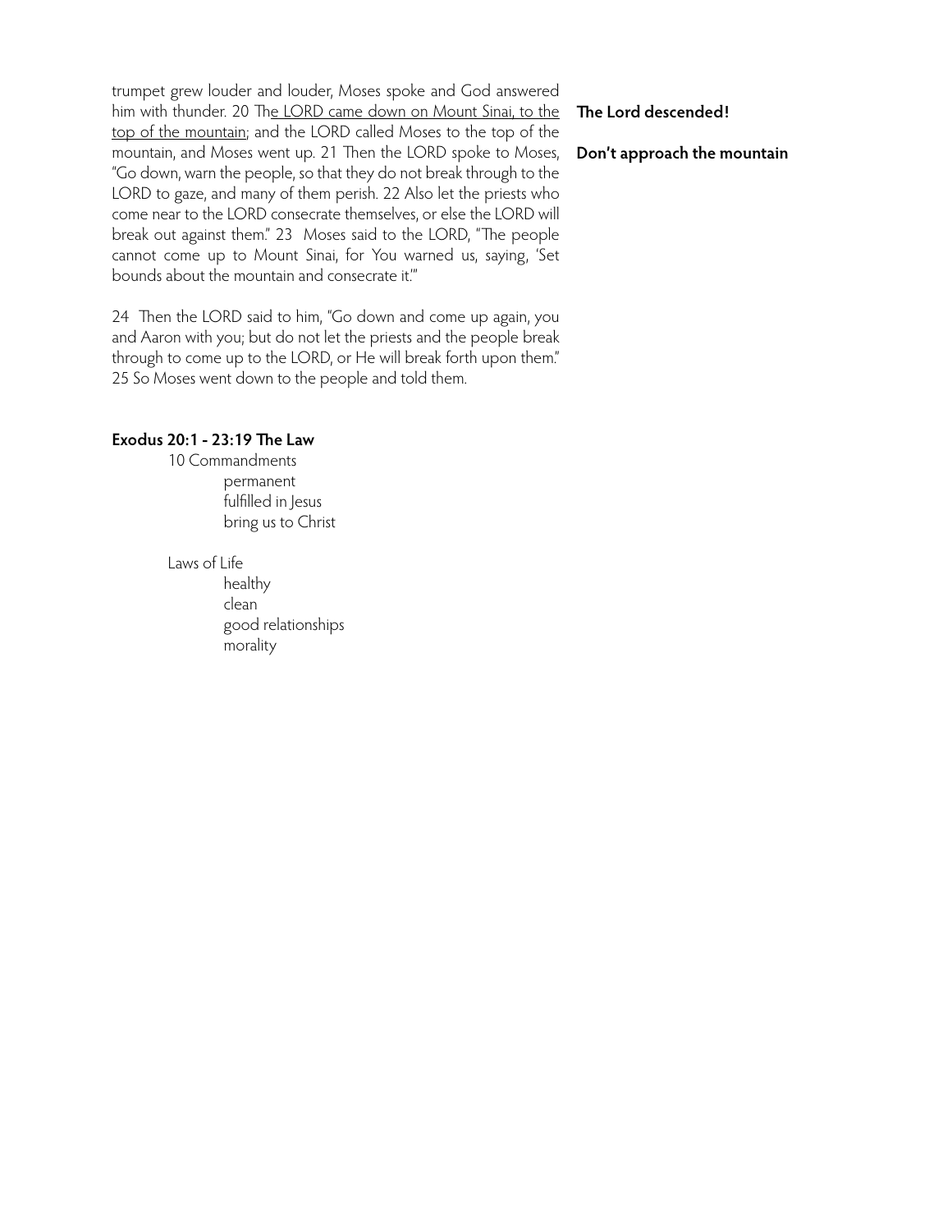trumpet grew louder and louder, Moses spoke and God answered him with thunder. 20 The LORD came down on Mount Sinai, to the top of the mountain; and the LORD called Moses to the top of the mountain, and Moses went up. 21 Then the LORD spoke to Moses, "Go down, warn the people, so that they do not break through to the LORD to gaze, and many of them perish. 22 Also let the priests who come near to the LORD consecrate themselves, or else the LORD will break out against them." 23 Moses said to the LORD, "The people cannot come up to Mount Sinai, for You warned us, saying, 'Set bounds about the mountain and consecrate it.'"

**The Lord descended!**

**Don't approach the mountain**

24 Then the LORD said to him, "Go down and come up again, you and Aaron with you; but do not let the priests and the people break through to come up to the LORD, or He will break forth upon them." 25 So Moses went down to the people and told them.

**Exodus 20:1 - 23:19 The Law**

- 10 Commandments
  - permanent
  - fulfilled in Jesus
  - bring us to Christ

- Laws of Life
  - healthy
  - clean
  - good relationships
  - morality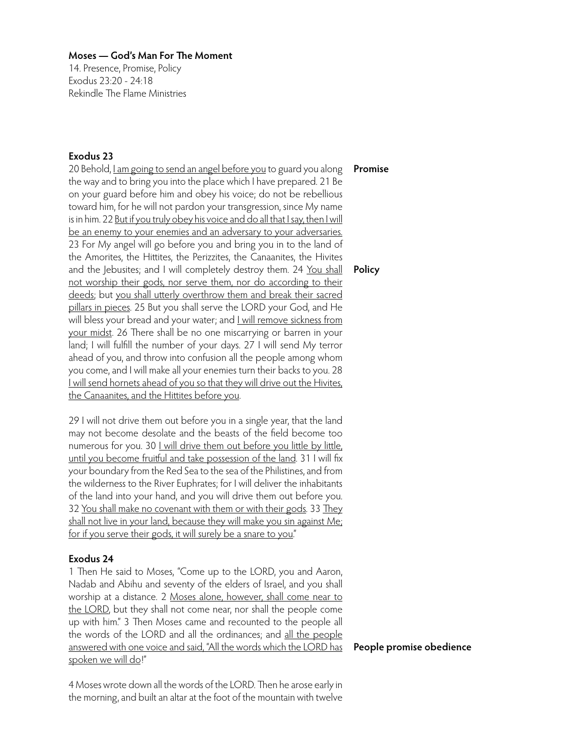**Moses — God's Man For The Moment**

14. Presence, Promise, Policy
Exodus 23:20 - 24:18
Rekindle The Flame Ministries

### Exodus 23

20 Behold, <u>I am going to send an angel before you</u> to guard you along the way and to bring you into the place which I have prepared. 21 Be on your guard before him and obey his voice; do not be rebellious toward him, for he will not pardon your transgression, since My name is in him. 22 <u>But if you truly obey his voice and do all that I say, then I will be an enemy to your enemies and an adversary to your adversaries.</u> 23 For My angel will go before you and bring you in to the land of the Amorites, the Hittites, the Perizzites, the Canaanites, the Hivites and the Jebusites; and I will completely destroy them. 24 <u>You shall not worship their gods, nor serve them, nor do according to their deeds</u>; but <u>you shall utterly overthrow them and break their sacred pillars in pieces</u>. 25 But you shall serve the LORD your God, and He will bless your bread and your water; and <u>I will remove sickness from your midst</u>. 26 There shall be no one miscarrying or barren in your land; I will fulfill the number of your days. 27 I will send My terror ahead of you, and throw into confusion all the people among whom you come, and I will make all your enemies turn their backs to you. 28 <u>I will send hornets ahead of you so that they will drive out the Hivites, the Canaanites, and the Hittites before you</u>.

**Promise**

**Policy**

29 I will not drive them out before you in a single year, that the land may not become desolate and the beasts of the field become too numerous for you. 30 <u>I will drive them out before you little by little, until you become fruitful and take possession of the land</u>. 31 I will fix your boundary from the Red Sea to the sea of the Philistines, and from the wilderness to the River Euphrates; for I will deliver the inhabitants of the land into your hand, and you will drive them out before you. 32 <u>You shall make no covenant with them or with their gods</u>. 33 <u>They shall not live in your land, because they will make you sin against Me; for if you serve their gods, it will surely be a snare to you</u>."

### Exodus 24

1 Then He said to Moses, "Come up to the LORD, you and Aaron, Nadab and Abihu and seventy of the elders of Israel, and you shall worship at a distance. 2 <u>Moses alone, however, shall come near to the LORD</u>, but they shall not come near, nor shall the people come up with him." 3 Then Moses came and recounted to the people all the words of the LORD and all the ordinances; and <u>all the people answered with one voice and said, "All the words which the LORD has spoken we will do</u>!"

**People promise obedience**

4 Moses wrote down all the words of the LORD. Then he arose early in the morning, and built an altar at the foot of the mountain with twelve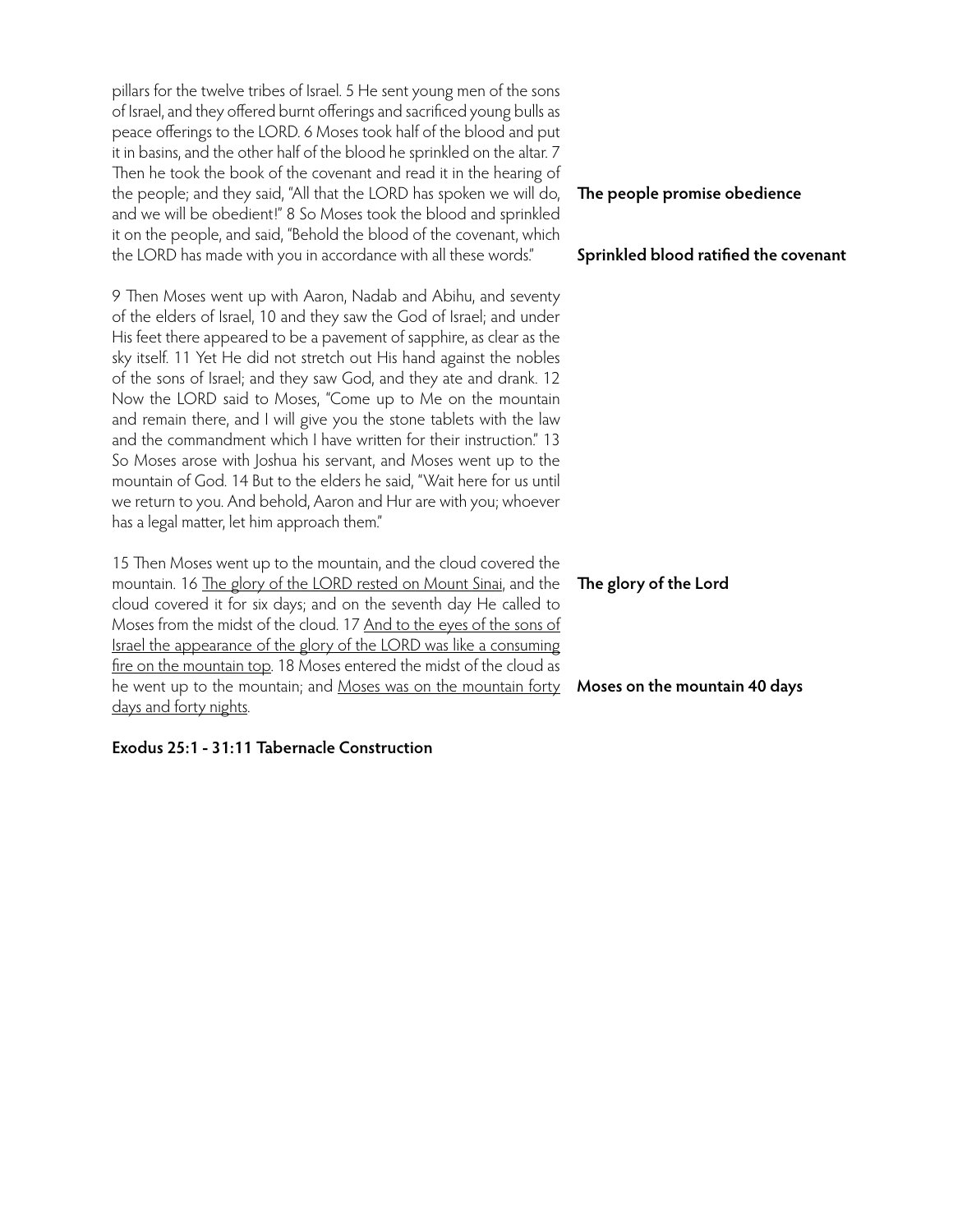pillars for the twelve tribes of Israel. 5 He sent young men of the sons of Israel, and they offered burnt offerings and sacrificed young bulls as peace offerings to the LORD. 6 Moses took half of the blood and put it in basins, and the other half of the blood he sprinkled on the altar. 7 Then he took the book of the covenant and read it in the hearing of the people; and they said, "All that the LORD has spoken we will do, and we will be obedient!" 8 So Moses took the blood and sprinkled it on the people, and said, "Behold the blood of the covenant, which the LORD has made with you in accordance with all these words."

**The people promise obedience**

**Sprinkled blood ratified the covenant**

9 Then Moses went up with Aaron, Nadab and Abihu, and seventy of the elders of Israel, 10 and they saw the God of Israel; and under His feet there appeared to be a pavement of sapphire, as clear as the sky itself. 11 Yet He did not stretch out His hand against the nobles of the sons of Israel; and they saw God, and they ate and drank. 12 Now the LORD said to Moses, "Come up to Me on the mountain and remain there, and I will give you the stone tablets with the law and the commandment which I have written for their instruction." 13 So Moses arose with Joshua his servant, and Moses went up to the mountain of God. 14 But to the elders he said, "Wait here for us until we return to you. And behold, Aaron and Hur are with you; whoever has a legal matter, let him approach them."

15 Then Moses went up to the mountain, and the cloud covered the mountain. 16 <u>The glory of the LORD rested on Mount Sinai</u>, and the cloud covered it for six days; and on the seventh day He called to Moses from the midst of the cloud. 17 <u>And to the eyes of the sons of Israel the appearance of the glory of the LORD was like a consuming fire on the mountain top</u>. 18 Moses entered the midst of the cloud as he went up to the mountain; and <u>Moses was on the mountain forty days and forty nights</u>.

**The glory of the Lord**

**Moses on the mountain 40 days**

**Exodus 25:1 - 31:11 Tabernacle Construction**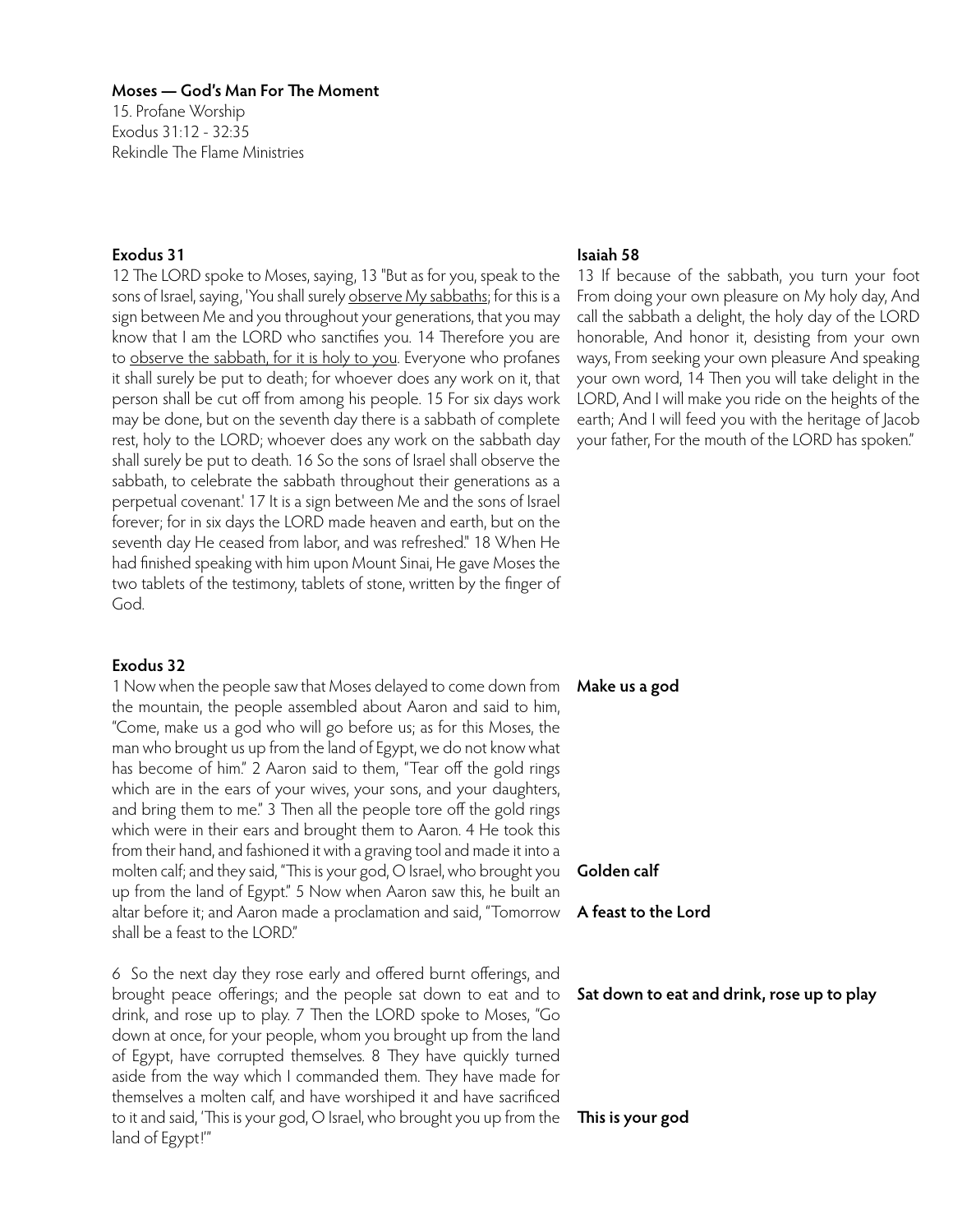**Moses — God's Man For The Moment**
15. Profane Worship
Exodus 31:12 - 32:35
Rekindle The Flame Ministries

**Exodus 31**

12 The LORD spoke to Moses, saying, 13 "But as for you, speak to the sons of Israel, saying, 'You shall surely <u>observe My sabbaths</u>; for this is a sign between Me and you throughout your generations, that you may know that I am the LORD who sanctifies you. 14 Therefore you are to <u>observe the sabbath, for it is holy to you</u>. Everyone who profanes it shall surely be put to death; for whoever does any work on it, that person shall be cut off from among his people. 15 For six days work may be done, but on the seventh day there is a sabbath of complete rest, holy to the LORD; whoever does any work on the sabbath day shall surely be put to death. 16 So the sons of Israel shall observe the sabbath, to celebrate the sabbath throughout their generations as a perpetual covenant.' 17 It is a sign between Me and the sons of Israel forever; for in six days the LORD made heaven and earth, but on the seventh day He ceased from labor, and was refreshed." 18 When He had finished speaking with him upon Mount Sinai, He gave Moses the two tablets of the testimony, tablets of stone, written by the finger of God.

**Isaiah 58**

13 If because of the sabbath, you turn your foot From doing your own pleasure on My holy day, And call the sabbath a delight, the holy day of the LORD honorable, And honor it, desisting from your own ways, From seeking your own pleasure And speaking your own word, 14 Then you will take delight in the LORD, And I will make you ride on the heights of the earth; And I will feed you with the heritage of Jacob your father, For the mouth of the LORD has spoken."

**Exodus 32**

**Make us a god**

1 Now when the people saw that Moses delayed to come down from the mountain, the people assembled about Aaron and said to him, "Come, make us a god who will go before us; as for this Moses, the man who brought us up from the land of Egypt, we do not know what has become of him." 2 Aaron said to them, "Tear off the gold rings which are in the ears of your wives, your sons, and your daughters, and bring them to me." 3 Then all the people tore off the gold rings which were in their ears and brought them to Aaron. 4 He took this from their hand, and fashioned it with a graving tool and made it into a molten calf; and they said, "This is your god, O Israel, who brought you up from the land of Egypt." 5 Now when Aaron saw this, he built an altar before it; and Aaron made a proclamation and said, "Tomorrow shall be a feast to the LORD."

**Golden calf**

**A feast to the Lord**

6 So the next day they rose early and offered burnt offerings, and brought peace offerings; and the people sat down to eat and to drink, and rose up to play. 7 Then the LORD spoke to Moses, "Go down at once, for your people, whom you brought up from the land of Egypt, have corrupted themselves. 8 They have quickly turned aside from the way which I commanded them. They have made for themselves a molten calf, and have worshiped it and have sacrificed to it and said, 'This is your god, O Israel, who brought you up from the land of Egypt!'"

**Sat down to eat and drink, rose up to play**

**This is your god**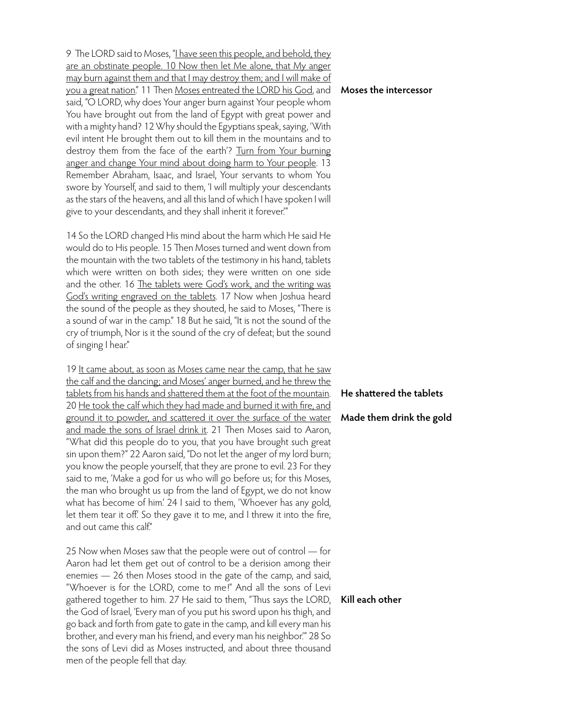9 The LORD said to Moses, "I have seen this people, and behold, they are an obstinate people. 10 Now then let Me alone, that My anger may burn against them and that I may destroy them; and I will make of you a great nation." 11 Then Moses entreated the LORD his God, and said, "O LORD, why does Your anger burn against Your people whom You have brought out from the land of Egypt with great power and with a mighty hand? 12 Why should the Egyptians speak, saying, 'With evil intent He brought them out to kill them in the mountains and to destroy them from the face of the earth'? Turn from Your burning anger and change Your mind about doing harm to Your people. 13 Remember Abraham, Isaac, and Israel, Your servants to whom You swore by Yourself, and said to them, 'I will multiply your descendants as the stars of the heavens, and all this land of which I have spoken I will give to your descendants, and they shall inherit it forever.'"

**Moses the intercessor**

14 So the LORD changed His mind about the harm which He said He would do to His people. 15 Then Moses turned and went down from the mountain with the two tablets of the testimony in his hand, tablets which were written on both sides; they were written on one side and the other. 16 The tablets were God's work, and the writing was God's writing engraved on the tablets. 17 Now when Joshua heard the sound of the people as they shouted, he said to Moses, "There is a sound of war in the camp." 18 But he said, "It is not the sound of the cry of triumph, Nor is it the sound of the cry of defeat; but the sound of singing I hear."

19 It came about, as soon as Moses came near the camp, that he saw the calf and the dancing; and Moses' anger burned, and he threw the tablets from his hands and shattered them at the foot of the mountain. 20 He took the calf which they had made and burned it with fire, and ground it to powder, and scattered it over the surface of the water and made the sons of Israel drink it. 21 Then Moses said to Aaron, "What did this people do to you, that you have brought such great sin upon them?" 22 Aaron said, "Do not let the anger of my lord burn; you know the people yourself, that they are prone to evil. 23 For they said to me, 'Make a god for us who will go before us; for this Moses, the man who brought us up from the land of Egypt, we do not know what has become of him.' 24 I said to them, 'Whoever has any gold, let them tear it off.' So they gave it to me, and I threw it into the fire, and out came this calf."

**He shattered the tablets**

**Made them drink the gold**

25 Now when Moses saw that the people were out of control — for Aaron had let them get out of control to be a derision among their enemies — 26 then Moses stood in the gate of the camp, and said, "Whoever is for the LORD, come to me!" And all the sons of Levi gathered together to him. 27 He said to them, "Thus says the LORD, the God of Israel, 'Every man of you put his sword upon his thigh, and go back and forth from gate to gate in the camp, and kill every man his brother, and every man his friend, and every man his neighbor.'" 28 So the sons of Levi did as Moses instructed, and about three thousand men of the people fell that day.

**Kill each other**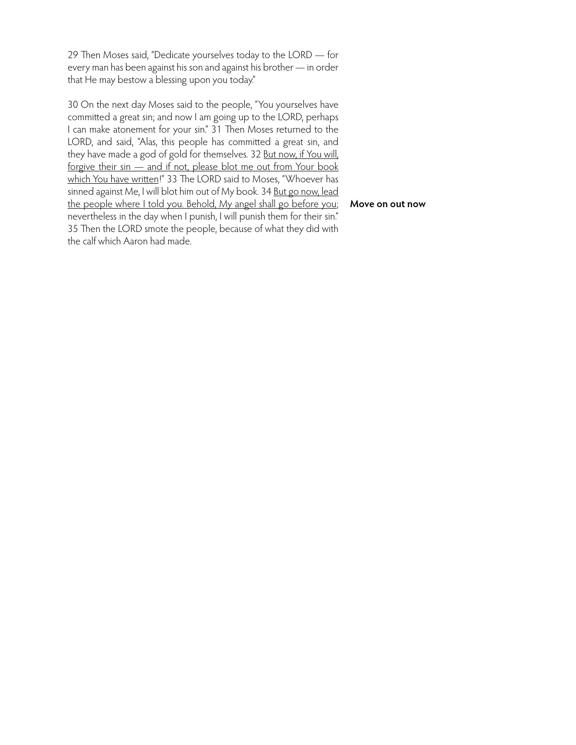29 Then Moses said, "Dedicate yourselves today to the LORD — for every man has been against his son and against his brother — in order that He may bestow a blessing upon you today."

30 On the next day Moses said to the people, "You yourselves have committed a great sin; and now I am going up to the LORD, perhaps I can make atonement for your sin." 31 Then Moses returned to the LORD, and said, "Alas, this people has committed a great sin, and they have made a god of gold for themselves. 32 <u>But now, if You will, forgive their sin — and if not, please blot me out from Your book which You have written</u>!" 33 The LORD said to Moses, "Whoever has sinned against Me, I will blot him out of My book. 34 <u>But go now, lead the people where I told you. Behold, My angel shall go before you</u>; nevertheless in the day when I punish, I will punish them for their sin." 35 Then the LORD smote the people, because of what they did with the calf which Aaron had made.

**Move on out now**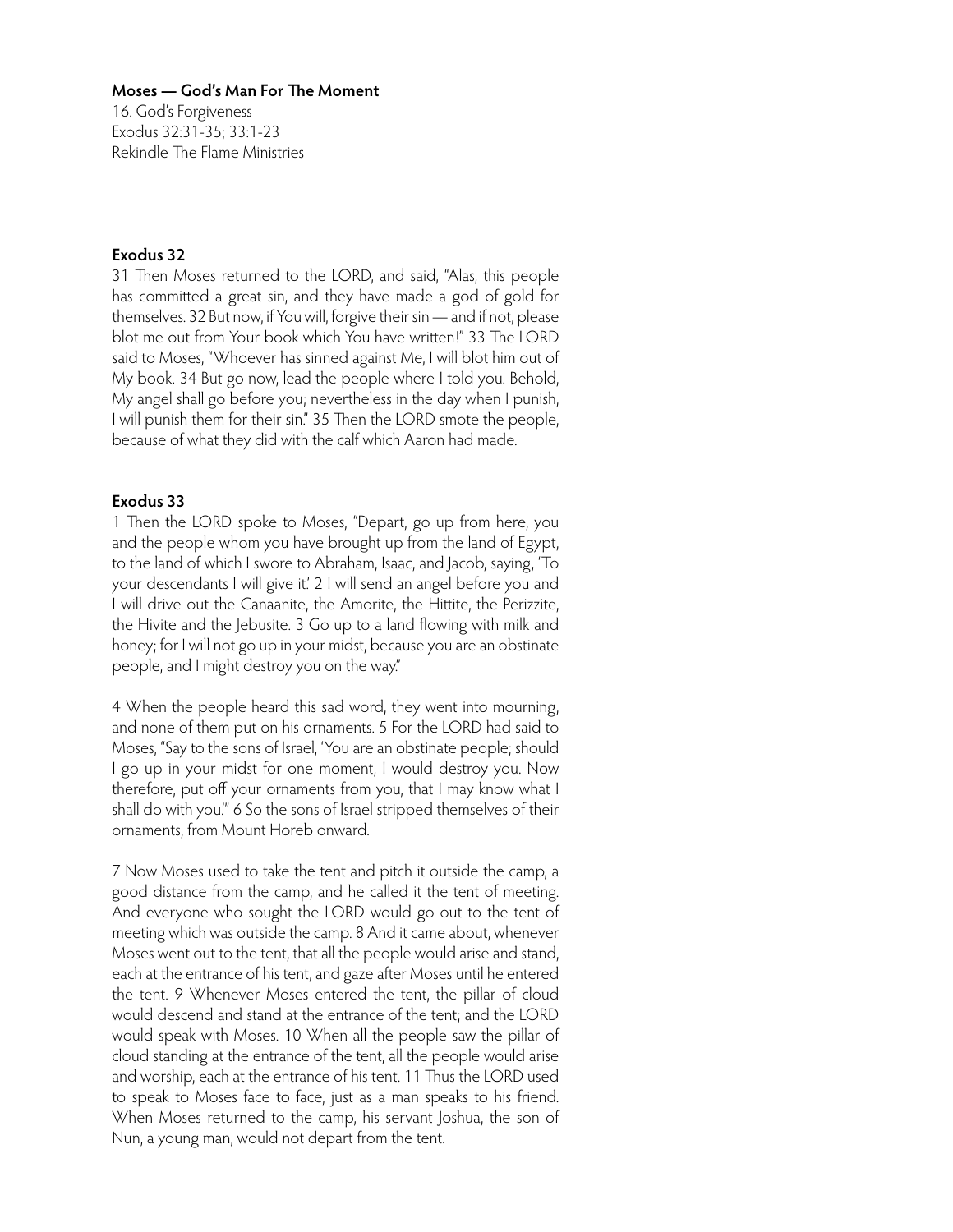**Moses — God's Man For The Moment**

16. God's Forgiveness
Exodus 32:31-35; 33:1-23
Rekindle The Flame Ministries

**Exodus 32**

31 Then Moses returned to the LORD, and said, "Alas, this people has committed a great sin, and they have made a god of gold for themselves. 32 But now, if You will, forgive their sin — and if not, please blot me out from Your book which You have written!" 33 The LORD said to Moses, "Whoever has sinned against Me, I will blot him out of My book. 34 But go now, lead the people where I told you. Behold, My angel shall go before you; nevertheless in the day when I punish, I will punish them for their sin." 35 Then the LORD smote the people, because of what they did with the calf which Aaron had made.

**Exodus 33**

1 Then the LORD spoke to Moses, "Depart, go up from here, you and the people whom you have brought up from the land of Egypt, to the land of which I swore to Abraham, Isaac, and Jacob, saying, 'To your descendants I will give it.' 2 I will send an angel before you and I will drive out the Canaanite, the Amorite, the Hittite, the Perizzite, the Hivite and the Jebusite. 3 Go up to a land flowing with milk and honey; for I will not go up in your midst, because you are an obstinate people, and I might destroy you on the way."

4 When the people heard this sad word, they went into mourning, and none of them put on his ornaments. 5 For the LORD had said to Moses, "Say to the sons of Israel, 'You are an obstinate people; should I go up in your midst for one moment, I would destroy you. Now therefore, put off your ornaments from you, that I may know what I shall do with you.'" 6 So the sons of Israel stripped themselves of their ornaments, from Mount Horeb onward.

7 Now Moses used to take the tent and pitch it outside the camp, a good distance from the camp, and he called it the tent of meeting. And everyone who sought the LORD would go out to the tent of meeting which was outside the camp. 8 And it came about, whenever Moses went out to the tent, that all the people would arise and stand, each at the entrance of his tent, and gaze after Moses until he entered the tent. 9 Whenever Moses entered the tent, the pillar of cloud would descend and stand at the entrance of the tent; and the LORD would speak with Moses. 10 When all the people saw the pillar of cloud standing at the entrance of the tent, all the people would arise and worship, each at the entrance of his tent. 11 Thus the LORD used to speak to Moses face to face, just as a man speaks to his friend. When Moses returned to the camp, his servant Joshua, the son of Nun, a young man, would not depart from the tent.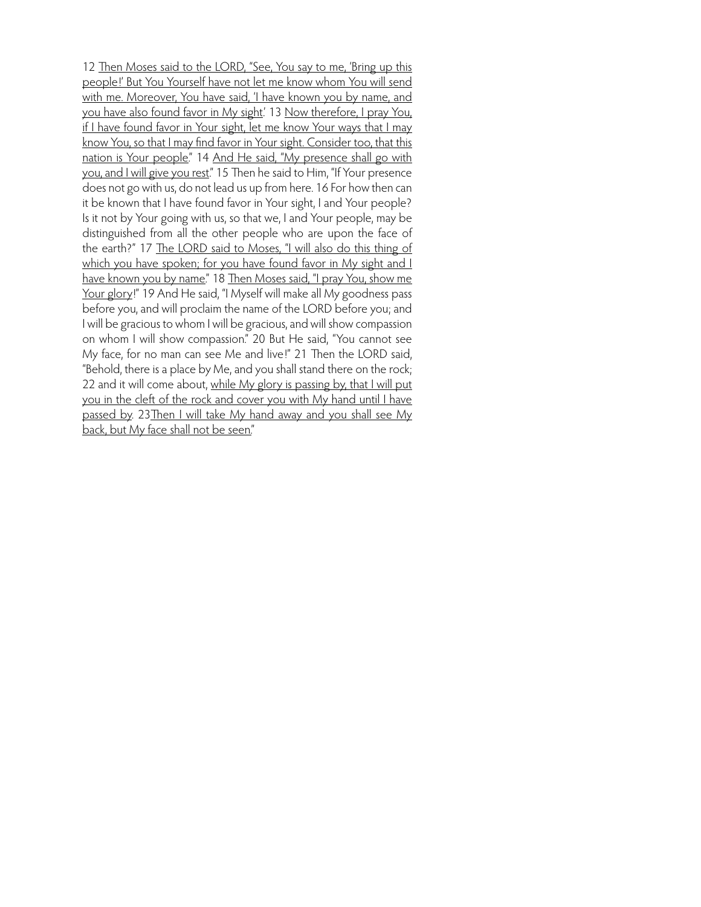12 <u>Then Moses said to the LORD, "See, You say to me, 'Bring up this people!' But You Yourself have not let me know whom You will send with me. Moreover, You have said, 'I have known you by name, and you have also found favor in My sight</u>.' 13 <u>Now therefore, I pray You, if I have found favor in Your sight, let me know Your ways that I may know You, so that I may find favor in Your sight. Consider too, that this nation is Your people</u>." 14 <u>And He said, "My presence shall go with you, and I will give you rest</u>." 15 Then he said to Him, "If Your presence does not go with us, do not lead us up from here. 16 For how then can it be known that I have found favor in Your sight, I and Your people? Is it not by Your going with us, so that we, I and Your people, may be distinguished from all the other people who are upon the face of the earth?" 17 <u>The LORD said to Moses, "I will also do this thing of which you have spoken; for you have found favor in My sight and I have known you by name</u>." 18 <u>Then Moses said, "I pray You, show me Your glory</u>!" 19 And He said, "I Myself will make all My goodness pass before you, and will proclaim the name of the LORD before you; and I will be gracious to whom I will be gracious, and will show compassion on whom I will show compassion." 20 But He said, "You cannot see My face, for no man can see Me and live!" 21 Then the LORD said, "Behold, there is a place by Me, and you shall stand there on the rock; 22 and it will come about, <u>while My glory is passing by, that I will put you in the cleft of the rock and cover you with My hand until I have passed by</u>. 23<u>Then I will take My hand away and you shall see My back, but My face shall not be seen</u>."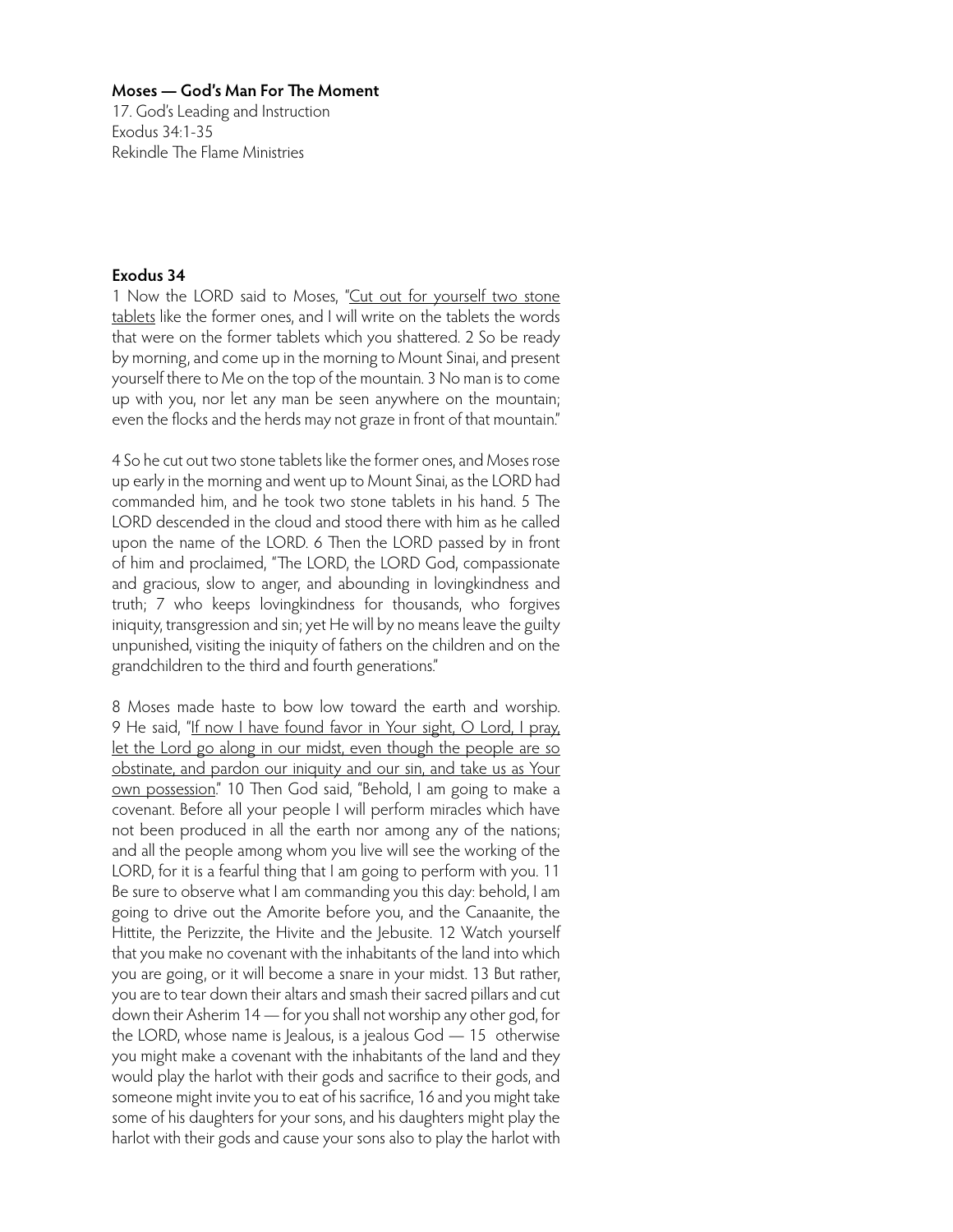**Moses — God's Man For The Moment**
17. God's Leading and Instruction
Exodus 34:1-35
Rekindle The Flame Ministries

**Exodus 34**

1 Now the LORD said to Moses, "<u>Cut out for yourself two stone tablets</u> like the former ones, and I will write on the tablets the words that were on the former tablets which you shattered. 2 So be ready by morning, and come up in the morning to Mount Sinai, and present yourself there to Me on the top of the mountain. 3 No man is to come up with you, nor let any man be seen anywhere on the mountain; even the flocks and the herds may not graze in front of that mountain."

4 So he cut out two stone tablets like the former ones, and Moses rose up early in the morning and went up to Mount Sinai, as the LORD had commanded him, and he took two stone tablets in his hand. 5 The LORD descended in the cloud and stood there with him as he called upon the name of the LORD. 6 Then the LORD passed by in front of him and proclaimed, "The LORD, the LORD God, compassionate and gracious, slow to anger, and abounding in lovingkindness and truth; 7 who keeps lovingkindness for thousands, who forgives iniquity, transgression and sin; yet He will by no means leave the guilty unpunished, visiting the iniquity of fathers on the children and on the grandchildren to the third and fourth generations."

8 Moses made haste to bow low toward the earth and worship. 9 He said, "<u>If now I have found favor in Your sight, O Lord, I pray, let the Lord go along in our midst, even though the people are so obstinate, and pardon our iniquity and our sin, and take us as Your own possession</u>." 10 Then God said, "Behold, I am going to make a covenant. Before all your people I will perform miracles which have not been produced in all the earth nor among any of the nations; and all the people among whom you live will see the working of the LORD, for it is a fearful thing that I am going to perform with you. 11 Be sure to observe what I am commanding you this day: behold, I am going to drive out the Amorite before you, and the Canaanite, the Hittite, the Perizzite, the Hivite and the Jebusite. 12 Watch yourself that you make no covenant with the inhabitants of the land into which you are going, or it will become a snare in your midst. 13 But rather, you are to tear down their altars and smash their sacred pillars and cut down their Asherim 14 — for you shall not worship any other god, for the LORD, whose name is Jealous, is a jealous God — 15 otherwise you might make a covenant with the inhabitants of the land and they would play the harlot with their gods and sacrifice to their gods, and someone might invite you to eat of his sacrifice, 16 and you might take some of his daughters for your sons, and his daughters might play the harlot with their gods and cause your sons also to play the harlot with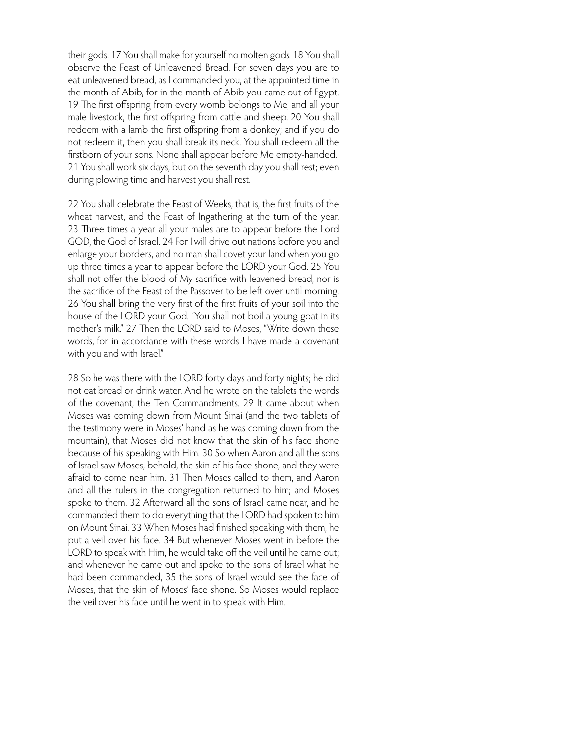their gods. 17 You shall make for yourself no molten gods. 18 You shall observe the Feast of Unleavened Bread. For seven days you are to eat unleavened bread, as I commanded you, at the appointed time in the month of Abib, for in the month of Abib you came out of Egypt. 19 The first offspring from every womb belongs to Me, and all your male livestock, the first offspring from cattle and sheep. 20 You shall redeem with a lamb the first offspring from a donkey; and if you do not redeem it, then you shall break its neck. You shall redeem all the firstborn of your sons. None shall appear before Me empty-handed. 21 You shall work six days, but on the seventh day you shall rest; even during plowing time and harvest you shall rest.

22 You shall celebrate the Feast of Weeks, that is, the first fruits of the wheat harvest, and the Feast of Ingathering at the turn of the year. 23 Three times a year all your males are to appear before the Lord GOD, the God of Israel. 24 For I will drive out nations before you and enlarge your borders, and no man shall covet your land when you go up three times a year to appear before the LORD your God. 25 You shall not offer the blood of My sacrifice with leavened bread, nor is the sacrifice of the Feast of the Passover to be left over until morning. 26 You shall bring the very first of the first fruits of your soil into the house of the LORD your God. "You shall not boil a young goat in its mother's milk." 27 Then the LORD said to Moses, "Write down these words, for in accordance with these words I have made a covenant with you and with Israel."

28 So he was there with the LORD forty days and forty nights; he did not eat bread or drink water. And he wrote on the tablets the words of the covenant, the Ten Commandments. 29 It came about when Moses was coming down from Mount Sinai (and the two tablets of the testimony were in Moses' hand as he was coming down from the mountain), that Moses did not know that the skin of his face shone because of his speaking with Him. 30 So when Aaron and all the sons of Israel saw Moses, behold, the skin of his face shone, and they were afraid to come near him. 31 Then Moses called to them, and Aaron and all the rulers in the congregation returned to him; and Moses spoke to them. 32 Afterward all the sons of Israel came near, and he commanded them to do everything that the LORD had spoken to him on Mount Sinai. 33 When Moses had finished speaking with them, he put a veil over his face. 34 But whenever Moses went in before the LORD to speak with Him, he would take off the veil until he came out; and whenever he came out and spoke to the sons of Israel what he had been commanded, 35 the sons of Israel would see the face of Moses, that the skin of Moses' face shone. So Moses would replace the veil over his face until he went in to speak with Him.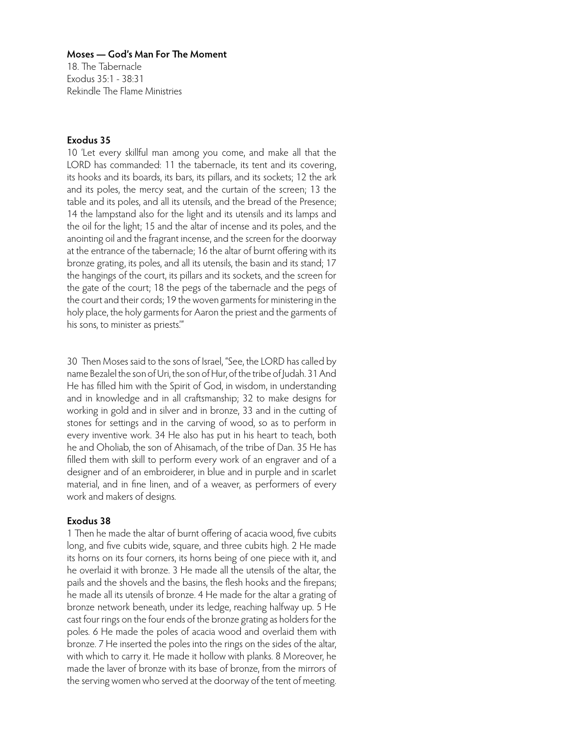**Moses — God's Man For The Moment**
18. The Tabernacle
Exodus 35:1 - 38:31
Rekindle The Flame Ministries

## Exodus 35

10 'Let every skillful man among you come, and make all that the LORD has commanded: 11 the tabernacle, its tent and its covering, its hooks and its boards, its bars, its pillars, and its sockets; 12 the ark and its poles, the mercy seat, and the curtain of the screen; 13 the table and its poles, and all its utensils, and the bread of the Presence; 14 the lampstand also for the light and its utensils and its lamps and the oil for the light; 15 and the altar of incense and its poles, and the anointing oil and the fragrant incense, and the screen for the doorway at the entrance of the tabernacle; 16 the altar of burnt offering with its bronze grating, its poles, and all its utensils, the basin and its stand; 17 the hangings of the court, its pillars and its sockets, and the screen for the gate of the court; 18 the pegs of the tabernacle and the pegs of the court and their cords; 19 the woven garments for ministering in the holy place, the holy garments for Aaron the priest and the garments of his sons, to minister as priests.'"

30 Then Moses said to the sons of Israel, "See, the LORD has called by name Bezalel the son of Uri, the son of Hur, of the tribe of Judah. 31 And He has filled him with the Spirit of God, in wisdom, in understanding and in knowledge and in all craftsmanship; 32 to make designs for working in gold and in silver and in bronze, 33 and in the cutting of stones for settings and in the carving of wood, so as to perform in every inventive work. 34 He also has put in his heart to teach, both he and Oholiab, the son of Ahisamach, of the tribe of Dan. 35 He has filled them with skill to perform every work of an engraver and of a designer and of an embroiderer, in blue and in purple and in scarlet material, and in fine linen, and of a weaver, as performers of every work and makers of designs.

## Exodus 38

1 Then he made the altar of burnt offering of acacia wood, five cubits long, and five cubits wide, square, and three cubits high. 2 He made its horns on its four corners, its horns being of one piece with it, and he overlaid it with bronze. 3 He made all the utensils of the altar, the pails and the shovels and the basins, the flesh hooks and the firepans; he made all its utensils of bronze. 4 He made for the altar a grating of bronze network beneath, under its ledge, reaching halfway up. 5 He cast four rings on the four ends of the bronze grating as holders for the poles. 6 He made the poles of acacia wood and overlaid them with bronze. 7 He inserted the poles into the rings on the sides of the altar, with which to carry it. He made it hollow with planks. 8 Moreover, he made the laver of bronze with its base of bronze, from the mirrors of the serving women who served at the doorway of the tent of meeting.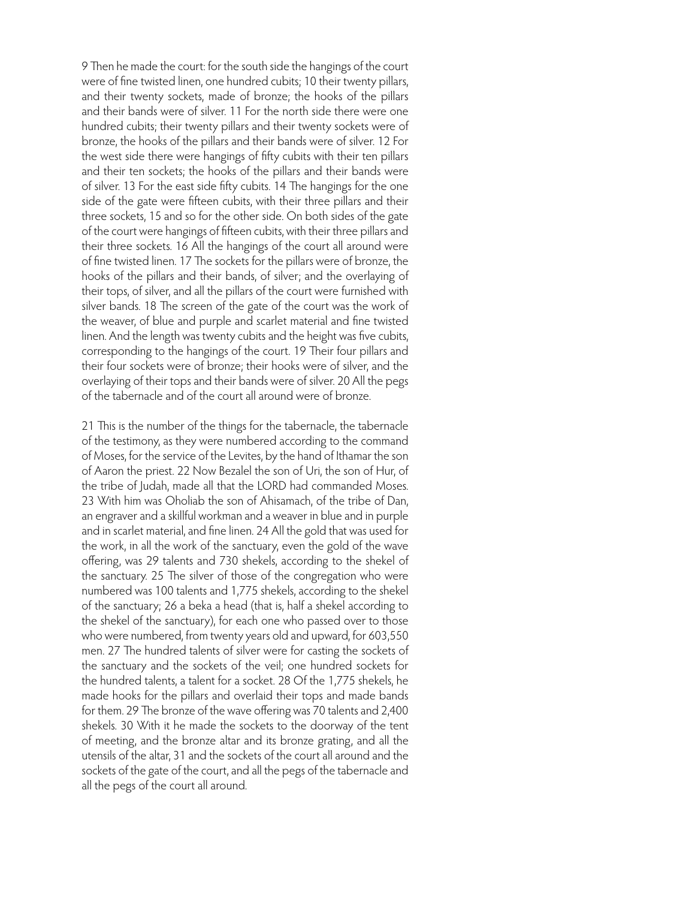9 Then he made the court: for the south side the hangings of the court were of fine twisted linen, one hundred cubits; 10 their twenty pillars, and their twenty sockets, made of bronze; the hooks of the pillars and their bands were of silver. 11 For the north side there were one hundred cubits; their twenty pillars and their twenty sockets were of bronze, the hooks of the pillars and their bands were of silver. 12 For the west side there were hangings of fifty cubits with their ten pillars and their ten sockets; the hooks of the pillars and their bands were of silver. 13 For the east side fifty cubits. 14 The hangings for the one side of the gate were fifteen cubits, with their three pillars and their three sockets, 15 and so for the other side. On both sides of the gate of the court were hangings of fifteen cubits, with their three pillars and their three sockets. 16 All the hangings of the court all around were of fine twisted linen. 17 The sockets for the pillars were of bronze, the hooks of the pillars and their bands, of silver; and the overlaying of their tops, of silver, and all the pillars of the court were furnished with silver bands. 18 The screen of the gate of the court was the work of the weaver, of blue and purple and scarlet material and fine twisted linen. And the length was twenty cubits and the height was five cubits, corresponding to the hangings of the court. 19 Their four pillars and their four sockets were of bronze; their hooks were of silver, and the overlaying of their tops and their bands were of silver. 20 All the pegs of the tabernacle and of the court all around were of bronze.

21 This is the number of the things for the tabernacle, the tabernacle of the testimony, as they were numbered according to the command of Moses, for the service of the Levites, by the hand of Ithamar the son of Aaron the priest. 22 Now Bezalel the son of Uri, the son of Hur, of the tribe of Judah, made all that the LORD had commanded Moses. 23 With him was Oholiab the son of Ahisamach, of the tribe of Dan, an engraver and a skillful workman and a weaver in blue and in purple and in scarlet material, and fine linen. 24 All the gold that was used for the work, in all the work of the sanctuary, even the gold of the wave offering, was 29 talents and 730 shekels, according to the shekel of the sanctuary. 25 The silver of those of the congregation who were numbered was 100 talents and 1,775 shekels, according to the shekel of the sanctuary; 26 a beka a head (that is, half a shekel according to the shekel of the sanctuary), for each one who passed over to those who were numbered, from twenty years old and upward, for 603,550 men. 27 The hundred talents of silver were for casting the sockets of the sanctuary and the sockets of the veil; one hundred sockets for the hundred talents, a talent for a socket. 28 Of the 1,775 shekels, he made hooks for the pillars and overlaid their tops and made bands for them. 29 The bronze of the wave offering was 70 talents and 2,400 shekels. 30 With it he made the sockets to the doorway of the tent of meeting, and the bronze altar and its bronze grating, and all the utensils of the altar, 31 and the sockets of the court all around and the sockets of the gate of the court, and all the pegs of the tabernacle and all the pegs of the court all around.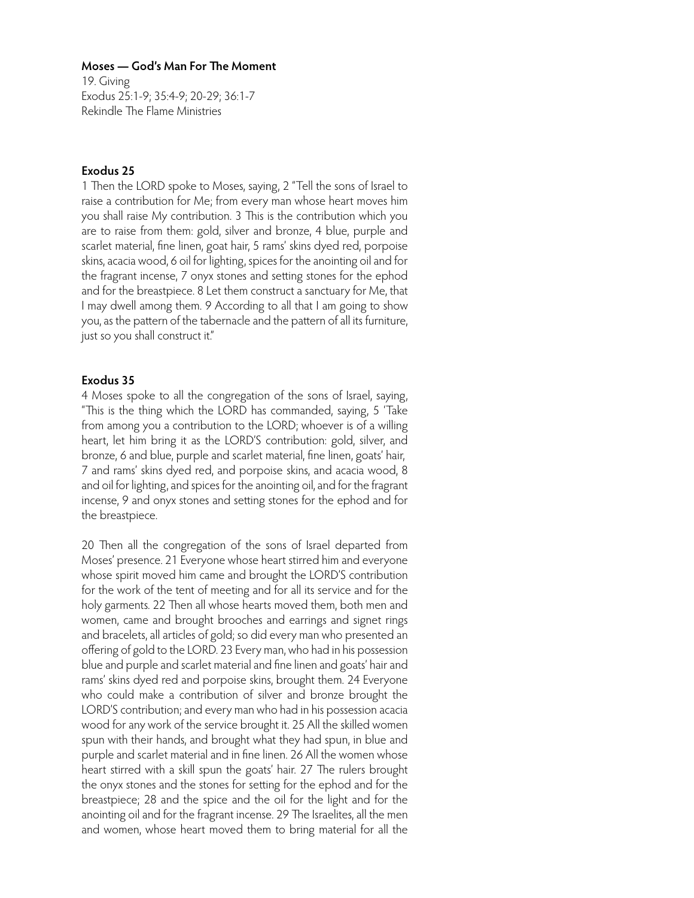**Moses — God's Man For The Moment**

19. Giving
Exodus 25:1-9; 35:4-9; 20-29; 36:1-7
Rekindle The Flame Ministries

**Exodus 25**

1 Then the LORD spoke to Moses, saying, 2 "Tell the sons of Israel to raise a contribution for Me; from every man whose heart moves him you shall raise My contribution. 3 This is the contribution which you are to raise from them: gold, silver and bronze, 4 blue, purple and scarlet material, fine linen, goat hair, 5 rams' skins dyed red, porpoise skins, acacia wood, 6 oil for lighting, spices for the anointing oil and for the fragrant incense, 7 onyx stones and setting stones for the ephod and for the breastpiece. 8 Let them construct a sanctuary for Me, that I may dwell among them. 9 According to all that I am going to show you, as the pattern of the tabernacle and the pattern of all its furniture, just so you shall construct it."

**Exodus 35**

4 Moses spoke to all the congregation of the sons of Israel, saying, "This is the thing which the LORD has commanded, saying, 5 'Take from among you a contribution to the LORD; whoever is of a willing heart, let him bring it as the LORD'S contribution: gold, silver, and bronze, 6 and blue, purple and scarlet material, fine linen, goats' hair, 7 and rams' skins dyed red, and porpoise skins, and acacia wood, 8 and oil for lighting, and spices for the anointing oil, and for the fragrant incense, 9 and onyx stones and setting stones for the ephod and for the breastpiece.

20 Then all the congregation of the sons of Israel departed from Moses' presence. 21 Everyone whose heart stirred him and everyone whose spirit moved him came and brought the LORD'S contribution for the work of the tent of meeting and for all its service and for the holy garments. 22 Then all whose hearts moved them, both men and women, came and brought brooches and earrings and signet rings and bracelets, all articles of gold; so did every man who presented an offering of gold to the LORD. 23 Every man, who had in his possession blue and purple and scarlet material and fine linen and goats' hair and rams' skins dyed red and porpoise skins, brought them. 24 Everyone who could make a contribution of silver and bronze brought the LORD'S contribution; and every man who had in his possession acacia wood for any work of the service brought it. 25 All the skilled women spun with their hands, and brought what they had spun, in blue and purple and scarlet material and in fine linen. 26 All the women whose heart stirred with a skill spun the goats' hair. 27 The rulers brought the onyx stones and the stones for setting for the ephod and for the breastpiece; 28 and the spice and the oil for the light and for the anointing oil and for the fragrant incense. 29 The Israelites, all the men and women, whose heart moved them to bring material for all the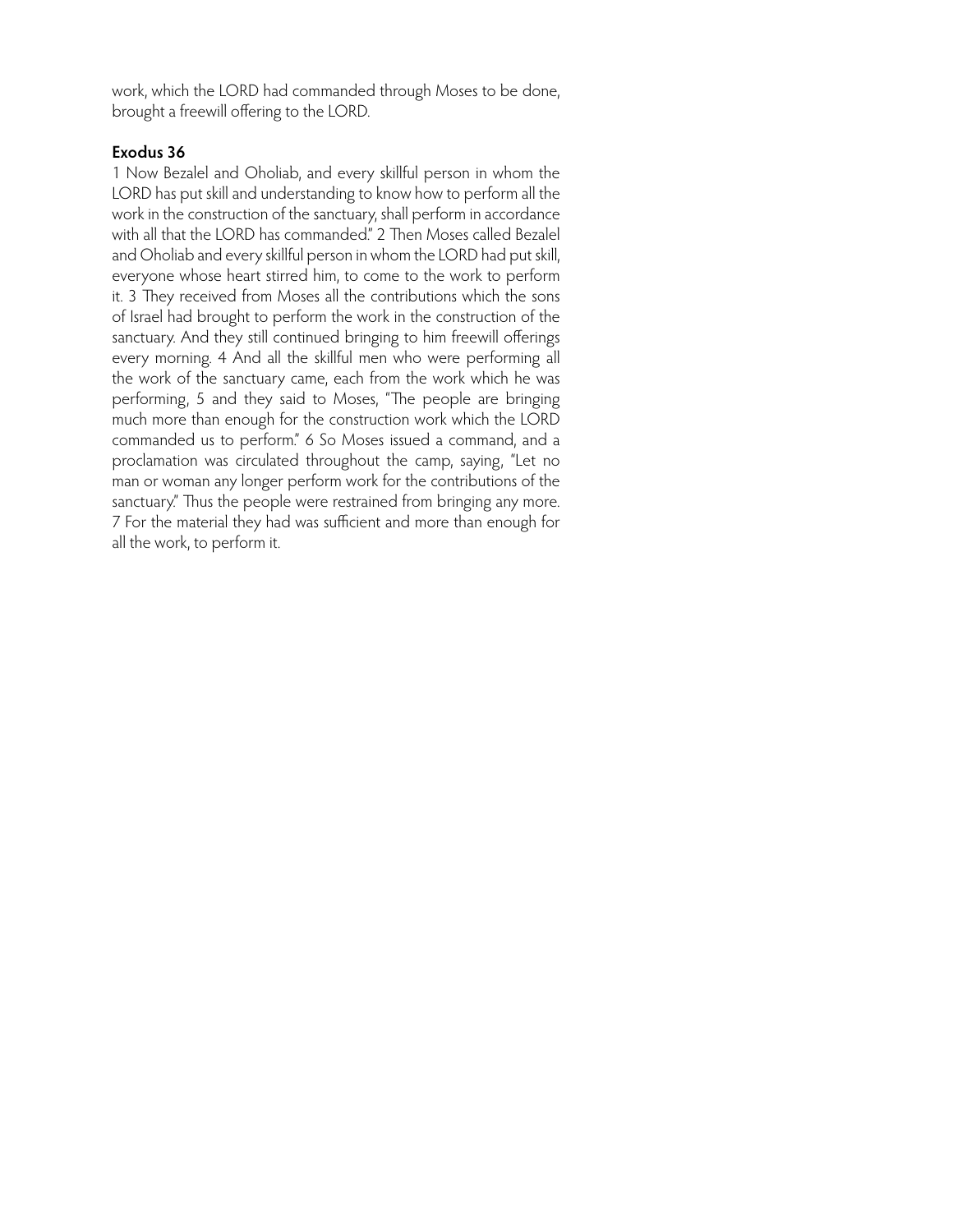work, which the LORD had commanded through Moses to be done, brought a freewill offering to the LORD.

**Exodus 36**

1 Now Bezalel and Oholiab, and every skillful person in whom the LORD has put skill and understanding to know how to perform all the work in the construction of the sanctuary, shall perform in accordance with all that the LORD has commanded." 2 Then Moses called Bezalel and Oholiab and every skillful person in whom the LORD had put skill, everyone whose heart stirred him, to come to the work to perform it. 3 They received from Moses all the contributions which the sons of Israel had brought to perform the work in the construction of the sanctuary. And they still continued bringing to him freewill offerings every morning. 4 And all the skillful men who were performing all the work of the sanctuary came, each from the work which he was performing, 5 and they said to Moses, "The people are bringing much more than enough for the construction work which the LORD commanded us to perform." 6 So Moses issued a command, and a proclamation was circulated throughout the camp, saying, "Let no man or woman any longer perform work for the contributions of the sanctuary." Thus the people were restrained from bringing any more. 7 For the material they had was sufficient and more than enough for all the work, to perform it.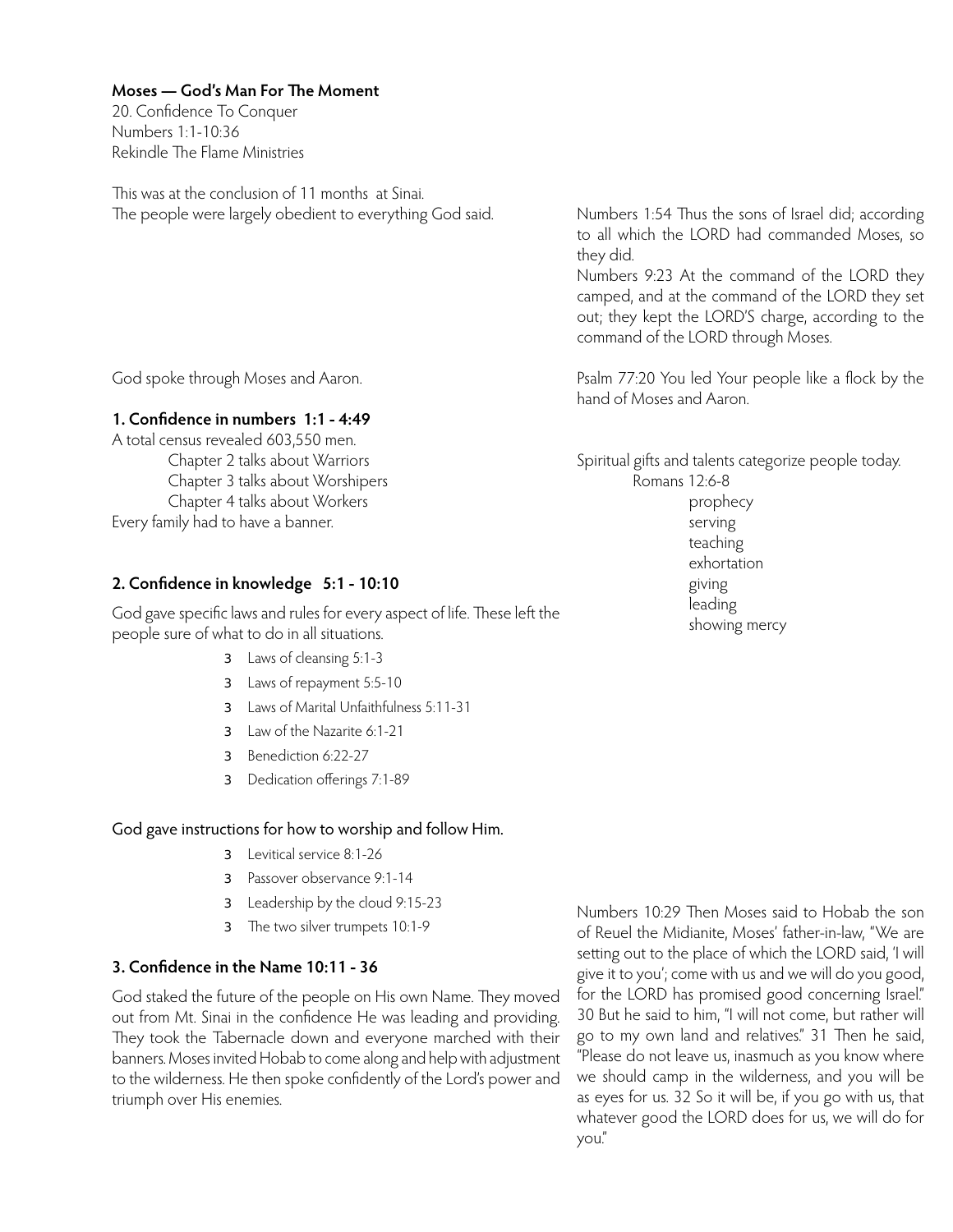**Moses — God's Man For The Moment**
20. Confidence To Conquer
Numbers 1:1-10:36
Rekindle The Flame Ministries

This was at the conclusion of 11 months at Sinai.
The people were largely obedient to everything God said.

Numbers 1:54 Thus the sons of Israel did; according to all which the LORD had commanded Moses, so they did.
Numbers 9:23 At the command of the LORD they camped, and at the command of the LORD they set out; they kept the LORD'S charge, according to the command of the LORD through Moses.

God spoke through Moses and Aaron.

Psalm 77:20 You led Your people like a flock by the hand of Moses and Aaron.

**1. Confidence in numbers 1:1 - 4:49**

A total census revealed 603,550 men.
- Chapter 2 talks about Warriors
- Chapter 3 talks about Worshipers
- Chapter 4 talks about Workers

Every family had to have a banner.

Spiritual gifts and talents categorize people today.
- Romans 12:6-8
  - prophecy
  - serving
  - teaching
  - exhortation
  - giving
  - leading
  - showing mercy

**2. Confidence in knowledge 5:1 - 10:10**

God gave specific laws and rules for every aspect of life. These left the people sure of what to do in all situations.

- Laws of cleansing 5:1-3
- Laws of repayment 5:5-10
- Laws of Marital Unfaithfulness 5:11-31
- Law of the Nazarite 6:1-21
- Benediction 6:22-27
- Dedication offerings 7:1-89

God gave instructions for how to worship and follow Him.

- Levitical service 8:1-26
- Passover observance 9:1-14
- Leadership by the cloud 9:15-23
- The two silver trumpets 10:1-9

**3. Confidence in the Name 10:11 - 36**

God staked the future of the people on His own Name. They moved out from Mt. Sinai in the confidence He was leading and providing. They took the Tabernacle down and everyone marched with their banners. Moses invited Hobab to come along and help with adjustment to the wilderness. He then spoke confidently of the Lord's power and triumph over His enemies.

Numbers 10:29 Then Moses said to Hobab the son of Reuel the Midianite, Moses' father-in-law, "We are setting out to the place of which the LORD said, 'I will give it to you'; come with us and we will do you good, for the LORD has promised good concerning Israel." 30 But he said to him, "I will not come, but rather will go to my own land and relatives." 31 Then he said, "Please do not leave us, inasmuch as you know where we should camp in the wilderness, and you will be as eyes for us. 32 So it will be, if you go with us, that whatever good the LORD does for us, we will do for you."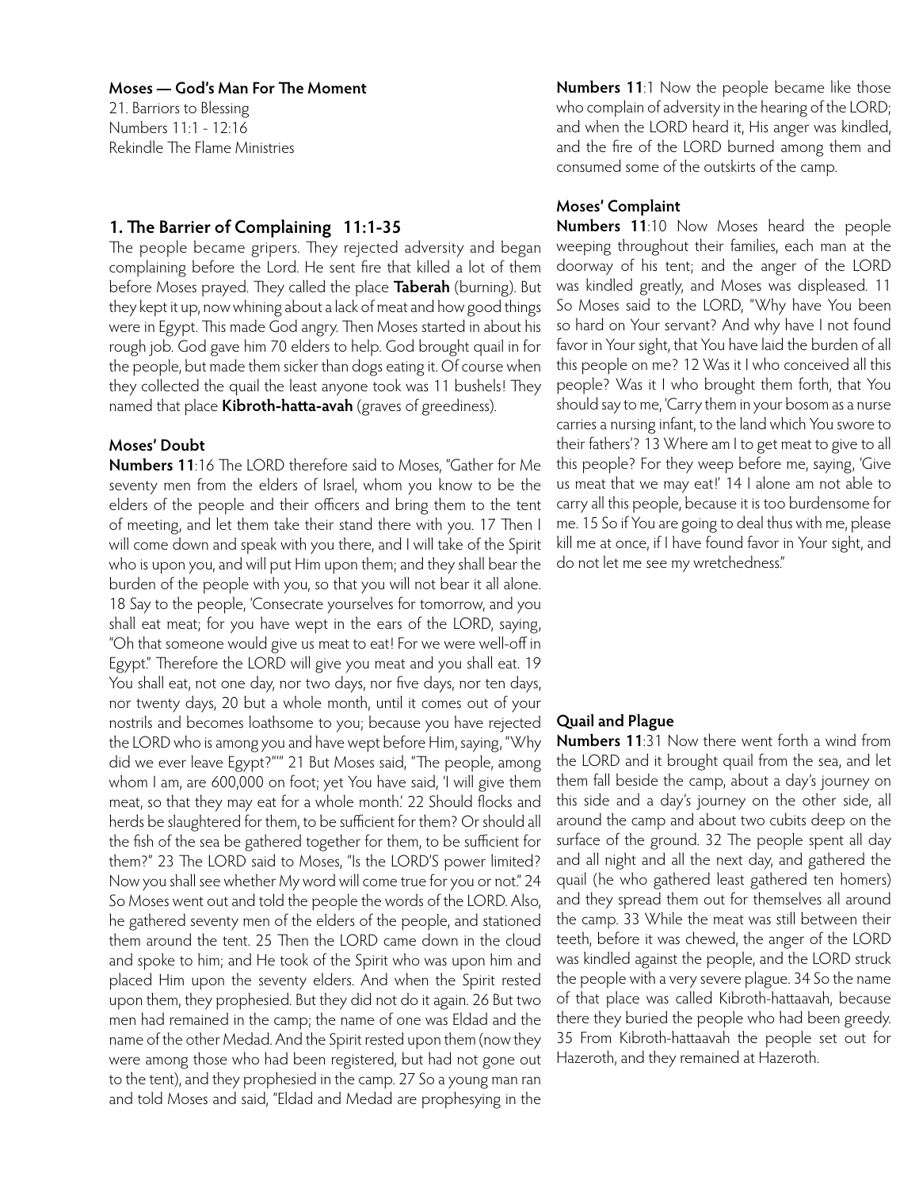**Moses — God's Man For The Moment**
21. Barriors to Blessing
Numbers 11:1 - 12:16
Rekindle The Flame Ministries

## 1. The Barrier of Complaining 11:1-35

The people became gripers. They rejected adversity and began complaining before the Lord. He sent fire that killed a lot of them before Moses prayed. They called the place **Taberah** (burning). But they kept it up, now whining about a lack of meat and how good things were in Egypt. This made God angry. Then Moses started in about his rough job. God gave him 70 elders to help. God brought quail in for the people, but made them sicker than dogs eating it. Of course when they collected the quail the least anyone took was 11 bushels! They named that place **Kibroth-hatta-avah** (graves of greediness).

### Moses' Doubt

**Numbers 11**:16 The LORD therefore said to Moses, "Gather for Me seventy men from the elders of Israel, whom you know to be the elders of the people and their officers and bring them to the tent of meeting, and let them take their stand there with you. 17 Then I will come down and speak with you there, and I will take of the Spirit who is upon you, and will put Him upon them; and they shall bear the burden of the people with you, so that you will not bear it all alone. 18 Say to the people, 'Consecrate yourselves for tomorrow, and you shall eat meat; for you have wept in the ears of the LORD, saying, "Oh that someone would give us meat to eat! For we were well-off in Egypt." Therefore the LORD will give you meat and you shall eat. 19 You shall eat, not one day, nor two days, nor five days, nor ten days, nor twenty days, 20 but a whole month, until it comes out of your nostrils and becomes loathsome to you; because you have rejected the LORD who is among you and have wept before Him, saying, "Why did we ever leave Egypt?"'" 21 But Moses said, "The people, among whom I am, are 600,000 on foot; yet You have said, 'I will give them meat, so that they may eat for a whole month.' 22 Should flocks and herds be slaughtered for them, to be sufficient for them? Or should all the fish of the sea be gathered together for them, to be sufficient for them?" 23 The LORD said to Moses, "Is the LORD'S power limited? Now you shall see whether My word will come true for you or not." 24 So Moses went out and told the people the words of the LORD. Also, he gathered seventy men of the elders of the people, and stationed them around the tent. 25 Then the LORD came down in the cloud and spoke to him; and He took of the Spirit who was upon him and placed Him upon the seventy elders. And when the Spirit rested upon them, they prophesied. But they did not do it again. 26 But two men had remained in the camp; the name of one was Eldad and the name of the other Medad. And the Spirit rested upon them (now they were among those who had been registered, but had not gone out to the tent), and they prophesied in the camp. 27 So a young man ran and told Moses and said, "Eldad and Medad are prophesying in the

**Numbers 11**:1 Now the people became like those who complain of adversity in the hearing of the LORD; and when the LORD heard it, His anger was kindled, and the fire of the LORD burned among them and consumed some of the outskirts of the camp.

### Moses' Complaint

**Numbers 11**:10 Now Moses heard the people weeping throughout their families, each man at the doorway of his tent; and the anger of the LORD was kindled greatly, and Moses was displeased. 11 So Moses said to the LORD, "Why have You been so hard on Your servant? And why have I not found favor in Your sight, that You have laid the burden of all this people on me? 12 Was it I who conceived all this people? Was it I who brought them forth, that You should say to me, 'Carry them in your bosom as a nurse carries a nursing infant, to the land which You swore to their fathers'? 13 Where am I to get meat to give to all this people? For they weep before me, saying, 'Give us meat that we may eat!' 14 I alone am not able to carry all this people, because it is too burdensome for me. 15 So if You are going to deal thus with me, please kill me at once, if I have found favor in Your sight, and do not let me see my wretchedness."

### Quail and Plague

**Numbers 11**:31 Now there went forth a wind from the LORD and it brought quail from the sea, and let them fall beside the camp, about a day's journey on this side and a day's journey on the other side, all around the camp and about two cubits deep on the surface of the ground. 32 The people spent all day and all night and all the next day, and gathered the quail (he who gathered least gathered ten homers) and they spread them out for themselves all around the camp. 33 While the meat was still between their teeth, before it was chewed, the anger of the LORD was kindled against the people, and the LORD struck the people with a very severe plague. 34 So the name of that place was called Kibroth-hattaavah, because there they buried the people who had been greedy. 35 From Kibroth-hattaavah the people set out for Hazeroth, and they remained at Hazeroth.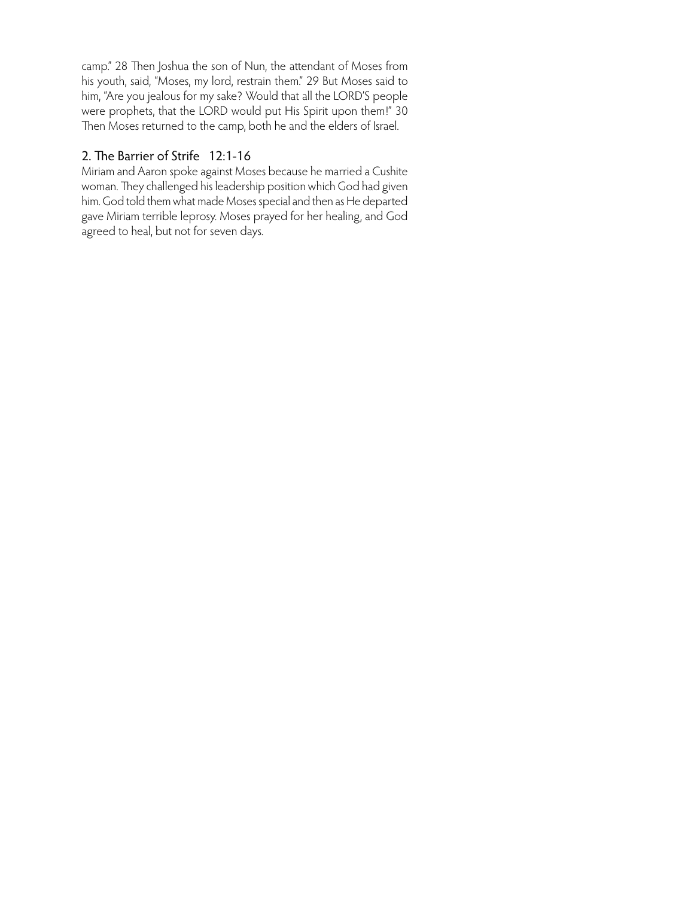camp." 28 Then Joshua the son of Nun, the attendant of Moses from his youth, said, "Moses, my lord, restrain them." 29 But Moses said to him, "Are you jealous for my sake? Would that all the LORD'S people were prophets, that the LORD would put His Spirit upon them!" 30 Then Moses returned to the camp, both he and the elders of Israel.

### 2. The Barrier of Strife 12:1-16

Miriam and Aaron spoke against Moses because he married a Cushite woman. They challenged his leadership position which God had given him. God told them what made Moses special and then as He departed gave Miriam terrible leprosy. Moses prayed for her healing, and God agreed to heal, but not for seven days.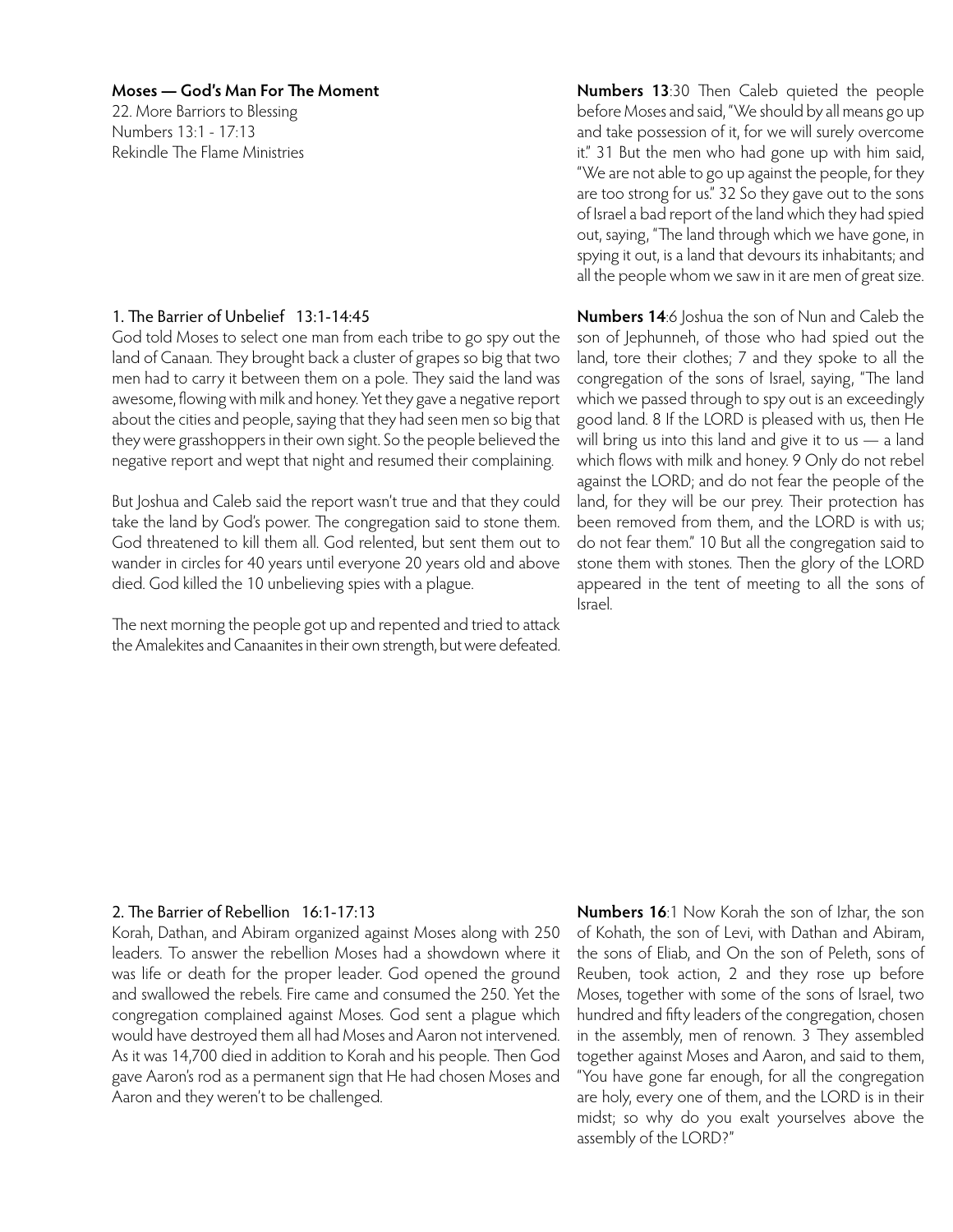**Moses — God's Man For The Moment**
22. More Barriors to Blessing
Numbers 13:1 - 17:13
Rekindle The Flame Ministries

**Numbers 13**:30 Then Caleb quieted the people before Moses and said, "We should by all means go up and take possession of it, for we will surely overcome it." 31 But the men who had gone up with him said, "We are not able to go up against the people, for they are too strong for us." 32 So they gave out to the sons of Israel a bad report of the land which they had spied out, saying, "The land through which we have gone, in spying it out, is a land that devours its inhabitants; and all the people whom we saw in it are men of great size.

## 1. The Barrier of Unbelief 13:1-14:45

God told Moses to select one man from each tribe to go spy out the land of Canaan. They brought back a cluster of grapes so big that two men had to carry it between them on a pole. They said the land was awesome, flowing with milk and honey. Yet they gave a negative report about the cities and people, saying that they had seen men so big that they were grasshoppers in their own sight. So the people believed the negative report and wept that night and resumed their complaining.

But Joshua and Caleb said the report wasn't true and that they could take the land by God's power. The congregation said to stone them. God threatened to kill them all. God relented, but sent them out to wander in circles for 40 years until everyone 20 years old and above died. God killed the 10 unbelieving spies with a plague.

The next morning the people got up and repented and tried to attack the Amalekites and Canaanites in their own strength, but were defeated.

**Numbers 14**:6 Joshua the son of Nun and Caleb the son of Jephunneh, of those who had spied out the land, tore their clothes; 7 and they spoke to all the congregation of the sons of Israel, saying, "The land which we passed through to spy out is an exceedingly good land. 8 If the LORD is pleased with us, then He will bring us into this land and give it to us — a land which flows with milk and honey. 9 Only do not rebel against the LORD; and do not fear the people of the land, for they will be our prey. Their protection has been removed from them, and the LORD is with us; do not fear them." 10 But all the congregation said to stone them with stones. Then the glory of the LORD appeared in the tent of meeting to all the sons of Israel.

## 2. The Barrier of Rebellion 16:1-17:13

Korah, Dathan, and Abiram organized against Moses along with 250 leaders. To answer the rebellion Moses had a showdown where it was life or death for the proper leader. God opened the ground and swallowed the rebels. Fire came and consumed the 250. Yet the congregation complained against Moses. God sent a plague which would have destroyed them all had Moses and Aaron not intervened. As it was 14,700 died in addition to Korah and his people. Then God gave Aaron's rod as a permanent sign that He had chosen Moses and Aaron and they weren't to be challenged.

**Numbers 16**:1 Now Korah the son of Izhar, the son of Kohath, the son of Levi, with Dathan and Abiram, the sons of Eliab, and On the son of Peleth, sons of Reuben, took action, 2 and they rose up before Moses, together with some of the sons of Israel, two hundred and fifty leaders of the congregation, chosen in the assembly, men of renown. 3 They assembled together against Moses and Aaron, and said to them, "You have gone far enough, for all the congregation are holy, every one of them, and the LORD is in their midst; so why do you exalt yourselves above the assembly of the LORD?"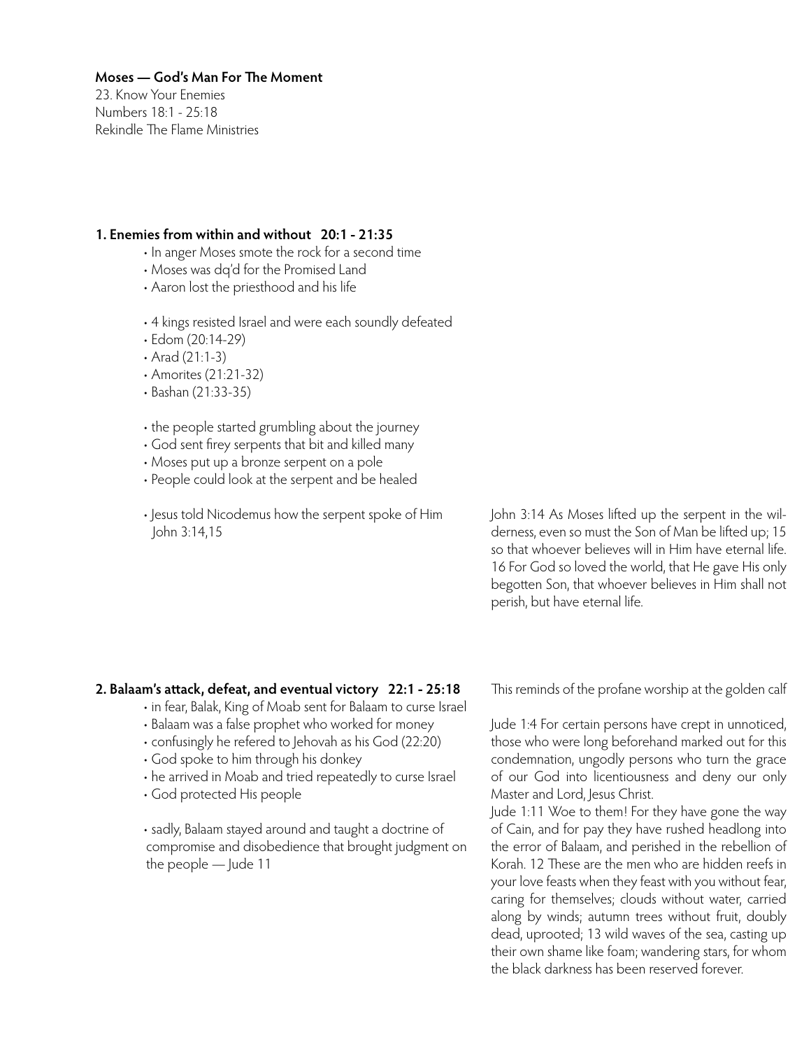**Moses — God's Man For The Moment**

23. Know Your Enemies

Numbers 18:1 - 25:18

Rekindle The Flame Ministries

## 1. Enemies from within and without 20:1 - 21:35

- In anger Moses smote the rock for a second time
- Moses was dq'd for the Promised Land
- Aaron lost the priesthood and his life

- 4 kings resisted Israel and were each soundly defeated
- Edom (20:14-29)
- Arad (21:1-3)
- Amorites (21:21-32)
- Bashan (21:33-35)

- the people started grumbling about the journey
- God sent firey serpents that bit and killed many
- Moses put up a bronze serpent on a pole
- People could look at the serpent and be healed

- Jesus told Nicodemus how the serpent spoke of Him John 3:14,15

John 3:14 As Moses lifted up the serpent in the wilderness, even so must the Son of Man be lifted up; 15 so that whoever believes will in Him have eternal life. 16 For God so loved the world, that He gave His only begotten Son, that whoever believes in Him shall not perish, but have eternal life.

## 2. Balaam's attack, defeat, and eventual victory 22:1 - 25:18

- in fear, Balak, King of Moab sent for Balaam to curse Israel
- Balaam was a false prophet who worked for money
- confusingly he refered to Jehovah as his God (22:20)
- God spoke to him through his donkey
- he arrived in Moab and tried repeatedly to curse Israel
- God protected His people

- sadly, Balaam stayed around and taught a doctrine of compromise and disobedience that brought judgment on the people — Jude 11

This reminds of the profane worship at the golden calf

Jude 1:4 For certain persons have crept in unnoticed, those who were long beforehand marked out for this condemnation, ungodly persons who turn the grace of our God into licentiousness and deny our only Master and Lord, Jesus Christ.

Jude 1:11 Woe to them! For they have gone the way of Cain, and for pay they have rushed headlong into the error of Balaam, and perished in the rebellion of Korah. 12 These are the men who are hidden reefs in your love feasts when they feast with you without fear, caring for themselves; clouds without water, carried along by winds; autumn trees without fruit, doubly dead, uprooted; 13 wild waves of the sea, casting up their own shame like foam; wandering stars, for whom the black darkness has been reserved forever.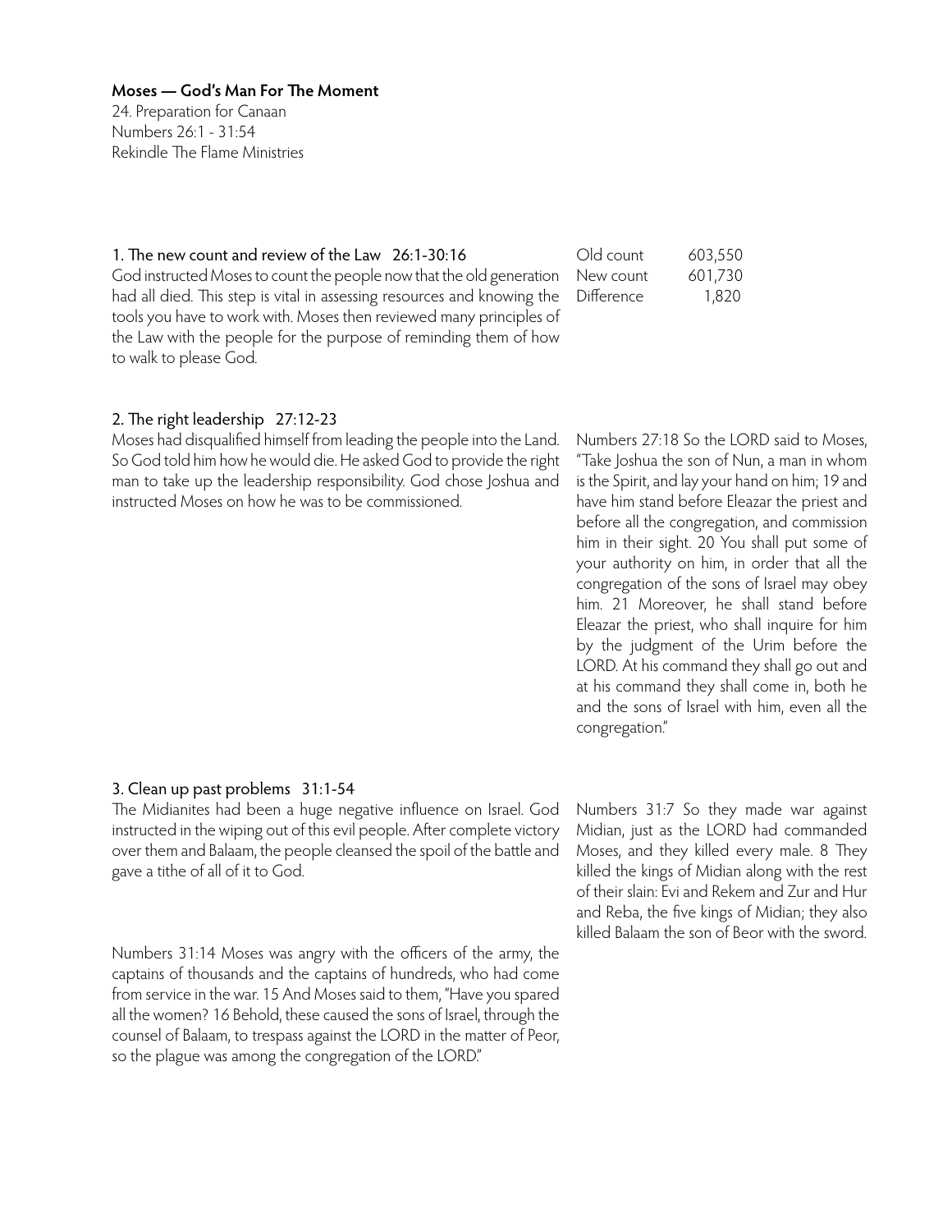**Moses — God's Man For The Moment**

24. Preparation for Canaan
Numbers 26:1 - 31:54
Rekindle The Flame Ministries

## 1. The new count and review of the Law 26:1-30:16

God instructed Moses to count the people now that the old generation had all died. This step is vital in assessing resources and knowing the tools you have to work with. Moses then reviewed many principles of the Law with the people for the purpose of reminding them of how to walk to please God.

| | |
|---|---|
| Old count | 603,550 |
| New count | 601,730 |
| Difference | 1,820 |

## 2. The right leadership 27:12-23

Moses had disqualified himself from leading the people into the Land. So God told him how he would die. He asked God to provide the right man to take up the leadership responsibility. God chose Joshua and instructed Moses on how he was to be commissioned.

Numbers 27:18 So the LORD said to Moses, "Take Joshua the son of Nun, a man in whom is the Spirit, and lay your hand on him; 19 and have him stand before Eleazar the priest and before all the congregation, and commission him in their sight. 20 You shall put some of your authority on him, in order that all the congregation of the sons of Israel may obey him. 21 Moreover, he shall stand before Eleazar the priest, who shall inquire for him by the judgment of the Urim before the LORD. At his command they shall go out and at his command they shall come in, both he and the sons of Israel with him, even all the congregation."

## 3. Clean up past problems 31:1-54

The Midianites had been a huge negative influence on Israel. God instructed in the wiping out of this evil people. After complete victory over them and Balaam, the people cleansed the spoil of the battle and gave a tithe of all of it to God.

Numbers 31:7 So they made war against Midian, just as the LORD had commanded Moses, and they killed every male. 8 They killed the kings of Midian along with the rest of their slain: Evi and Rekem and Zur and Hur and Reba, the five kings of Midian; they also killed Balaam the son of Beor with the sword.

Numbers 31:14 Moses was angry with the officers of the army, the captains of thousands and the captains of hundreds, who had come from service in the war. 15 And Moses said to them, "Have you spared all the women? 16 Behold, these caused the sons of Israel, through the counsel of Balaam, to trespass against the LORD in the matter of Peor, so the plague was among the congregation of the LORD."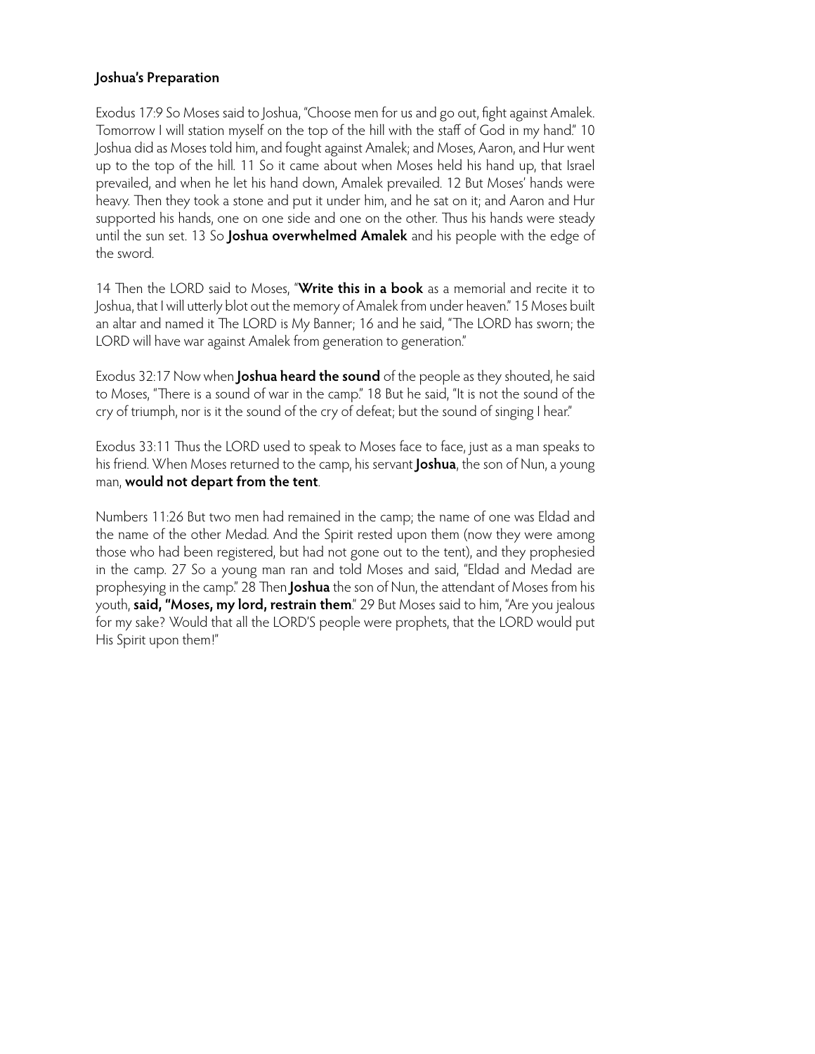**Joshua's Preparation**

Exodus 17:9 So Moses said to Joshua, "Choose men for us and go out, fight against Amalek. Tomorrow I will station myself on the top of the hill with the staff of God in my hand." 10 Joshua did as Moses told him, and fought against Amalek; and Moses, Aaron, and Hur went up to the top of the hill. 11 So it came about when Moses held his hand up, that Israel prevailed, and when he let his hand down, Amalek prevailed. 12 But Moses' hands were heavy. Then they took a stone and put it under him, and he sat on it; and Aaron and Hur supported his hands, one on one side and one on the other. Thus his hands were steady until the sun set. 13 So **Joshua overwhelmed Amalek** and his people with the edge of the sword.

14 Then the LORD said to Moses, "**Write this in a book** as a memorial and recite it to Joshua, that I will utterly blot out the memory of Amalek from under heaven." 15 Moses built an altar and named it The LORD is My Banner; 16 and he said, "The LORD has sworn; the LORD will have war against Amalek from generation to generation."

Exodus 32:17 Now when **Joshua heard the sound** of the people as they shouted, he said to Moses, "There is a sound of war in the camp." 18 But he said, "It is not the sound of the cry of triumph, nor is it the sound of the cry of defeat; but the sound of singing I hear."

Exodus 33:11 Thus the LORD used to speak to Moses face to face, just as a man speaks to his friend. When Moses returned to the camp, his servant **Joshua**, the son of Nun, a young man, **would not depart from the tent**.

Numbers 11:26 But two men had remained in the camp; the name of one was Eldad and the name of the other Medad. And the Spirit rested upon them (now they were among those who had been registered, but had not gone out to the tent), and they prophesied in the camp. 27 So a young man ran and told Moses and said, "Eldad and Medad are prophesying in the camp." 28 Then **Joshua** the son of Nun, the attendant of Moses from his youth, **said, "Moses, my lord, restrain them**." 29 But Moses said to him, "Are you jealous for my sake? Would that all the LORD'S people were prophets, that the LORD would put His Spirit upon them!"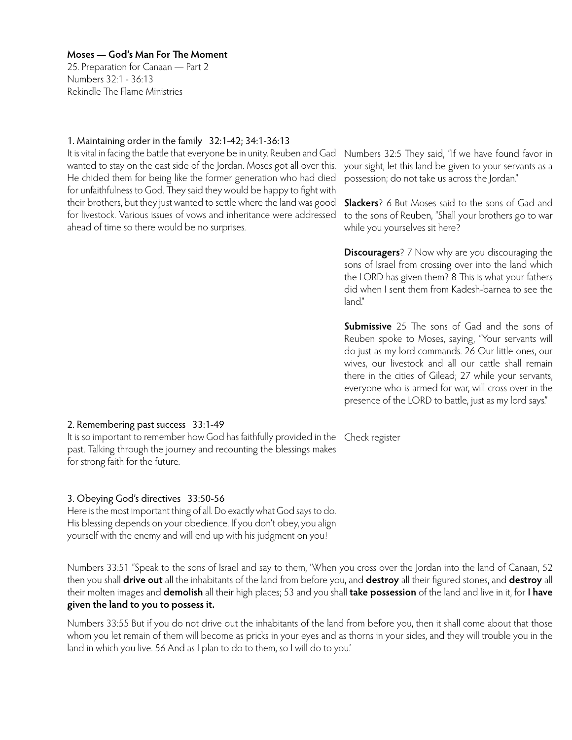**Moses — God's Man For The Moment**

25. Preparation for Canaan — Part 2

Numbers 32:1 - 36:13

Rekindle The Flame Ministries

## 1. Maintaining order in the family 32:1-42; 34:1-36:13

It is vital in facing the battle that everyone be in unity. Reuben and Gad wanted to stay on the east side of the Jordan. Moses got all over this. He chided them for being like the former generation who had died for unfaithfulness to God. They said they would be happy to fight with their brothers, but they just wanted to settle where the land was good for livestock. Various issues of vows and inheritance were addressed ahead of time so there would be no surprises.

Numbers 32:5 They said, "If we have found favor in your sight, let this land be given to your servants as a possession; do not take us across the Jordan."

**Slackers**? 6 But Moses said to the sons of Gad and to the sons of Reuben, "Shall your brothers go to war while you yourselves sit here?

**Discouragers**? 7 Now why are you discouraging the sons of Israel from crossing over into the land which the LORD has given them? 8 This is what your fathers did when I sent them from Kadesh-barnea to see the land."

**Submissive** 25 The sons of Gad and the sons of Reuben spoke to Moses, saying, "Your servants will do just as my lord commands. 26 Our little ones, our wives, our livestock and all our cattle shall remain there in the cities of Gilead; 27 while your servants, everyone who is armed for war, will cross over in the presence of the LORD to battle, just as my lord says."

## 2. Remembering past success 33:1-49

It is so important to remember how God has faithfully provided in the past. Talking through the journey and recounting the blessings makes for strong faith for the future.

Check register

## 3. Obeying God's directives 33:50-56

Here is the most important thing of all. Do exactly what God says to do. His blessing depends on your obedience. If you don't obey, you align yourself with the enemy and will end up with his judgment on you!

Numbers 33:51 "Speak to the sons of Israel and say to them, 'When you cross over the Jordan into the land of Canaan, 52 then you shall **drive out** all the inhabitants of the land from before you, and **destroy** all their figured stones, and **destroy** all their molten images and **demolish** all their high places; 53 and you shall **take possession** of the land and live in it, for **I have given the land to you to possess it.**

Numbers 33:55 But if you do not drive out the inhabitants of the land from before you, then it shall come about that those whom you let remain of them will become as pricks in your eyes and as thorns in your sides, and they will trouble you in the land in which you live. 56 And as I plan to do to them, so I will do to you.'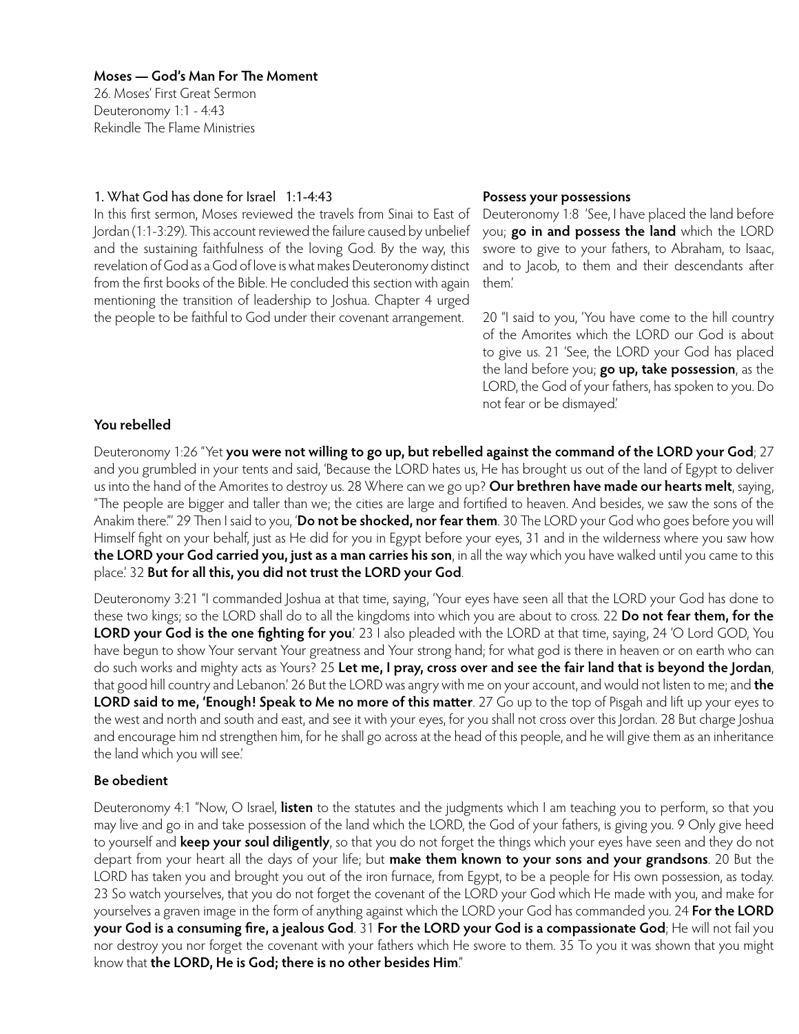**Moses — God's Man For The Moment**
26. Moses' First Great Sermon
Deuteronomy 1:1 - 4:43
Rekindle The Flame Ministries

1. What God has done for Israel   1:1-4:43

In this first sermon, Moses reviewed the travels from Sinai to East of Jordan (1:1-3:29). This account reviewed the failure caused by unbelief and the sustaining faithfulness of the loving God. By the way, this revelation of God as a God of love is what makes Deuteronomy distinct from the first books of the Bible. He concluded this section with again mentioning the transition of leadership to Joshua. Chapter 4 urged the people to be faithful to God under their covenant arrangement.

**Possess your possessions**

Deuteronomy 1:8  'See, I have placed the land before you; **go in and possess the land** which the LORD swore to give to your fathers, to Abraham, to Isaac, and to Jacob, to them and their descendants after them.'

20 "I said to you, 'You have come to the hill country of the Amorites which the LORD our God is about to give us. 21 'See, the LORD your God has placed the land before you; **go up, take possession**, as the LORD, the God of your fathers, has spoken to you. Do not fear or be dismayed.'

**You rebelled**

Deuteronomy 1:26 "Yet **you were not willing to go up, but rebelled against the command of the LORD your God**; 27 and you grumbled in your tents and said, 'Because the LORD hates us, He has brought us out of the land of Egypt to deliver us into the hand of the Amorites to destroy us. 28 Where can we go up? **Our brethren have made our hearts melt**, saying, "The people are bigger and taller than we; the cities are large and fortified to heaven. And besides, we saw the sons of the Anakim there."' 29 Then I said to you, '**Do not be shocked, nor fear them**. 30 The LORD your God who goes before you will Himself fight on your behalf, just as He did for you in Egypt before your eyes, 31 and in the wilderness where you saw how **the LORD your God carried you, just as a man carries his son**, in all the way which you have walked until you came to this place.' 32 **But for all this, you did not trust the LORD your God**.

Deuteronomy 3:21 "I commanded Joshua at that time, saying, 'Your eyes have seen all that the LORD your God has done to these two kings; so the LORD shall do to all the kingdoms into which you are about to cross. 22 **Do not fear them, for the LORD your God is the one fighting for you**.' 23 I also pleaded with the LORD at that time, saying, 24 'O Lord GOD, You have begun to show Your servant Your greatness and Your strong hand; for what god is there in heaven or on earth who can do such works and mighty acts as Yours? 25 **Let me, I pray, cross over and see the fair land that is beyond the Jordan**, that good hill country and Lebanon.' 26 But the LORD was angry with me on your account, and would not listen to me; and **the LORD said to me, 'Enough! Speak to Me no more of this matter**. 27 Go up to the top of Pisgah and lift up your eyes to the west and north and south and east, and see it with your eyes, for you shall not cross over this Jordan. 28 But charge Joshua and encourage him nd strengthen him, for he shall go across at the head of this people, and he will give them as an inheritance the land which you will see.'

**Be obedient**

Deuteronomy 4:1 "Now, O Israel, **listen** to the statutes and the judgments which I am teaching you to perform, so that you may live and go in and take possession of the land which the LORD, the God of your fathers, is giving you. 9 Only give heed to yourself and **keep your soul diligently**, so that you do not forget the things which your eyes have seen and they do not depart from your heart all the days of your life; but **make them known to your sons and your grandsons**. 20 But the LORD has taken you and brought you out of the iron furnace, from Egypt, to be a people for His own possession, as today. 23 So watch yourselves, that you do not forget the covenant of the LORD your God which He made with you, and make for yourselves a graven image in the form of anything against which the LORD your God has commanded you. 24 **For the LORD your God is a consuming fire, a jealous God**. 31 **For the LORD your God is a compassionate God**; He will not fail you nor destroy you nor forget the covenant with your fathers which He swore to them. 35 To you it was shown that you might know that **the LORD, He is God; there is no other besides Him**."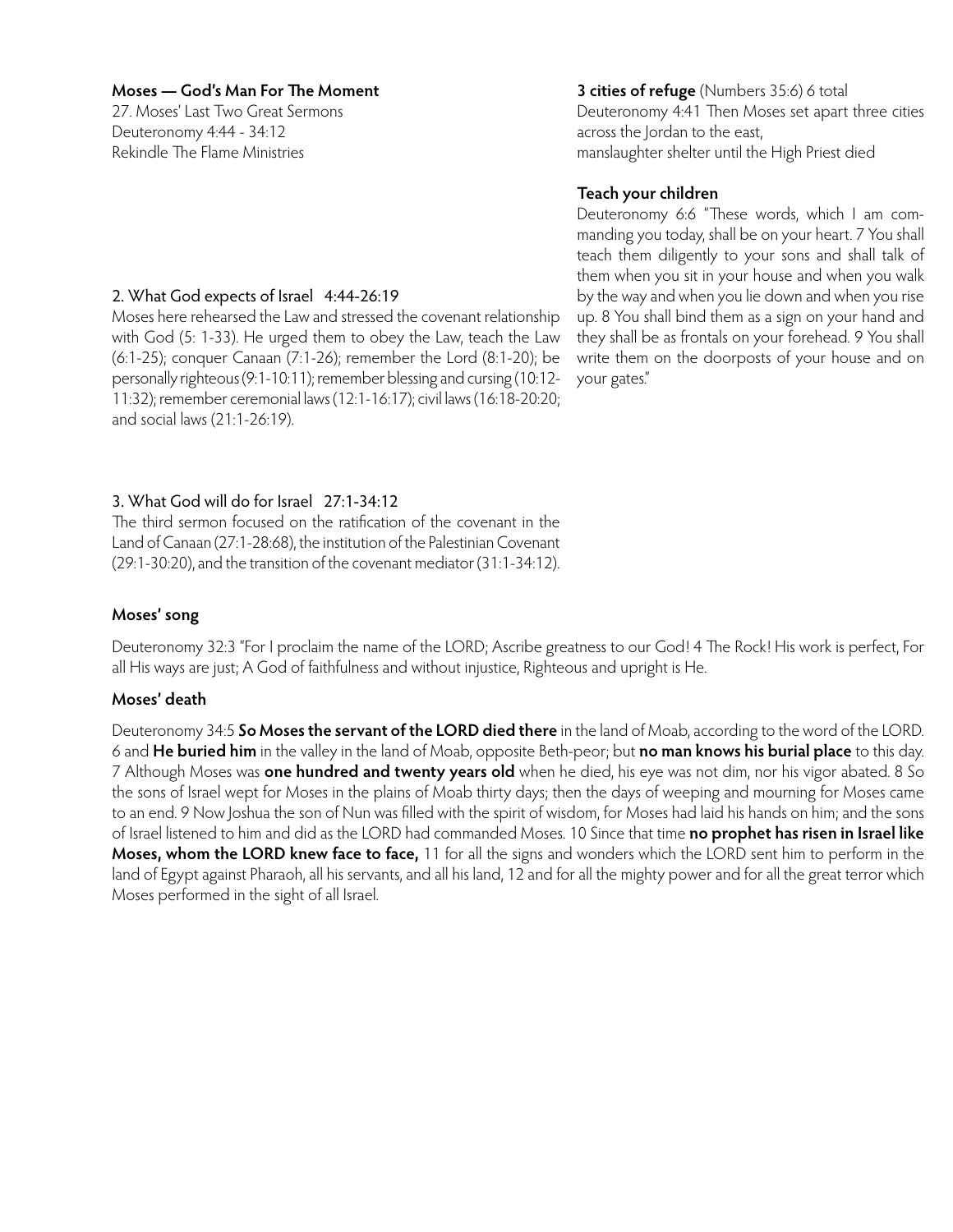**Moses — God's Man For The Moment**
27. Moses' Last Two Great Sermons
Deuteronomy 4:44 - 34:12
Rekindle The Flame Ministries

2. What God expects of Israel 4:44-26:19

Moses here rehearsed the Law and stressed the covenant relationship with God (5: 1-33). He urged them to obey the Law, teach the Law (6:1-25); conquer Canaan (7:1-26); remember the Lord (8:1-20); be personally righteous (9:1-10:11); remember blessing and cursing (10:12-11:32); remember ceremonial laws (12:1-16:17); civil laws (16:18-20:20; and social laws (21:1-26:19).

3. What God will do for Israel 27:1-34:12

The third sermon focused on the ratification of the covenant in the Land of Canaan (27:1-28:68), the institution of the Palestinian Covenant (29:1-30:20), and the transition of the covenant mediator (31:1-34:12).

**3 cities of refuge** (Numbers 35:6) 6 total
Deuteronomy 4:41 Then Moses set apart three cities across the Jordan to the east,
manslaughter shelter until the High Priest died

**Teach your children**

Deuteronomy 6:6 "These words, which I am commanding you today, shall be on your heart. 7 You shall teach them diligently to your sons and shall talk of them when you sit in your house and when you walk by the way and when you lie down and when you rise up. 8 You shall bind them as a sign on your hand and they shall be as frontals on your forehead. 9 You shall write them on the doorposts of your house and on your gates."

**Moses' song**

Deuteronomy 32:3 "For I proclaim the name of the LORD; Ascribe greatness to our God! 4 The Rock! His work is perfect, For all His ways are just; A God of faithfulness and without injustice, Righteous and upright is He.

**Moses' death**

Deuteronomy 34:5 **So Moses the servant of the LORD died there** in the land of Moab, according to the word of the LORD. 6 and **He buried him** in the valley in the land of Moab, opposite Beth-peor; but **no man knows his burial place** to this day. 7 Although Moses was **one hundred and twenty years old** when he died, his eye was not dim, nor his vigor abated. 8 So the sons of Israel wept for Moses in the plains of Moab thirty days; then the days of weeping and mourning for Moses came to an end. 9 Now Joshua the son of Nun was filled with the spirit of wisdom, for Moses had laid his hands on him; and the sons of Israel listened to him and did as the LORD had commanded Moses. 10 Since that time **no prophet has risen in Israel like Moses, whom the LORD knew face to face,** 11 for all the signs and wonders which the LORD sent him to perform in the land of Egypt against Pharaoh, all his servants, and all his land, 12 and for all the mighty power and for all the great terror which Moses performed in the sight of all Israel.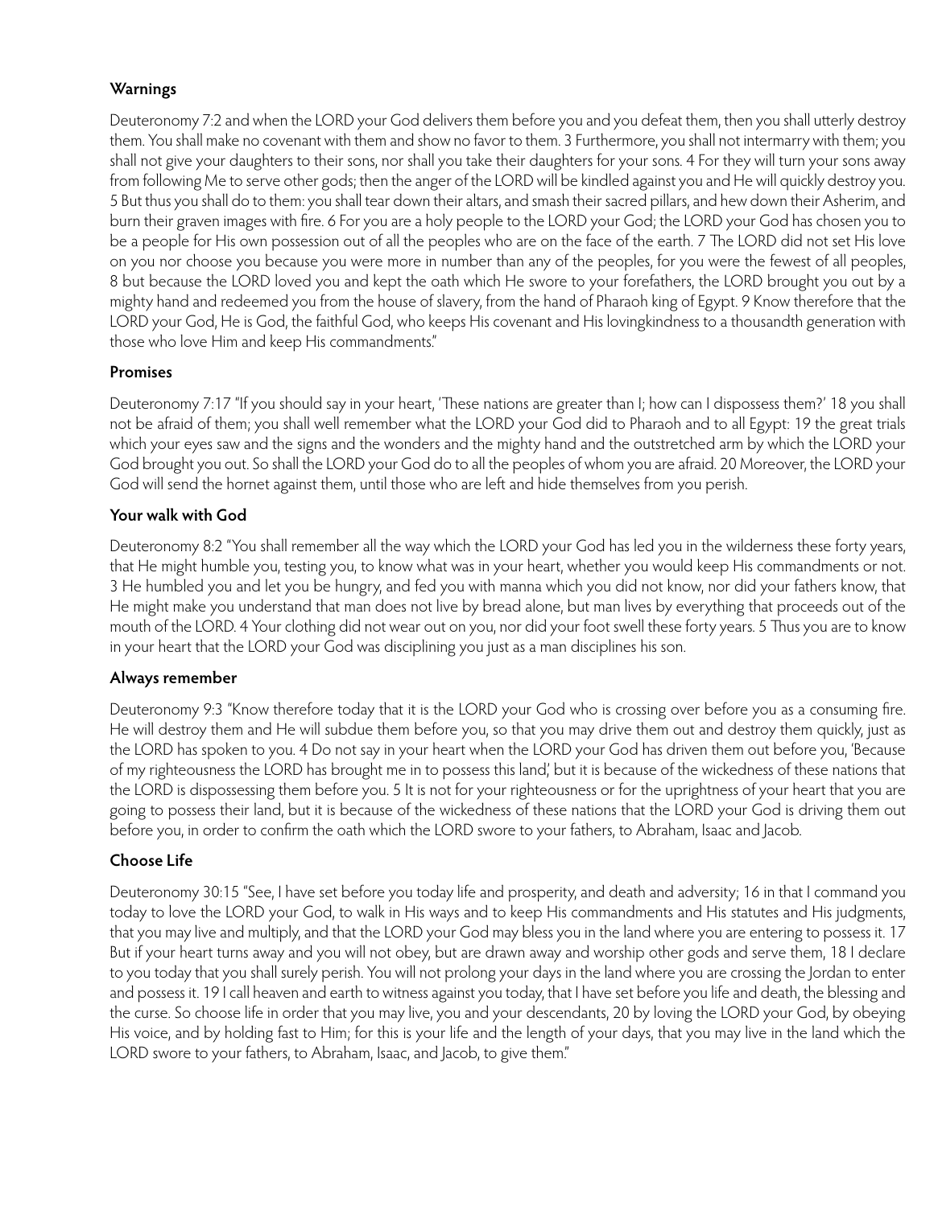**Warnings**

Deuteronomy 7:2 and when the LORD your God delivers them before you and you defeat them, then you shall utterly destroy them. You shall make no covenant with them and show no favor to them. 3 Furthermore, you shall not intermarry with them; you shall not give your daughters to their sons, nor shall you take their daughters for your sons. 4 For they will turn your sons away from following Me to serve other gods; then the anger of the LORD will be kindled against you and He will quickly destroy you. 5 But thus you shall do to them: you shall tear down their altars, and smash their sacred pillars, and hew down their Asherim, and burn their graven images with fire. 6 For you are a holy people to the LORD your God; the LORD your God has chosen you to be a people for His own possession out of all the peoples who are on the face of the earth. 7 The LORD did not set His love on you nor choose you because you were more in number than any of the peoples, for you were the fewest of all peoples, 8 but because the LORD loved you and kept the oath which He swore to your forefathers, the LORD brought you out by a mighty hand and redeemed you from the house of slavery, from the hand of Pharaoh king of Egypt. 9 Know therefore that the LORD your God, He is God, the faithful God, who keeps His covenant and His lovingkindness to a thousandth generation with those who love Him and keep His commandments."

**Promises**

Deuteronomy 7:17 "If you should say in your heart, 'These nations are greater than I; how can I dispossess them?' 18 you shall not be afraid of them; you shall well remember what the LORD your God did to Pharaoh and to all Egypt: 19 the great trials which your eyes saw and the signs and the wonders and the mighty hand and the outstretched arm by which the LORD your God brought you out. So shall the LORD your God do to all the peoples of whom you are afraid. 20 Moreover, the LORD your God will send the hornet against them, until those who are left and hide themselves from you perish.

**Your walk with God**

Deuteronomy 8:2 "You shall remember all the way which the LORD your God has led you in the wilderness these forty years, that He might humble you, testing you, to know what was in your heart, whether you would keep His commandments or not. 3 He humbled you and let you be hungry, and fed you with manna which you did not know, nor did your fathers know, that He might make you understand that man does not live by bread alone, but man lives by everything that proceeds out of the mouth of the LORD. 4 Your clothing did not wear out on you, nor did your foot swell these forty years. 5 Thus you are to know in your heart that the LORD your God was disciplining you just as a man disciplines his son.

**Always remember**

Deuteronomy 9:3 "Know therefore today that it is the LORD your God who is crossing over before you as a consuming fire. He will destroy them and He will subdue them before you, so that you may drive them out and destroy them quickly, just as the LORD has spoken to you. 4 Do not say in your heart when the LORD your God has driven them out before you, 'Because of my righteousness the LORD has brought me in to possess this land,' but it is because of the wickedness of these nations that the LORD is dispossessing them before you. 5 It is not for your righteousness or for the uprightness of your heart that you are going to possess their land, but it is because of the wickedness of these nations that the LORD your God is driving them out before you, in order to confirm the oath which the LORD swore to your fathers, to Abraham, Isaac and Jacob.

**Choose Life**

Deuteronomy 30:15 "See, I have set before you today life and prosperity, and death and adversity; 16 in that I command you today to love the LORD your God, to walk in His ways and to keep His commandments and His statutes and His judgments, that you may live and multiply, and that the LORD your God may bless you in the land where you are entering to possess it. 17 But if your heart turns away and you will not obey, but are drawn away and worship other gods and serve them, 18 I declare to you today that you shall surely perish. You will not prolong your days in the land where you are crossing the Jordan to enter and possess it. 19 I call heaven and earth to witness against you today, that I have set before you life and death, the blessing and the curse. So choose life in order that you may live, you and your descendants, 20 by loving the LORD your God, by obeying His voice, and by holding fast to Him; for this is your life and the length of your days, that you may live in the land which the LORD swore to your fathers, to Abraham, Isaac, and Jacob, to give them."